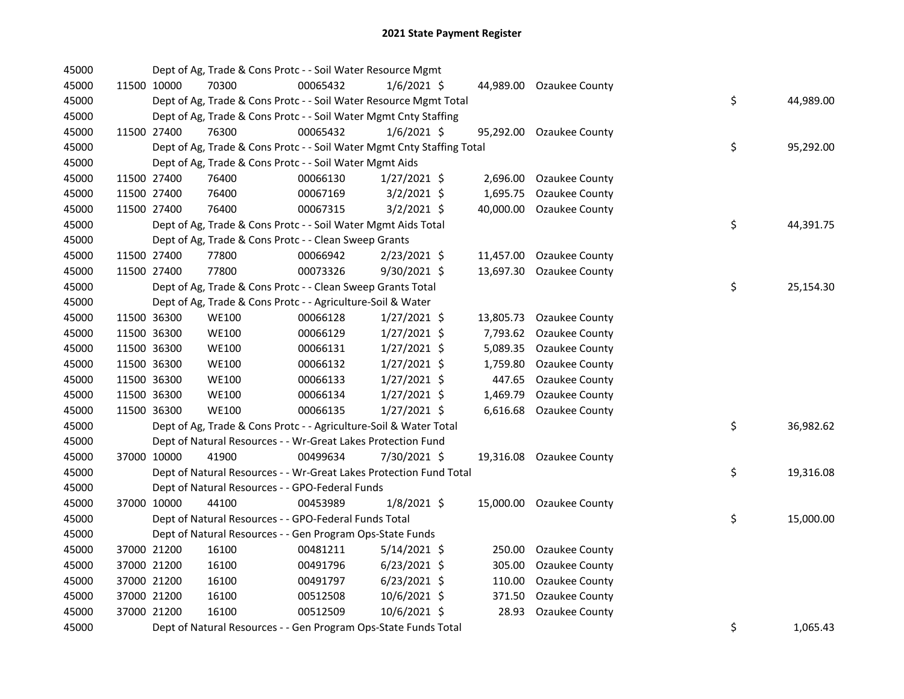# 2021 State Payment Register

| | | | | | | | | | |
|---|---|---|---|---|---|---|---|---|---|
| 45000 | | Dept of Ag, Trade & Cons Protc - - Soil Water Resource Mgmt | | | | | | | |
| 45000 | 11500 | 10000 | 70300 | 00065432 | 1/6/2021 | $ 44,989.00 | Ozaukee County | | |
| 45000 | | Dept of Ag, Trade & Cons Protc - - Soil Water Resource Mgmt Total | | | | | | $ | 44,989.00 |
| 45000 | | Dept of Ag, Trade & Cons Protc - - Soil Water Mgmt Cnty Staffing | | | | | | | |
| 45000 | 11500 | 27400 | 76300 | 00065432 | 1/6/2021 | $ 95,292.00 | Ozaukee County | | |
| 45000 | | Dept of Ag, Trade & Cons Protc - - Soil Water Mgmt Cnty Staffing Total | | | | | | $ | 95,292.00 |
| 45000 | | Dept of Ag, Trade & Cons Protc - - Soil Water Mgmt Aids | | | | | | | |
| 45000 | 11500 | 27400 | 76400 | 00066130 | 1/27/2021 | $ 2,696.00 | Ozaukee County | | |
| 45000 | 11500 | 27400 | 76400 | 00067169 | 3/2/2021 | $ 1,695.75 | Ozaukee County | | |
| 45000 | 11500 | 27400 | 76400 | 00067315 | 3/2/2021 | $ 40,000.00 | Ozaukee County | | |
| 45000 | | Dept of Ag, Trade & Cons Protc - - Soil Water Mgmt Aids Total | | | | | | $ | 44,391.75 |
| 45000 | | Dept of Ag, Trade & Cons Protc - - Clean Sweep Grants | | | | | | | |
| 45000 | 11500 | 27400 | 77800 | 00066942 | 2/23/2021 | $ 11,457.00 | Ozaukee County | | |
| 45000 | 11500 | 27400 | 77800 | 00073326 | 9/30/2021 | $ 13,697.30 | Ozaukee County | | |
| 45000 | | Dept of Ag, Trade & Cons Protc - - Clean Sweep Grants Total | | | | | | $ | 25,154.30 |
| 45000 | | Dept of Ag, Trade & Cons Protc - - Agriculture-Soil & Water | | | | | | | |
| 45000 | 11500 | 36300 | WE100 | 00066128 | 1/27/2021 | $ 13,805.73 | Ozaukee County | | |
| 45000 | 11500 | 36300 | WE100 | 00066129 | 1/27/2021 | $ 7,793.62 | Ozaukee County | | |
| 45000 | 11500 | 36300 | WE100 | 00066131 | 1/27/2021 | $ 5,089.35 | Ozaukee County | | |
| 45000 | 11500 | 36300 | WE100 | 00066132 | 1/27/2021 | $ 1,759.80 | Ozaukee County | | |
| 45000 | 11500 | 36300 | WE100 | 00066133 | 1/27/2021 | $ 447.65 | Ozaukee County | | |
| 45000 | 11500 | 36300 | WE100 | 00066134 | 1/27/2021 | $ 1,469.79 | Ozaukee County | | |
| 45000 | 11500 | 36300 | WE100 | 00066135 | 1/27/2021 | $ 6,616.68 | Ozaukee County | | |
| 45000 | | Dept of Ag, Trade & Cons Protc - - Agriculture-Soil & Water Total | | | | | | $ | 36,982.62 |
| 45000 | | Dept of Natural Resources - - Wr-Great Lakes Protection Fund | | | | | | | |
| 45000 | 37000 | 10000 | 41900 | 00499634 | 7/30/2021 | $ 19,316.08 | Ozaukee County | | |
| 45000 | | Dept of Natural Resources - - Wr-Great Lakes Protection Fund Total | | | | | | $ | 19,316.08 |
| 45000 | | Dept of Natural Resources - - GPO-Federal Funds | | | | | | | |
| 45000 | 37000 | 10000 | 44100 | 00453989 | 1/8/2021 | $ 15,000.00 | Ozaukee County | | |
| 45000 | | Dept of Natural Resources - - GPO-Federal Funds Total | | | | | | $ | 15,000.00 |
| 45000 | | Dept of Natural Resources - - Gen Program Ops-State Funds | | | | | | | |
| 45000 | 37000 | 21200 | 16100 | 00481211 | 5/14/2021 | $ 250.00 | Ozaukee County | | |
| 45000 | 37000 | 21200 | 16100 | 00491796 | 6/23/2021 | $ 305.00 | Ozaukee County | | |
| 45000 | 37000 | 21200 | 16100 | 00491797 | 6/23/2021 | $ 110.00 | Ozaukee County | | |
| 45000 | 37000 | 21200 | 16100 | 00512508 | 10/6/2021 | $ 371.50 | Ozaukee County | | |
| 45000 | 37000 | 21200 | 16100 | 00512509 | 10/6/2021 | $ 28.93 | Ozaukee County | | |
| 45000 | | Dept of Natural Resources - - Gen Program Ops-State Funds Total | | | | | | $ | 1,065.43 |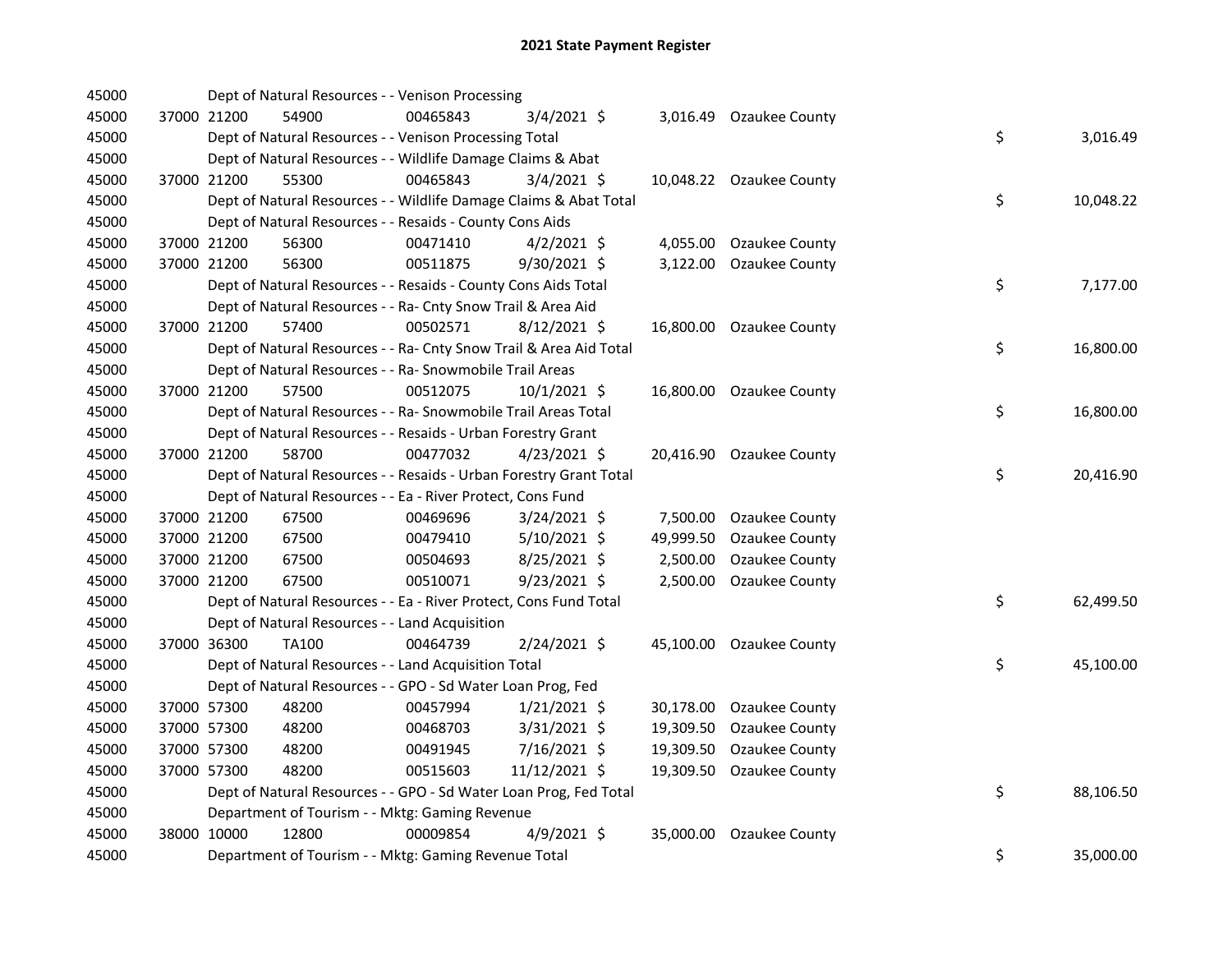## 2021 State Payment Register

| | | | | | | | | | |
|---|---|---|---|---|---|---|---|---|---|
| 45000 | | Dept of Natural Resources - - Venison Processing | | | | | | | |
| 45000 | 37000 | 21200 | 54900 | 00465843 | 3/4/2021 $ | 3,016.49 | Ozaukee County | | |
| 45000 | | Dept of Natural Resources - - Venison Processing Total | | | | | | $ | 3,016.49 |
| 45000 | | Dept of Natural Resources - - Wildlife Damage Claims & Abat | | | | | | | |
| 45000 | 37000 | 21200 | 55300 | 00465843 | 3/4/2021 $ | 10,048.22 | Ozaukee County | | |
| 45000 | | Dept of Natural Resources - - Wildlife Damage Claims & Abat Total | | | | | | $ | 10,048.22 |
| 45000 | | Dept of Natural Resources - - Resaids - County Cons Aids | | | | | | | |
| 45000 | 37000 | 21200 | 56300 | 00471410 | 4/2/2021 $ | 4,055.00 | Ozaukee County | | |
| 45000 | 37000 | 21200 | 56300 | 00511875 | 9/30/2021 $ | 3,122.00 | Ozaukee County | | |
| 45000 | | Dept of Natural Resources - - Resaids - County Cons Aids Total | | | | | | $ | 7,177.00 |
| 45000 | | Dept of Natural Resources - - Ra- Cnty Snow Trail & Area Aid | | | | | | | |
| 45000 | 37000 | 21200 | 57400 | 00502571 | 8/12/2021 $ | 16,800.00 | Ozaukee County | | |
| 45000 | | Dept of Natural Resources - - Ra- Cnty Snow Trail & Area Aid Total | | | | | | $ | 16,800.00 |
| 45000 | | Dept of Natural Resources - - Ra- Snowmobile Trail Areas | | | | | | | |
| 45000 | 37000 | 21200 | 57500 | 00512075 | 10/1/2021 $ | 16,800.00 | Ozaukee County | | |
| 45000 | | Dept of Natural Resources - - Ra- Snowmobile Trail Areas Total | | | | | | $ | 16,800.00 |
| 45000 | | Dept of Natural Resources - - Resaids - Urban Forestry Grant | | | | | | | |
| 45000 | 37000 | 21200 | 58700 | 00477032 | 4/23/2021 $ | 20,416.90 | Ozaukee County | | |
| 45000 | | Dept of Natural Resources - - Resaids - Urban Forestry Grant Total | | | | | | $ | 20,416.90 |
| 45000 | | Dept of Natural Resources - - Ea - River Protect, Cons Fund | | | | | | | |
| 45000 | 37000 | 21200 | 67500 | 00469696 | 3/24/2021 $ | 7,500.00 | Ozaukee County | | |
| 45000 | 37000 | 21200 | 67500 | 00479410 | 5/10/2021 $ | 49,999.50 | Ozaukee County | | |
| 45000 | 37000 | 21200 | 67500 | 00504693 | 8/25/2021 $ | 2,500.00 | Ozaukee County | | |
| 45000 | 37000 | 21200 | 67500 | 00510071 | 9/23/2021 $ | 2,500.00 | Ozaukee County | | |
| 45000 | | Dept of Natural Resources - - Ea - River Protect, Cons Fund Total | | | | | | $ | 62,499.50 |
| 45000 | | Dept of Natural Resources - - Land Acquisition | | | | | | | |
| 45000 | 37000 | 36300 | TA100 | 00464739 | 2/24/2021 $ | 45,100.00 | Ozaukee County | | |
| 45000 | | Dept of Natural Resources - - Land Acquisition Total | | | | | | $ | 45,100.00 |
| 45000 | | Dept of Natural Resources - - GPO - Sd Water Loan Prog, Fed | | | | | | | |
| 45000 | 37000 | 57300 | 48200 | 00457994 | 1/21/2021 $ | 30,178.00 | Ozaukee County | | |
| 45000 | 37000 | 57300 | 48200 | 00468703 | 3/31/2021 $ | 19,309.50 | Ozaukee County | | |
| 45000 | 37000 | 57300 | 48200 | 00491945 | 7/16/2021 $ | 19,309.50 | Ozaukee County | | |
| 45000 | 37000 | 57300 | 48200 | 00515603 | 11/12/2021 $ | 19,309.50 | Ozaukee County | | |
| 45000 | | Dept of Natural Resources - - GPO - Sd Water Loan Prog, Fed Total | | | | | | $ | 88,106.50 |
| 45000 | | Department of Tourism - - Mktg: Gaming Revenue | | | | | | | |
| 45000 | 38000 | 10000 | 12800 | 00009854 | 4/9/2021 $ | 35,000.00 | Ozaukee County | | |
| 45000 | | Department of Tourism - - Mktg: Gaming Revenue Total | | | | | | $ | 35,000.00 |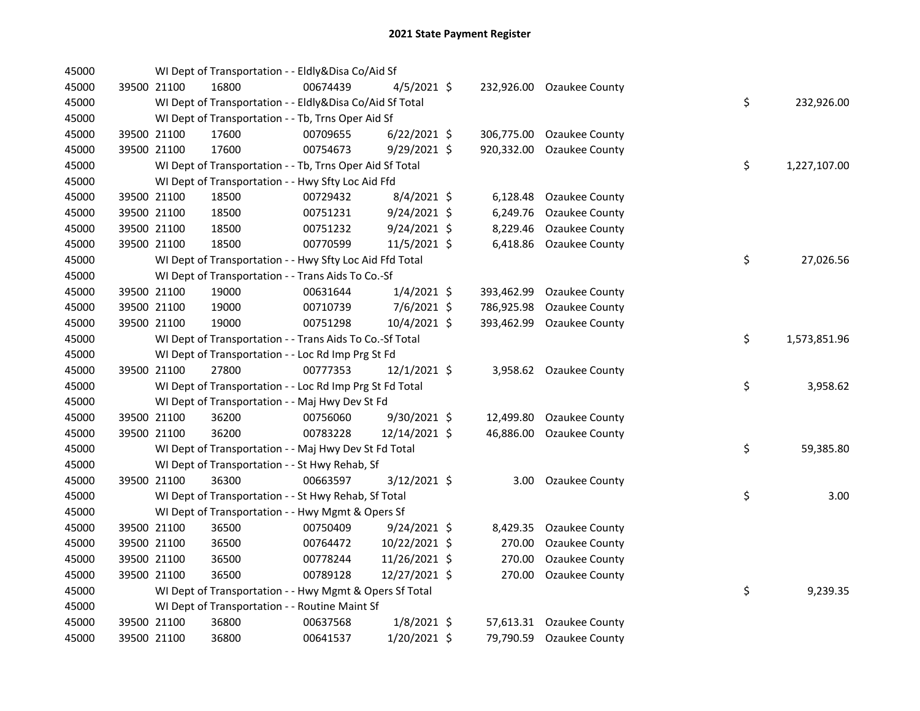## 2021 State Payment Register

| | | | | | | | | | |
|---|---|---|---|---|---|---|---|---|---|
| 45000 | | | WI Dept of Transportation - - Eldly&Disa Co/Aid Sf | | | | | | |
| 45000 | 39500 | 21100 | 16800 | 00674439 | 4/5/2021 | $ | 232,926.00 | Ozaukee County | |
| 45000 | | | WI Dept of Transportation - - Eldly&Disa Co/Aid Sf Total | | | | | | $ 232,926.00 |
| 45000 | | | WI Dept of Transportation - - Tb, Trns Oper Aid Sf | | | | | | |
| 45000 | 39500 | 21100 | 17600 | 00709655 | 6/22/2021 | $ | 306,775.00 | Ozaukee County | |
| 45000 | 39500 | 21100 | 17600 | 00754673 | 9/29/2021 | $ | 920,332.00 | Ozaukee County | |
| 45000 | | | WI Dept of Transportation - - Tb, Trns Oper Aid Sf Total | | | | | | $ 1,227,107.00 |
| 45000 | | | WI Dept of Transportation - - Hwy Sfty Loc Aid Ffd | | | | | | |
| 45000 | 39500 | 21100 | 18500 | 00729432 | 8/4/2021 | $ | 6,128.48 | Ozaukee County | |
| 45000 | 39500 | 21100 | 18500 | 00751231 | 9/24/2021 | $ | 6,249.76 | Ozaukee County | |
| 45000 | 39500 | 21100 | 18500 | 00751232 | 9/24/2021 | $ | 8,229.46 | Ozaukee County | |
| 45000 | 39500 | 21100 | 18500 | 00770599 | 11/5/2021 | $ | 6,418.86 | Ozaukee County | |
| 45000 | | | WI Dept of Transportation - - Hwy Sfty Loc Aid Ffd Total | | | | | | $ 27,026.56 |
| 45000 | | | WI Dept of Transportation - - Trans Aids To Co.-Sf | | | | | | |
| 45000 | 39500 | 21100 | 19000 | 00631644 | 1/4/2021 | $ | 393,462.99 | Ozaukee County | |
| 45000 | 39500 | 21100 | 19000 | 00710739 | 7/6/2021 | $ | 786,925.98 | Ozaukee County | |
| 45000 | 39500 | 21100 | 19000 | 00751298 | 10/4/2021 | $ | 393,462.99 | Ozaukee County | |
| 45000 | | | WI Dept of Transportation - - Trans Aids To Co.-Sf Total | | | | | | $ 1,573,851.96 |
| 45000 | | | WI Dept of Transportation - - Loc Rd Imp Prg St Fd | | | | | | |
| 45000 | 39500 | 21100 | 27800 | 00777353 | 12/1/2021 | $ | 3,958.62 | Ozaukee County | |
| 45000 | | | WI Dept of Transportation - - Loc Rd Imp Prg St Fd Total | | | | | | $ 3,958.62 |
| 45000 | | | WI Dept of Transportation - - Maj Hwy Dev St Fd | | | | | | |
| 45000 | 39500 | 21100 | 36200 | 00756060 | 9/30/2021 | $ | 12,499.80 | Ozaukee County | |
| 45000 | 39500 | 21100 | 36200 | 00783228 | 12/14/2021 | $ | 46,886.00 | Ozaukee County | |
| 45000 | | | WI Dept of Transportation - - Maj Hwy Dev St Fd Total | | | | | | $ 59,385.80 |
| 45000 | | | WI Dept of Transportation - - St Hwy Rehab, Sf | | | | | | |
| 45000 | 39500 | 21100 | 36300 | 00663597 | 3/12/2021 | $ | 3.00 | Ozaukee County | |
| 45000 | | | WI Dept of Transportation - - St Hwy Rehab, Sf Total | | | | | | $ 3.00 |
| 45000 | | | WI Dept of Transportation - - Hwy Mgmt & Opers Sf | | | | | | |
| 45000 | 39500 | 21100 | 36500 | 00750409 | 9/24/2021 | $ | 8,429.35 | Ozaukee County | |
| 45000 | 39500 | 21100 | 36500 | 00764472 | 10/22/2021 | $ | 270.00 | Ozaukee County | |
| 45000 | 39500 | 21100 | 36500 | 00778244 | 11/26/2021 | $ | 270.00 | Ozaukee County | |
| 45000 | 39500 | 21100 | 36500 | 00789128 | 12/27/2021 | $ | 270.00 | Ozaukee County | |
| 45000 | | | WI Dept of Transportation - - Hwy Mgmt & Opers Sf Total | | | | | | $ 9,239.35 |
| 45000 | | | WI Dept of Transportation - - Routine Maint Sf | | | | | | |
| 45000 | 39500 | 21100 | 36800 | 00637568 | 1/8/2021 | $ | 57,613.31 | Ozaukee County | |
| 45000 | 39500 | 21100 | 36800 | 00641537 | 1/20/2021 | $ | 79,790.59 | Ozaukee County | |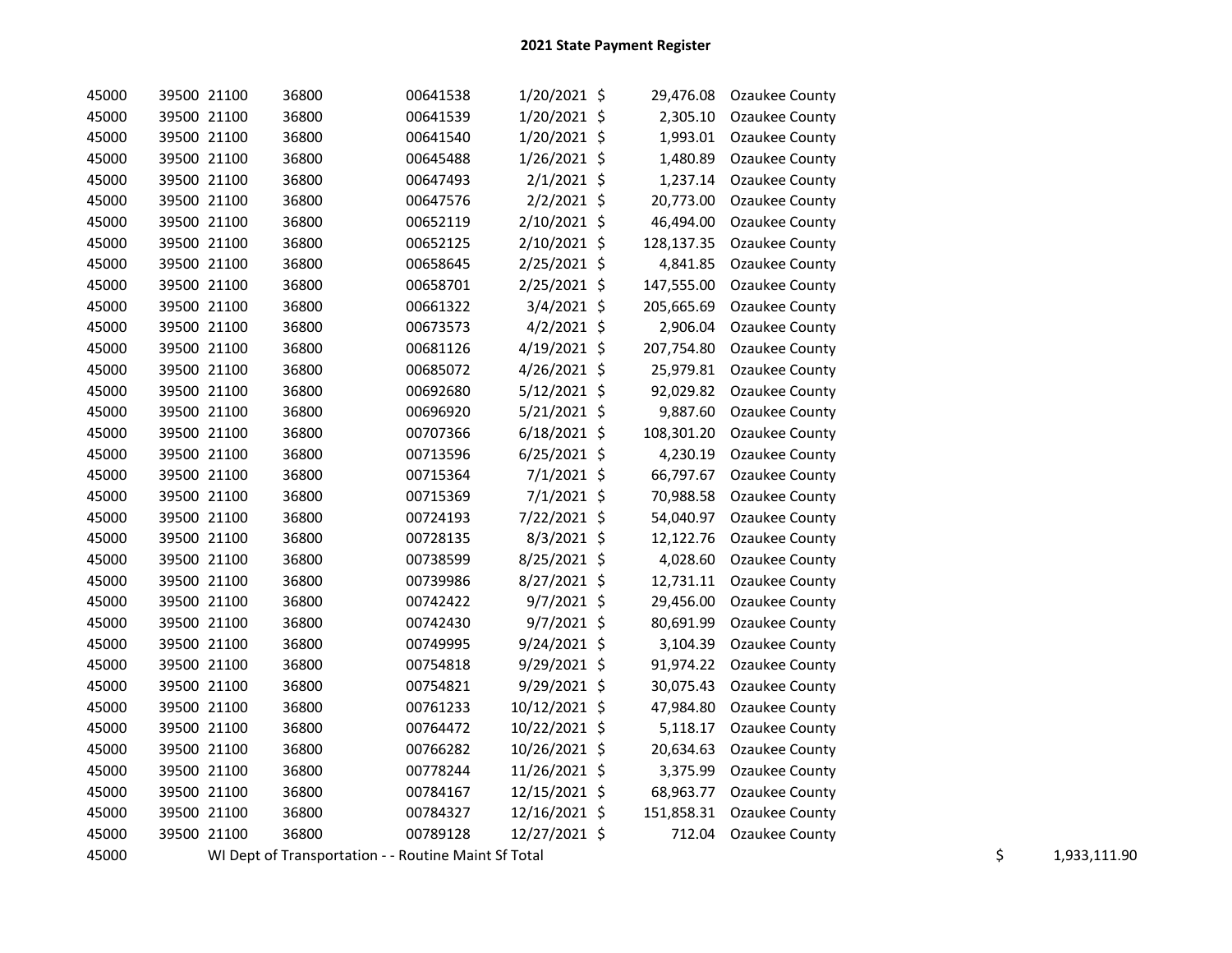# 2021 State Payment Register

| | | | | | | | | | |
|---|---|---|---|---|---|---|---|---|---|
| 45000 | 39500 | 21100 | 36800 | 00641538 | 1/20/2021 | $ | 29,476.08 | Ozaukee County | |
| 45000 | 39500 | 21100 | 36800 | 00641539 | 1/20/2021 | $ | 2,305.10 | Ozaukee County | |
| 45000 | 39500 | 21100 | 36800 | 00641540 | 1/20/2021 | $ | 1,993.01 | Ozaukee County | |
| 45000 | 39500 | 21100 | 36800 | 00645488 | 1/26/2021 | $ | 1,480.89 | Ozaukee County | |
| 45000 | 39500 | 21100 | 36800 | 00647493 | 2/1/2021 | $ | 1,237.14 | Ozaukee County | |
| 45000 | 39500 | 21100 | 36800 | 00647576 | 2/2/2021 | $ | 20,773.00 | Ozaukee County | |
| 45000 | 39500 | 21100 | 36800 | 00652119 | 2/10/2021 | $ | 46,494.00 | Ozaukee County | |
| 45000 | 39500 | 21100 | 36800 | 00652125 | 2/10/2021 | $ | 128,137.35 | Ozaukee County | |
| 45000 | 39500 | 21100 | 36800 | 00658645 | 2/25/2021 | $ | 4,841.85 | Ozaukee County | |
| 45000 | 39500 | 21100 | 36800 | 00658701 | 2/25/2021 | $ | 147,555.00 | Ozaukee County | |
| 45000 | 39500 | 21100 | 36800 | 00661322 | 3/4/2021 | $ | 205,665.69 | Ozaukee County | |
| 45000 | 39500 | 21100 | 36800 | 00673573 | 4/2/2021 | $ | 2,906.04 | Ozaukee County | |
| 45000 | 39500 | 21100 | 36800 | 00681126 | 4/19/2021 | $ | 207,754.80 | Ozaukee County | |
| 45000 | 39500 | 21100 | 36800 | 00685072 | 4/26/2021 | $ | 25,979.81 | Ozaukee County | |
| 45000 | 39500 | 21100 | 36800 | 00692680 | 5/12/2021 | $ | 92,029.82 | Ozaukee County | |
| 45000 | 39500 | 21100 | 36800 | 00696920 | 5/21/2021 | $ | 9,887.60 | Ozaukee County | |
| 45000 | 39500 | 21100 | 36800 | 00707366 | 6/18/2021 | $ | 108,301.20 | Ozaukee County | |
| 45000 | 39500 | 21100 | 36800 | 00713596 | 6/25/2021 | $ | 4,230.19 | Ozaukee County | |
| 45000 | 39500 | 21100 | 36800 | 00715364 | 7/1/2021 | $ | 66,797.67 | Ozaukee County | |
| 45000 | 39500 | 21100 | 36800 | 00715369 | 7/1/2021 | $ | 70,988.58 | Ozaukee County | |
| 45000 | 39500 | 21100 | 36800 | 00724193 | 7/22/2021 | $ | 54,040.97 | Ozaukee County | |
| 45000 | 39500 | 21100 | 36800 | 00728135 | 8/3/2021 | $ | 12,122.76 | Ozaukee County | |
| 45000 | 39500 | 21100 | 36800 | 00738599 | 8/25/2021 | $ | 4,028.60 | Ozaukee County | |
| 45000 | 39500 | 21100 | 36800 | 00739986 | 8/27/2021 | $ | 12,731.11 | Ozaukee County | |
| 45000 | 39500 | 21100 | 36800 | 00742422 | 9/7/2021 | $ | 29,456.00 | Ozaukee County | |
| 45000 | 39500 | 21100 | 36800 | 00742430 | 9/7/2021 | $ | 80,691.99 | Ozaukee County | |
| 45000 | 39500 | 21100 | 36800 | 00749995 | 9/24/2021 | $ | 3,104.39 | Ozaukee County | |
| 45000 | 39500 | 21100 | 36800 | 00754818 | 9/29/2021 | $ | 91,974.22 | Ozaukee County | |
| 45000 | 39500 | 21100 | 36800 | 00754821 | 9/29/2021 | $ | 30,075.43 | Ozaukee County | |
| 45000 | 39500 | 21100 | 36800 | 00761233 | 10/12/2021 | $ | 47,984.80 | Ozaukee County | |
| 45000 | 39500 | 21100 | 36800 | 00764472 | 10/22/2021 | $ | 5,118.17 | Ozaukee County | |
| 45000 | 39500 | 21100 | 36800 | 00766282 | 10/26/2021 | $ | 20,634.63 | Ozaukee County | |
| 45000 | 39500 | 21100 | 36800 | 00778244 | 11/26/2021 | $ | 3,375.99 | Ozaukee County | |
| 45000 | 39500 | 21100 | 36800 | 00784167 | 12/15/2021 | $ | 68,963.77 | Ozaukee County | |
| 45000 | 39500 | 21100 | 36800 | 00784327 | 12/16/2021 | $ | 151,858.31 | Ozaukee County | |
| 45000 | 39500 | 21100 | 36800 | 00789128 | 12/27/2021 | $ | 712.04 | Ozaukee County | |
| 45000 | WI Dept of Transportation - - Routine Maint Sf Total | | | | | | | | $ 1,933,111.90 |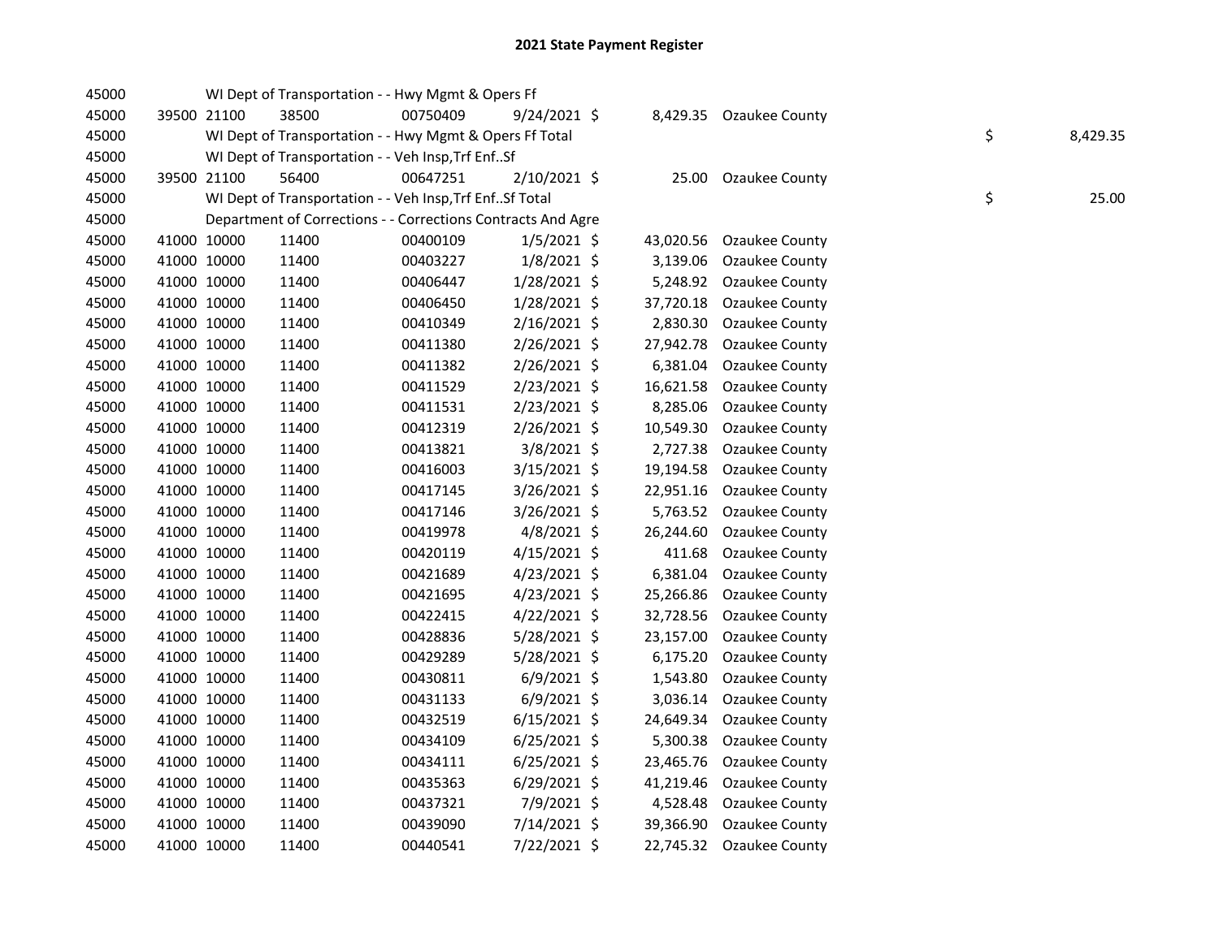# 2021 State Payment Register

| | | | | | | | | | |
|---|---|---|---|---|---|---|---|---|---|
| 45000 | | | WI Dept of Transportation - - Hwy Mgmt & Opers Ff | | | | | | |
| 45000 | 39500 | 21100 | 38500 | 00750409 | 9/24/2021 | $ | 8,429.35 | Ozaukee County | |
| 45000 | | | WI Dept of Transportation - - Hwy Mgmt & Opers Ff Total | | | | | | $ 8,429.35 |
| 45000 | | | WI Dept of Transportation - - Veh Insp,Trf Enf..Sf | | | | | | |
| 45000 | 39500 | 21100 | 56400 | 00647251 | 2/10/2021 | $ | 25.00 | Ozaukee County | |
| 45000 | | | WI Dept of Transportation - - Veh Insp,Trf Enf..Sf Total | | | | | | $ 25.00 |
| 45000 | | | Department of Corrections - - Corrections Contracts And Agre | | | | | | |
| 45000 | 41000 | 10000 | 11400 | 00400109 | 1/5/2021 | $ | 43,020.56 | Ozaukee County | |
| 45000 | 41000 | 10000 | 11400 | 00403227 | 1/8/2021 | $ | 3,139.06 | Ozaukee County | |
| 45000 | 41000 | 10000 | 11400 | 00406447 | 1/28/2021 | $ | 5,248.92 | Ozaukee County | |
| 45000 | 41000 | 10000 | 11400 | 00406450 | 1/28/2021 | $ | 37,720.18 | Ozaukee County | |
| 45000 | 41000 | 10000 | 11400 | 00410349 | 2/16/2021 | $ | 2,830.30 | Ozaukee County | |
| 45000 | 41000 | 10000 | 11400 | 00411380 | 2/26/2021 | $ | 27,942.78 | Ozaukee County | |
| 45000 | 41000 | 10000 | 11400 | 00411382 | 2/26/2021 | $ | 6,381.04 | Ozaukee County | |
| 45000 | 41000 | 10000 | 11400 | 00411529 | 2/23/2021 | $ | 16,621.58 | Ozaukee County | |
| 45000 | 41000 | 10000 | 11400 | 00411531 | 2/23/2021 | $ | 8,285.06 | Ozaukee County | |
| 45000 | 41000 | 10000 | 11400 | 00412319 | 2/26/2021 | $ | 10,549.30 | Ozaukee County | |
| 45000 | 41000 | 10000 | 11400 | 00413821 | 3/8/2021 | $ | 2,727.38 | Ozaukee County | |
| 45000 | 41000 | 10000 | 11400 | 00416003 | 3/15/2021 | $ | 19,194.58 | Ozaukee County | |
| 45000 | 41000 | 10000 | 11400 | 00417145 | 3/26/2021 | $ | 22,951.16 | Ozaukee County | |
| 45000 | 41000 | 10000 | 11400 | 00417146 | 3/26/2021 | $ | 5,763.52 | Ozaukee County | |
| 45000 | 41000 | 10000 | 11400 | 00419978 | 4/8/2021 | $ | 26,244.60 | Ozaukee County | |
| 45000 | 41000 | 10000 | 11400 | 00420119 | 4/15/2021 | $ | 411.68 | Ozaukee County | |
| 45000 | 41000 | 10000 | 11400 | 00421689 | 4/23/2021 | $ | 6,381.04 | Ozaukee County | |
| 45000 | 41000 | 10000 | 11400 | 00421695 | 4/23/2021 | $ | 25,266.86 | Ozaukee County | |
| 45000 | 41000 | 10000 | 11400 | 00422415 | 4/22/2021 | $ | 32,728.56 | Ozaukee County | |
| 45000 | 41000 | 10000 | 11400 | 00428836 | 5/28/2021 | $ | 23,157.00 | Ozaukee County | |
| 45000 | 41000 | 10000 | 11400 | 00429289 | 5/28/2021 | $ | 6,175.20 | Ozaukee County | |
| 45000 | 41000 | 10000 | 11400 | 00430811 | 6/9/2021 | $ | 1,543.80 | Ozaukee County | |
| 45000 | 41000 | 10000 | 11400 | 00431133 | 6/9/2021 | $ | 3,036.14 | Ozaukee County | |
| 45000 | 41000 | 10000 | 11400 | 00432519 | 6/15/2021 | $ | 24,649.34 | Ozaukee County | |
| 45000 | 41000 | 10000 | 11400 | 00434109 | 6/25/2021 | $ | 5,300.38 | Ozaukee County | |
| 45000 | 41000 | 10000 | 11400 | 00434111 | 6/25/2021 | $ | 23,465.76 | Ozaukee County | |
| 45000 | 41000 | 10000 | 11400 | 00435363 | 6/29/2021 | $ | 41,219.46 | Ozaukee County | |
| 45000 | 41000 | 10000 | 11400 | 00437321 | 7/9/2021 | $ | 4,528.48 | Ozaukee County | |
| 45000 | 41000 | 10000 | 11400 | 00439090 | 7/14/2021 | $ | 39,366.90 | Ozaukee County | |
| 45000 | 41000 | 10000 | 11400 | 00440541 | 7/22/2021 | $ | 22,745.32 | Ozaukee County | |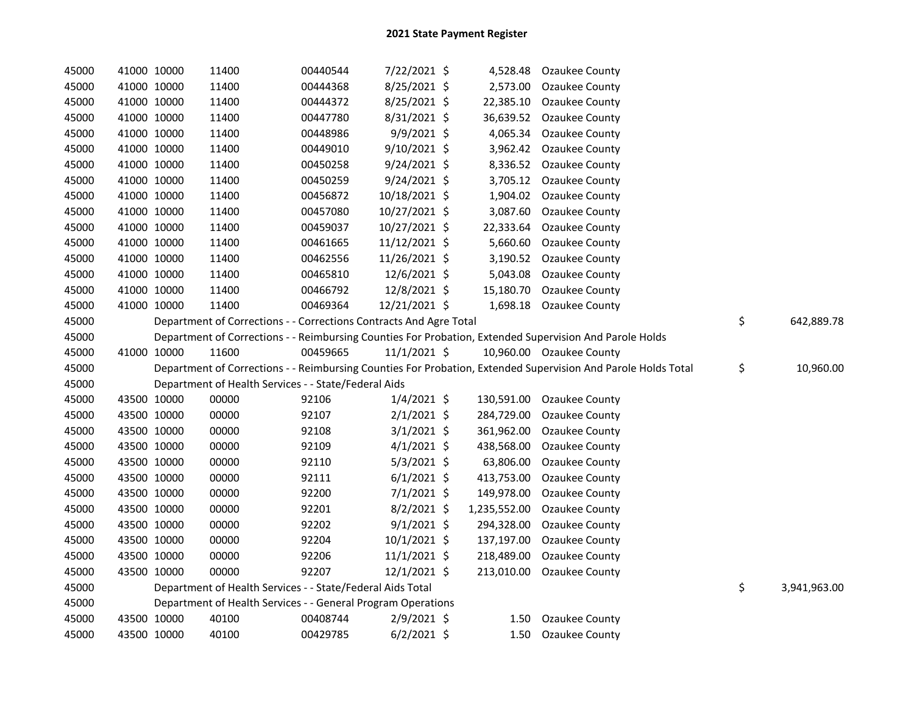# 2021 State Payment Register

| | | | | | | | | | |
|---|---|---|---|---|---|---|---|---|---|
| 45000 | 41000 | 10000 | 11400 | 00440544 | 7/22/2021 | $ 4,528.48 | Ozaukee County | | |
| 45000 | 41000 | 10000 | 11400 | 00444368 | 8/25/2021 | $ 2,573.00 | Ozaukee County | | |
| 45000 | 41000 | 10000 | 11400 | 00444372 | 8/25/2021 | $ 22,385.10 | Ozaukee County | | |
| 45000 | 41000 | 10000 | 11400 | 00447780 | 8/31/2021 | $ 36,639.52 | Ozaukee County | | |
| 45000 | 41000 | 10000 | 11400 | 00448986 | 9/9/2021 | $ 4,065.34 | Ozaukee County | | |
| 45000 | 41000 | 10000 | 11400 | 00449010 | 9/10/2021 | $ 3,962.42 | Ozaukee County | | |
| 45000 | 41000 | 10000 | 11400 | 00450258 | 9/24/2021 | $ 8,336.52 | Ozaukee County | | |
| 45000 | 41000 | 10000 | 11400 | 00450259 | 9/24/2021 | $ 3,705.12 | Ozaukee County | | |
| 45000 | 41000 | 10000 | 11400 | 00456872 | 10/18/2021 | $ 1,904.02 | Ozaukee County | | |
| 45000 | 41000 | 10000 | 11400 | 00457080 | 10/27/2021 | $ 3,087.60 | Ozaukee County | | |
| 45000 | 41000 | 10000 | 11400 | 00459037 | 10/27/2021 | $ 22,333.64 | Ozaukee County | | |
| 45000 | 41000 | 10000 | 11400 | 00461665 | 11/12/2021 | $ 5,660.60 | Ozaukee County | | |
| 45000 | 41000 | 10000 | 11400 | 00462556 | 11/26/2021 | $ 3,190.52 | Ozaukee County | | |
| 45000 | 41000 | 10000 | 11400 | 00465810 | 12/6/2021 | $ 5,043.08 | Ozaukee County | | |
| 45000 | 41000 | 10000 | 11400 | 00466792 | 12/8/2021 | $ 15,180.70 | Ozaukee County | | |
| 45000 | 41000 | 10000 | 11400 | 00469364 | 12/21/2021 | $ 1,698.18 | Ozaukee County | | |
| 45000 | Department of Corrections - - Corrections Contracts And Agre Total | | | | | | | $ | 642,889.78 |
| 45000 | Department of Corrections - - Reimbursing Counties For Probation, Extended Supervision And Parole Holds | | | | | | | | |
| 45000 | 41000 | 10000 | 11600 | 00459665 | 11/1/2021 | $ 10,960.00 | Ozaukee County | | |
| 45000 | Department of Corrections - - Reimbursing Counties For Probation, Extended Supervision And Parole Holds Total | | | | | | | $ | 10,960.00 |
| 45000 | Department of Health Services - - State/Federal Aids | | | | | | | | |
| 45000 | 43500 | 10000 | 00000 | 92106 | 1/4/2021 | $ 130,591.00 | Ozaukee County | | |
| 45000 | 43500 | 10000 | 00000 | 92107 | 2/1/2021 | $ 284,729.00 | Ozaukee County | | |
| 45000 | 43500 | 10000 | 00000 | 92108 | 3/1/2021 | $ 361,962.00 | Ozaukee County | | |
| 45000 | 43500 | 10000 | 00000 | 92109 | 4/1/2021 | $ 438,568.00 | Ozaukee County | | |
| 45000 | 43500 | 10000 | 00000 | 92110 | 5/3/2021 | $ 63,806.00 | Ozaukee County | | |
| 45000 | 43500 | 10000 | 00000 | 92111 | 6/1/2021 | $ 413,753.00 | Ozaukee County | | |
| 45000 | 43500 | 10000 | 00000 | 92200 | 7/1/2021 | $ 149,978.00 | Ozaukee County | | |
| 45000 | 43500 | 10000 | 00000 | 92201 | 8/2/2021 | $ 1,235,552.00 | Ozaukee County | | |
| 45000 | 43500 | 10000 | 00000 | 92202 | 9/1/2021 | $ 294,328.00 | Ozaukee County | | |
| 45000 | 43500 | 10000 | 00000 | 92204 | 10/1/2021 | $ 137,197.00 | Ozaukee County | | |
| 45000 | 43500 | 10000 | 00000 | 92206 | 11/1/2021 | $ 218,489.00 | Ozaukee County | | |
| 45000 | 43500 | 10000 | 00000 | 92207 | 12/1/2021 | $ 213,010.00 | Ozaukee County | | |
| 45000 | Department of Health Services - - State/Federal Aids Total | | | | | | | $ | 3,941,963.00 |
| 45000 | Department of Health Services - - General Program Operations | | | | | | | | |
| 45000 | 43500 | 10000 | 40100 | 00408744 | 2/9/2021 | $ 1.50 | Ozaukee County | | |
| 45000 | 43500 | 10000 | 40100 | 00429785 | 6/2/2021 | $ 1.50 | Ozaukee County | | |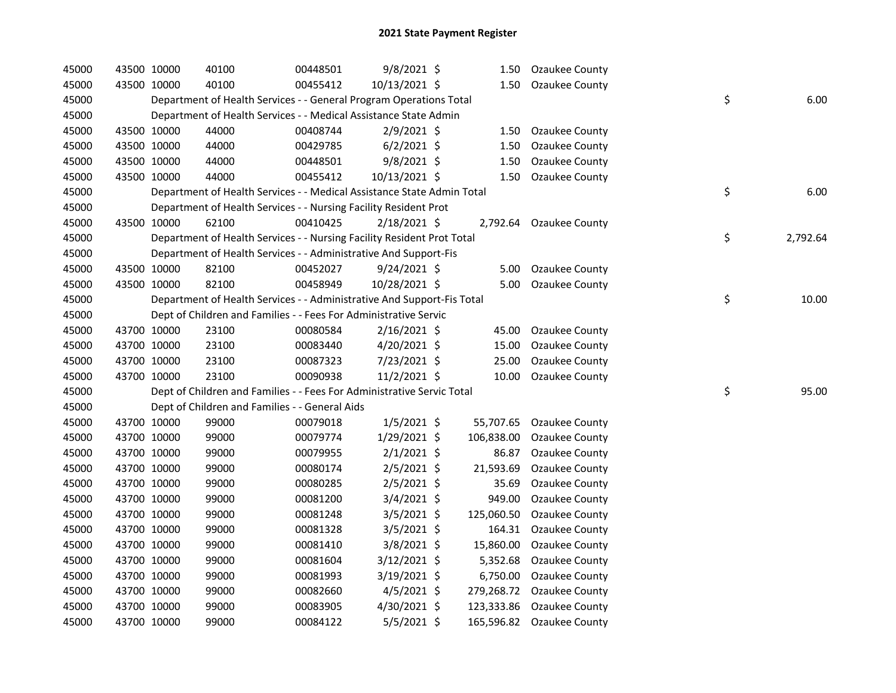# 2021 State Payment Register

| | | | | | | | | | |
|---|---|---|---|---|---|---|---|---|---|
| 45000 | 43500 | 10000 | 40100 | 00448501 | 9/8/2021 | $ 1.50 | Ozaukee County | | |
| 45000 | 43500 | 10000 | 40100 | 00455412 | 10/13/2021 | $ 1.50 | Ozaukee County | | |
| 45000 | | Department of Health Services - - General Program Operations Total | | | | | | $ | 6.00 |
| 45000 | | Department of Health Services - - Medical Assistance State Admin | | | | | | | |
| 45000 | 43500 | 10000 | 44000 | 00408744 | 2/9/2021 | $ 1.50 | Ozaukee County | | |
| 45000 | 43500 | 10000 | 44000 | 00429785 | 6/2/2021 | $ 1.50 | Ozaukee County | | |
| 45000 | 43500 | 10000 | 44000 | 00448501 | 9/8/2021 | $ 1.50 | Ozaukee County | | |
| 45000 | 43500 | 10000 | 44000 | 00455412 | 10/13/2021 | $ 1.50 | Ozaukee County | | |
| 45000 | | Department of Health Services - - Medical Assistance State Admin Total | | | | | | $ | 6.00 |
| 45000 | | Department of Health Services - - Nursing Facility Resident Prot | | | | | | | |
| 45000 | 43500 | 10000 | 62100 | 00410425 | 2/18/2021 | $ 2,792.64 | Ozaukee County | | |
| 45000 | | Department of Health Services - - Nursing Facility Resident Prot Total | | | | | | $ | 2,792.64 |
| 45000 | | Department of Health Services - - Administrative And Support-Fis | | | | | | | |
| 45000 | 43500 | 10000 | 82100 | 00452027 | 9/24/2021 | $ 5.00 | Ozaukee County | | |
| 45000 | 43500 | 10000 | 82100 | 00458949 | 10/28/2021 | $ 5.00 | Ozaukee County | | |
| 45000 | | Department of Health Services - - Administrative And Support-Fis Total | | | | | | $ | 10.00 |
| 45000 | | Dept of Children and Families - - Fees For Administrative Servic | | | | | | | |
| 45000 | 43700 | 10000 | 23100 | 00080584 | 2/16/2021 | $ 45.00 | Ozaukee County | | |
| 45000 | 43700 | 10000 | 23100 | 00083440 | 4/20/2021 | $ 15.00 | Ozaukee County | | |
| 45000 | 43700 | 10000 | 23100 | 00087323 | 7/23/2021 | $ 25.00 | Ozaukee County | | |
| 45000 | 43700 | 10000 | 23100 | 00090938 | 11/2/2021 | $ 10.00 | Ozaukee County | | |
| 45000 | | Dept of Children and Families - - Fees For Administrative Servic Total | | | | | | $ | 95.00 |
| 45000 | | Dept of Children and Families - - General Aids | | | | | | | |
| 45000 | 43700 | 10000 | 99000 | 00079018 | 1/5/2021 | $ 55,707.65 | Ozaukee County | | |
| 45000 | 43700 | 10000 | 99000 | 00079774 | 1/29/2021 | $ 106,838.00 | Ozaukee County | | |
| 45000 | 43700 | 10000 | 99000 | 00079955 | 2/1/2021 | $ 86.87 | Ozaukee County | | |
| 45000 | 43700 | 10000 | 99000 | 00080174 | 2/5/2021 | $ 21,593.69 | Ozaukee County | | |
| 45000 | 43700 | 10000 | 99000 | 00080285 | 2/5/2021 | $ 35.69 | Ozaukee County | | |
| 45000 | 43700 | 10000 | 99000 | 00081200 | 3/4/2021 | $ 949.00 | Ozaukee County | | |
| 45000 | 43700 | 10000 | 99000 | 00081248 | 3/5/2021 | $ 125,060.50 | Ozaukee County | | |
| 45000 | 43700 | 10000 | 99000 | 00081328 | 3/5/2021 | $ 164.31 | Ozaukee County | | |
| 45000 | 43700 | 10000 | 99000 | 00081410 | 3/8/2021 | $ 15,860.00 | Ozaukee County | | |
| 45000 | 43700 | 10000 | 99000 | 00081604 | 3/12/2021 | $ 5,352.68 | Ozaukee County | | |
| 45000 | 43700 | 10000 | 99000 | 00081993 | 3/19/2021 | $ 6,750.00 | Ozaukee County | | |
| 45000 | 43700 | 10000 | 99000 | 00082660 | 4/5/2021 | $ 279,268.72 | Ozaukee County | | |
| 45000 | 43700 | 10000 | 99000 | 00083905 | 4/30/2021 | $ 123,333.86 | Ozaukee County | | |
| 45000 | 43700 | 10000 | 99000 | 00084122 | 5/5/2021 | $ 165,596.82 | Ozaukee County | | |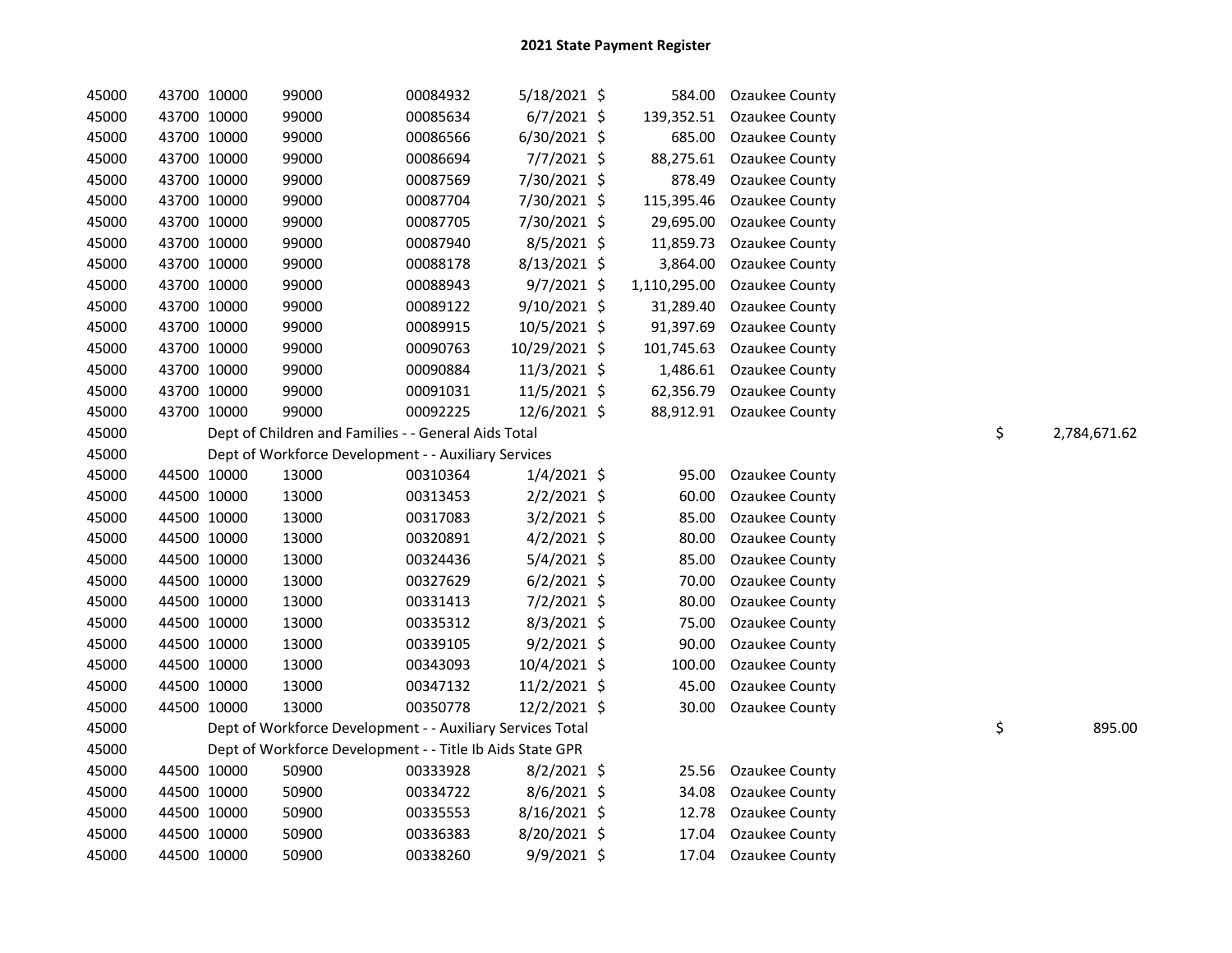# 2021 State Payment Register

| | | | | | | | | |
|---|---|---|---|---|---|---|---|---|
| 45000 | 43700 | 10000 | 99000 | 00084932 | 5/18/2021 | $ 584.00 | Ozaukee County | |
| 45000 | 43700 | 10000 | 99000 | 00085634 | 6/7/2021 | $ 139,352.51 | Ozaukee County | |
| 45000 | 43700 | 10000 | 99000 | 00086566 | 6/30/2021 | $ 685.00 | Ozaukee County | |
| 45000 | 43700 | 10000 | 99000 | 00086694 | 7/7/2021 | $ 88,275.61 | Ozaukee County | |
| 45000 | 43700 | 10000 | 99000 | 00087569 | 7/30/2021 | $ 878.49 | Ozaukee County | |
| 45000 | 43700 | 10000 | 99000 | 00087704 | 7/30/2021 | $ 115,395.46 | Ozaukee County | |
| 45000 | 43700 | 10000 | 99000 | 00087705 | 7/30/2021 | $ 29,695.00 | Ozaukee County | |
| 45000 | 43700 | 10000 | 99000 | 00087940 | 8/5/2021 | $ 11,859.73 | Ozaukee County | |
| 45000 | 43700 | 10000 | 99000 | 00088178 | 8/13/2021 | $ 3,864.00 | Ozaukee County | |
| 45000 | 43700 | 10000 | 99000 | 00088943 | 9/7/2021 | $ 1,110,295.00 | Ozaukee County | |
| 45000 | 43700 | 10000 | 99000 | 00089122 | 9/10/2021 | $ 31,289.40 | Ozaukee County | |
| 45000 | 43700 | 10000 | 99000 | 00089915 | 10/5/2021 | $ 91,397.69 | Ozaukee County | |
| 45000 | 43700 | 10000 | 99000 | 00090763 | 10/29/2021 | $ 101,745.63 | Ozaukee County | |
| 45000 | 43700 | 10000 | 99000 | 00090884 | 11/3/2021 | $ 1,486.61 | Ozaukee County | |
| 45000 | 43700 | 10000 | 99000 | 00091031 | 11/5/2021 | $ 62,356.79 | Ozaukee County | |
| 45000 | 43700 | 10000 | 99000 | 00092225 | 12/6/2021 | $ 88,912.91 | Ozaukee County | |
| 45000 | | Dept of Children and Families - - General Aids Total | | | | | | $ 2,784,671.62 |
| 45000 | | Dept of Workforce Development - - Auxiliary Services | | | | | | |
| 45000 | 44500 | 10000 | 13000 | 00310364 | 1/4/2021 | $ 95.00 | Ozaukee County | |
| 45000 | 44500 | 10000 | 13000 | 00313453 | 2/2/2021 | $ 60.00 | Ozaukee County | |
| 45000 | 44500 | 10000 | 13000 | 00317083 | 3/2/2021 | $ 85.00 | Ozaukee County | |
| 45000 | 44500 | 10000 | 13000 | 00320891 | 4/2/2021 | $ 80.00 | Ozaukee County | |
| 45000 | 44500 | 10000 | 13000 | 00324436 | 5/4/2021 | $ 85.00 | Ozaukee County | |
| 45000 | 44500 | 10000 | 13000 | 00327629 | 6/2/2021 | $ 70.00 | Ozaukee County | |
| 45000 | 44500 | 10000 | 13000 | 00331413 | 7/2/2021 | $ 80.00 | Ozaukee County | |
| 45000 | 44500 | 10000 | 13000 | 00335312 | 8/3/2021 | $ 75.00 | Ozaukee County | |
| 45000 | 44500 | 10000 | 13000 | 00339105 | 9/2/2021 | $ 90.00 | Ozaukee County | |
| 45000 | 44500 | 10000 | 13000 | 00343093 | 10/4/2021 | $ 100.00 | Ozaukee County | |
| 45000 | 44500 | 10000 | 13000 | 00347132 | 11/2/2021 | $ 45.00 | Ozaukee County | |
| 45000 | 44500 | 10000 | 13000 | 00350778 | 12/2/2021 | $ 30.00 | Ozaukee County | |
| 45000 | | Dept of Workforce Development - - Auxiliary Services Total | | | | | | $ 895.00 |
| 45000 | | Dept of Workforce Development - - Title Ib Aids State GPR | | | | | | |
| 45000 | 44500 | 10000 | 50900 | 00333928 | 8/2/2021 | $ 25.56 | Ozaukee County | |
| 45000 | 44500 | 10000 | 50900 | 00334722 | 8/6/2021 | $ 34.08 | Ozaukee County | |
| 45000 | 44500 | 10000 | 50900 | 00335553 | 8/16/2021 | $ 12.78 | Ozaukee County | |
| 45000 | 44500 | 10000 | 50900 | 00336383 | 8/20/2021 | $ 17.04 | Ozaukee County | |
| 45000 | 44500 | 10000 | 50900 | 00338260 | 9/9/2021 | $ 17.04 | Ozaukee County | |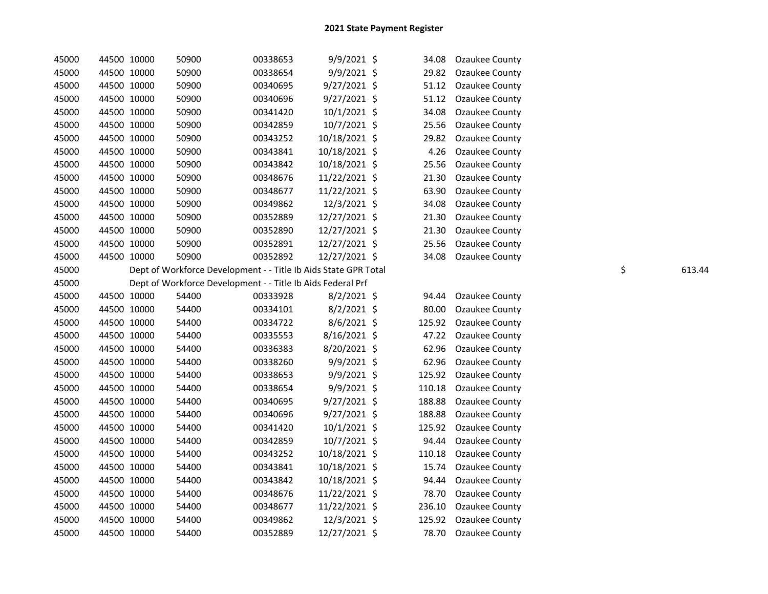# 2021 State Payment Register

| | | | | | | | | | |
|---|---|---|---|---|---|---|---|---|---|
| 45000 | 44500 | 10000 | 50900 | 00338653 | 9/9/2021 | $ | 34.08 | Ozaukee County | |
| 45000 | 44500 | 10000 | 50900 | 00338654 | 9/9/2021 | $ | 29.82 | Ozaukee County | |
| 45000 | 44500 | 10000 | 50900 | 00340695 | 9/27/2021 | $ | 51.12 | Ozaukee County | |
| 45000 | 44500 | 10000 | 50900 | 00340696 | 9/27/2021 | $ | 51.12 | Ozaukee County | |
| 45000 | 44500 | 10000 | 50900 | 00341420 | 10/1/2021 | $ | 34.08 | Ozaukee County | |
| 45000 | 44500 | 10000 | 50900 | 00342859 | 10/7/2021 | $ | 25.56 | Ozaukee County | |
| 45000 | 44500 | 10000 | 50900 | 00343252 | 10/18/2021 | $ | 29.82 | Ozaukee County | |
| 45000 | 44500 | 10000 | 50900 | 00343841 | 10/18/2021 | $ | 4.26 | Ozaukee County | |
| 45000 | 44500 | 10000 | 50900 | 00343842 | 10/18/2021 | $ | 25.56 | Ozaukee County | |
| 45000 | 44500 | 10000 | 50900 | 00348676 | 11/22/2021 | $ | 21.30 | Ozaukee County | |
| 45000 | 44500 | 10000 | 50900 | 00348677 | 11/22/2021 | $ | 63.90 | Ozaukee County | |
| 45000 | 44500 | 10000 | 50900 | 00349862 | 12/3/2021 | $ | 34.08 | Ozaukee County | |
| 45000 | 44500 | 10000 | 50900 | 00352889 | 12/27/2021 | $ | 21.30 | Ozaukee County | |
| 45000 | 44500 | 10000 | 50900 | 00352890 | 12/27/2021 | $ | 21.30 | Ozaukee County | |
| 45000 | 44500 | 10000 | 50900 | 00352891 | 12/27/2021 | $ | 25.56 | Ozaukee County | |
| 45000 | 44500 | 10000 | 50900 | 00352892 | 12/27/2021 | $ | 34.08 | Ozaukee County | |
| 45000 | Dept of Workforce Development - - Title Ib Aids State GPR Total | | | | | | | | $ 613.44 |
| 45000 | Dept of Workforce Development - - Title Ib Aids Federal Prf | | | | | | | | |
| 45000 | 44500 | 10000 | 54400 | 00333928 | 8/2/2021 | $ | 94.44 | Ozaukee County | |
| 45000 | 44500 | 10000 | 54400 | 00334101 | 8/2/2021 | $ | 80.00 | Ozaukee County | |
| 45000 | 44500 | 10000 | 54400 | 00334722 | 8/6/2021 | $ | 125.92 | Ozaukee County | |
| 45000 | 44500 | 10000 | 54400 | 00335553 | 8/16/2021 | $ | 47.22 | Ozaukee County | |
| 45000 | 44500 | 10000 | 54400 | 00336383 | 8/20/2021 | $ | 62.96 | Ozaukee County | |
| 45000 | 44500 | 10000 | 54400 | 00338260 | 9/9/2021 | $ | 62.96 | Ozaukee County | |
| 45000 | 44500 | 10000 | 54400 | 00338653 | 9/9/2021 | $ | 125.92 | Ozaukee County | |
| 45000 | 44500 | 10000 | 54400 | 00338654 | 9/9/2021 | $ | 110.18 | Ozaukee County | |
| 45000 | 44500 | 10000 | 54400 | 00340695 | 9/27/2021 | $ | 188.88 | Ozaukee County | |
| 45000 | 44500 | 10000 | 54400 | 00340696 | 9/27/2021 | $ | 188.88 | Ozaukee County | |
| 45000 | 44500 | 10000 | 54400 | 00341420 | 10/1/2021 | $ | 125.92 | Ozaukee County | |
| 45000 | 44500 | 10000 | 54400 | 00342859 | 10/7/2021 | $ | 94.44 | Ozaukee County | |
| 45000 | 44500 | 10000 | 54400 | 00343252 | 10/18/2021 | $ | 110.18 | Ozaukee County | |
| 45000 | 44500 | 10000 | 54400 | 00343841 | 10/18/2021 | $ | 15.74 | Ozaukee County | |
| 45000 | 44500 | 10000 | 54400 | 00343842 | 10/18/2021 | $ | 94.44 | Ozaukee County | |
| 45000 | 44500 | 10000 | 54400 | 00348676 | 11/22/2021 | $ | 78.70 | Ozaukee County | |
| 45000 | 44500 | 10000 | 54400 | 00348677 | 11/22/2021 | $ | 236.10 | Ozaukee County | |
| 45000 | 44500 | 10000 | 54400 | 00349862 | 12/3/2021 | $ | 125.92 | Ozaukee County | |
| 45000 | 44500 | 10000 | 54400 | 00352889 | 12/27/2021 | $ | 78.70 | Ozaukee County | |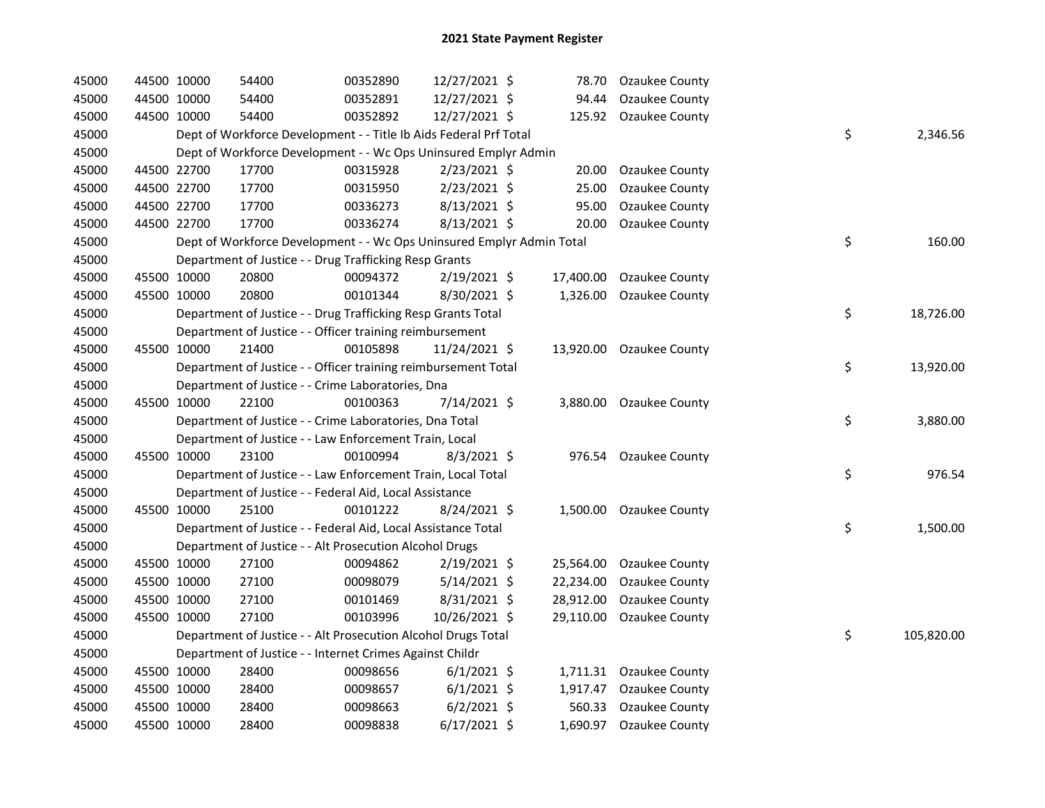# 2021 State Payment Register

| | | | | | | | | | |
|---|---|---|---|---|---|---|---|---|---|
| 45000 | 44500 | 10000 | 54400 | 00352890 | 12/27/2021 | $ 78.70 | Ozaukee County | | |
| 45000 | 44500 | 10000 | 54400 | 00352891 | 12/27/2021 | $ 94.44 | Ozaukee County | | |
| 45000 | 44500 | 10000 | 54400 | 00352892 | 12/27/2021 | $ 125.92 | Ozaukee County | | |
| 45000 | | Dept of Workforce Development - - Title Ib Aids Federal Prf Total | | | | | | $ | 2,346.56 |
| 45000 | | Dept of Workforce Development - - Wc Ops Uninsured Emplyr Admin | | | | | | | |
| 45000 | 44500 | 22700 | 17700 | 00315928 | 2/23/2021 | $ 20.00 | Ozaukee County | | |
| 45000 | 44500 | 22700 | 17700 | 00315950 | 2/23/2021 | $ 25.00 | Ozaukee County | | |
| 45000 | 44500 | 22700 | 17700 | 00336273 | 8/13/2021 | $ 95.00 | Ozaukee County | | |
| 45000 | 44500 | 22700 | 17700 | 00336274 | 8/13/2021 | $ 20.00 | Ozaukee County | | |
| 45000 | | Dept of Workforce Development - - Wc Ops Uninsured Emplyr Admin Total | | | | | | $ | 160.00 |
| 45000 | | Department of Justice - - Drug Trafficking Resp Grants | | | | | | | |
| 45000 | 45500 | 10000 | 20800 | 00094372 | 2/19/2021 | $ 17,400.00 | Ozaukee County | | |
| 45000 | 45500 | 10000 | 20800 | 00101344 | 8/30/2021 | $ 1,326.00 | Ozaukee County | | |
| 45000 | | Department of Justice - - Drug Trafficking Resp Grants Total | | | | | | $ | 18,726.00 |
| 45000 | | Department of Justice - - Officer training reimbursement | | | | | | | |
| 45000 | 45500 | 10000 | 21400 | 00105898 | 11/24/2021 | $ 13,920.00 | Ozaukee County | | |
| 45000 | | Department of Justice - - Officer training reimbursement Total | | | | | | $ | 13,920.00 |
| 45000 | | Department of Justice - - Crime Laboratories, Dna | | | | | | | |
| 45000 | 45500 | 10000 | 22100 | 00100363 | 7/14/2021 | $ 3,880.00 | Ozaukee County | | |
| 45000 | | Department of Justice - - Crime Laboratories, Dna Total | | | | | | $ | 3,880.00 |
| 45000 | | Department of Justice - - Law Enforcement Train, Local | | | | | | | |
| 45000 | 45500 | 10000 | 23100 | 00100994 | 8/3/2021 | $ 976.54 | Ozaukee County | | |
| 45000 | | Department of Justice - - Law Enforcement Train, Local Total | | | | | | $ | 976.54 |
| 45000 | | Department of Justice - - Federal Aid, Local Assistance | | | | | | | |
| 45000 | 45500 | 10000 | 25100 | 00101222 | 8/24/2021 | $ 1,500.00 | Ozaukee County | | |
| 45000 | | Department of Justice - - Federal Aid, Local Assistance Total | | | | | | $ | 1,500.00 |
| 45000 | | Department of Justice - - Alt Prosecution Alcohol Drugs | | | | | | | |
| 45000 | 45500 | 10000 | 27100 | 00094862 | 2/19/2021 | $ 25,564.00 | Ozaukee County | | |
| 45000 | 45500 | 10000 | 27100 | 00098079 | 5/14/2021 | $ 22,234.00 | Ozaukee County | | |
| 45000 | 45500 | 10000 | 27100 | 00101469 | 8/31/2021 | $ 28,912.00 | Ozaukee County | | |
| 45000 | 45500 | 10000 | 27100 | 00103996 | 10/26/2021 | $ 29,110.00 | Ozaukee County | | |
| 45000 | | Department of Justice - - Alt Prosecution Alcohol Drugs Total | | | | | | $ | 105,820.00 |
| 45000 | | Department of Justice - - Internet Crimes Against Childr | | | | | | | |
| 45000 | 45500 | 10000 | 28400 | 00098656 | 6/1/2021 | $ 1,711.31 | Ozaukee County | | |
| 45000 | 45500 | 10000 | 28400 | 00098657 | 6/1/2021 | $ 1,917.47 | Ozaukee County | | |
| 45000 | 45500 | 10000 | 28400 | 00098663 | 6/2/2021 | $ 560.33 | Ozaukee County | | |
| 45000 | 45500 | 10000 | 28400 | 00098838 | 6/17/2021 | $ 1,690.97 | Ozaukee County | | |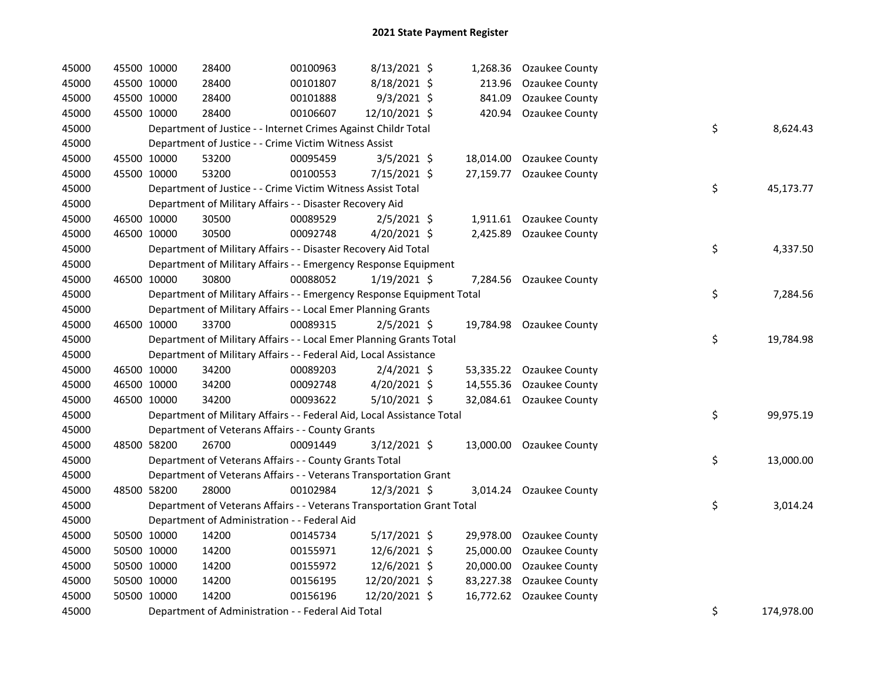# 2021 State Payment Register

| | | | | | | | | | |
|---|---|---|---|---|---|---|---|---|---|
| 45000 | 45500 | 10000 | 28400 | 00100963 | 8/13/2021 | $ 1,268.36 | Ozaukee County | | |
| 45000 | 45500 | 10000 | 28400 | 00101807 | 8/18/2021 | $ 213.96 | Ozaukee County | | |
| 45000 | 45500 | 10000 | 28400 | 00101888 | 9/3/2021 | $ 841.09 | Ozaukee County | | |
| 45000 | 45500 | 10000 | 28400 | 00106607 | 12/10/2021 | $ 420.94 | Ozaukee County | | |
| 45000 | | Department of Justice - - Internet Crimes Against Childr Total | | | | | | $ | 8,624.43 |
| 45000 | | Department of Justice - - Crime Victim Witness Assist | | | | | | | |
| 45000 | 45500 | 10000 | 53200 | 00095459 | 3/5/2021 | $ 18,014.00 | Ozaukee County | | |
| 45000 | 45500 | 10000 | 53200 | 00100553 | 7/15/2021 | $ 27,159.77 | Ozaukee County | | |
| 45000 | | Department of Justice - - Crime Victim Witness Assist Total | | | | | | $ | 45,173.77 |
| 45000 | | Department of Military Affairs - - Disaster Recovery Aid | | | | | | | |
| 45000 | 46500 | 10000 | 30500 | 00089529 | 2/5/2021 | $ 1,911.61 | Ozaukee County | | |
| 45000 | 46500 | 10000 | 30500 | 00092748 | 4/20/2021 | $ 2,425.89 | Ozaukee County | | |
| 45000 | | Department of Military Affairs - - Disaster Recovery Aid Total | | | | | | $ | 4,337.50 |
| 45000 | | Department of Military Affairs - - Emergency Response Equipment | | | | | | | |
| 45000 | 46500 | 10000 | 30800 | 00088052 | 1/19/2021 | $ 7,284.56 | Ozaukee County | | |
| 45000 | | Department of Military Affairs - - Emergency Response Equipment Total | | | | | | $ | 7,284.56 |
| 45000 | | Department of Military Affairs - - Local Emer Planning Grants | | | | | | | |
| 45000 | 46500 | 10000 | 33700 | 00089315 | 2/5/2021 | $ 19,784.98 | Ozaukee County | | |
| 45000 | | Department of Military Affairs - - Local Emer Planning Grants Total | | | | | | $ | 19,784.98 |
| 45000 | | Department of Military Affairs - - Federal Aid, Local Assistance | | | | | | | |
| 45000 | 46500 | 10000 | 34200 | 00089203 | 2/4/2021 | $ 53,335.22 | Ozaukee County | | |
| 45000 | 46500 | 10000 | 34200 | 00092748 | 4/20/2021 | $ 14,555.36 | Ozaukee County | | |
| 45000 | 46500 | 10000 | 34200 | 00093622 | 5/10/2021 | $ 32,084.61 | Ozaukee County | | |
| 45000 | | Department of Military Affairs - - Federal Aid, Local Assistance Total | | | | | | $ | 99,975.19 |
| 45000 | | Department of Veterans Affairs - - County Grants | | | | | | | |
| 45000 | 48500 | 58200 | 26700 | 00091449 | 3/12/2021 | $ 13,000.00 | Ozaukee County | | |
| 45000 | | Department of Veterans Affairs - - County Grants Total | | | | | | $ | 13,000.00 |
| 45000 | | Department of Veterans Affairs - - Veterans Transportation Grant | | | | | | | |
| 45000 | 48500 | 58200 | 28000 | 00102984 | 12/3/2021 | $ 3,014.24 | Ozaukee County | | |
| 45000 | | Department of Veterans Affairs - - Veterans Transportation Grant Total | | | | | | $ | 3,014.24 |
| 45000 | | Department of Administration - - Federal Aid | | | | | | | |
| 45000 | 50500 | 10000 | 14200 | 00145734 | 5/17/2021 | $ 29,978.00 | Ozaukee County | | |
| 45000 | 50500 | 10000 | 14200 | 00155971 | 12/6/2021 | $ 25,000.00 | Ozaukee County | | |
| 45000 | 50500 | 10000 | 14200 | 00155972 | 12/6/2021 | $ 20,000.00 | Ozaukee County | | |
| 45000 | 50500 | 10000 | 14200 | 00156195 | 12/20/2021 | $ 83,227.38 | Ozaukee County | | |
| 45000 | 50500 | 10000 | 14200 | 00156196 | 12/20/2021 | $ 16,772.62 | Ozaukee County | | |
| 45000 | | Department of Administration - - Federal Aid Total | | | | | | $ | 174,978.00 |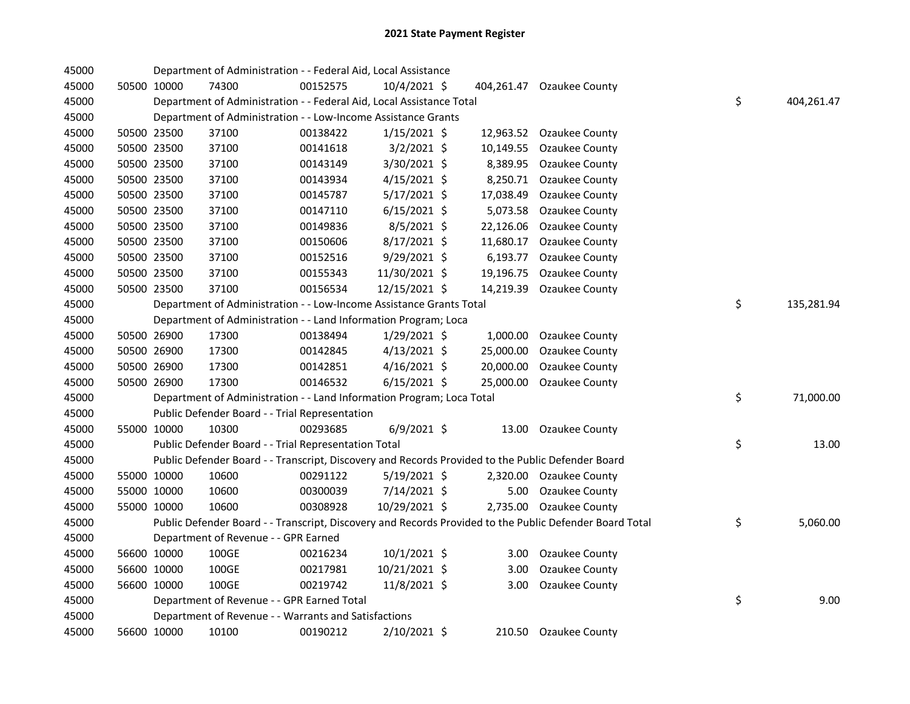# 2021 State Payment Register

| | | | | | | | | | |
|---|---|---|---|---|---|---|---|---|---|
| 45000 | | | Department of Administration - - Federal Aid, Local Assistance | | | | | | |
| 45000 | 50500 | 10000 | 74300 | 00152575 | 10/4/2021 | $ 404,261.47 | Ozaukee County | | |
| 45000 | | | Department of Administration - - Federal Aid, Local Assistance Total | | | | | $ | 404,261.47 |
| 45000 | | | Department of Administration - - Low-Income Assistance Grants | | | | | | |
| 45000 | 50500 | 23500 | 37100 | 00138422 | 1/15/2021 | $ 12,963.52 | Ozaukee County | | |
| 45000 | 50500 | 23500 | 37100 | 00141618 | 3/2/2021 | $ 10,149.55 | Ozaukee County | | |
| 45000 | 50500 | 23500 | 37100 | 00143149 | 3/30/2021 | $ 8,389.95 | Ozaukee County | | |
| 45000 | 50500 | 23500 | 37100 | 00143934 | 4/15/2021 | $ 8,250.71 | Ozaukee County | | |
| 45000 | 50500 | 23500 | 37100 | 00145787 | 5/17/2021 | $ 17,038.49 | Ozaukee County | | |
| 45000 | 50500 | 23500 | 37100 | 00147110 | 6/15/2021 | $ 5,073.58 | Ozaukee County | | |
| 45000 | 50500 | 23500 | 37100 | 00149836 | 8/5/2021 | $ 22,126.06 | Ozaukee County | | |
| 45000 | 50500 | 23500 | 37100 | 00150606 | 8/17/2021 | $ 11,680.17 | Ozaukee County | | |
| 45000 | 50500 | 23500 | 37100 | 00152516 | 9/29/2021 | $ 6,193.77 | Ozaukee County | | |
| 45000 | 50500 | 23500 | 37100 | 00155343 | 11/30/2021 | $ 19,196.75 | Ozaukee County | | |
| 45000 | 50500 | 23500 | 37100 | 00156534 | 12/15/2021 | $ 14,219.39 | Ozaukee County | | |
| 45000 | | | Department of Administration - - Low-Income Assistance Grants Total | | | | | $ | 135,281.94 |
| 45000 | | | Department of Administration - - Land Information Program; Loca | | | | | | |
| 45000 | 50500 | 26900 | 17300 | 00138494 | 1/29/2021 | $ 1,000.00 | Ozaukee County | | |
| 45000 | 50500 | 26900 | 17300 | 00142845 | 4/13/2021 | $ 25,000.00 | Ozaukee County | | |
| 45000 | 50500 | 26900 | 17300 | 00142851 | 4/16/2021 | $ 20,000.00 | Ozaukee County | | |
| 45000 | 50500 | 26900 | 17300 | 00146532 | 6/15/2021 | $ 25,000.00 | Ozaukee County | | |
| 45000 | | | Department of Administration - - Land Information Program; Loca Total | | | | | $ | 71,000.00 |
| 45000 | | | Public Defender Board - - Trial Representation | | | | | | |
| 45000 | 55000 | 10000 | 10300 | 00293685 | 6/9/2021 | $ 13.00 | Ozaukee County | | |
| 45000 | | | Public Defender Board - - Trial Representation Total | | | | | $ | 13.00 |
| 45000 | | | Public Defender Board - - Transcript, Discovery and Records Provided to the Public Defender Board | | | | | | |
| 45000 | 55000 | 10000 | 10600 | 00291122 | 5/19/2021 | $ 2,320.00 | Ozaukee County | | |
| 45000 | 55000 | 10000 | 10600 | 00300039 | 7/14/2021 | $ 5.00 | Ozaukee County | | |
| 45000 | 55000 | 10000 | 10600 | 00308928 | 10/29/2021 | $ 2,735.00 | Ozaukee County | | |
| 45000 | | | Public Defender Board - - Transcript, Discovery and Records Provided to the Public Defender Board Total | | | | | $ | 5,060.00 |
| 45000 | | | Department of Revenue - - GPR Earned | | | | | | |
| 45000 | 56600 | 10000 | 100GE | 00216234 | 10/1/2021 | $ 3.00 | Ozaukee County | | |
| 45000 | 56600 | 10000 | 100GE | 00217981 | 10/21/2021 | $ 3.00 | Ozaukee County | | |
| 45000 | 56600 | 10000 | 100GE | 00219742 | 11/8/2021 | $ 3.00 | Ozaukee County | | |
| 45000 | | | Department of Revenue - - GPR Earned Total | | | | | $ | 9.00 |
| 45000 | | | Department of Revenue - - Warrants and Satisfactions | | | | | | |
| 45000 | 56600 | 10000 | 10100 | 00190212 | 2/10/2021 | $ 210.50 | Ozaukee County | | |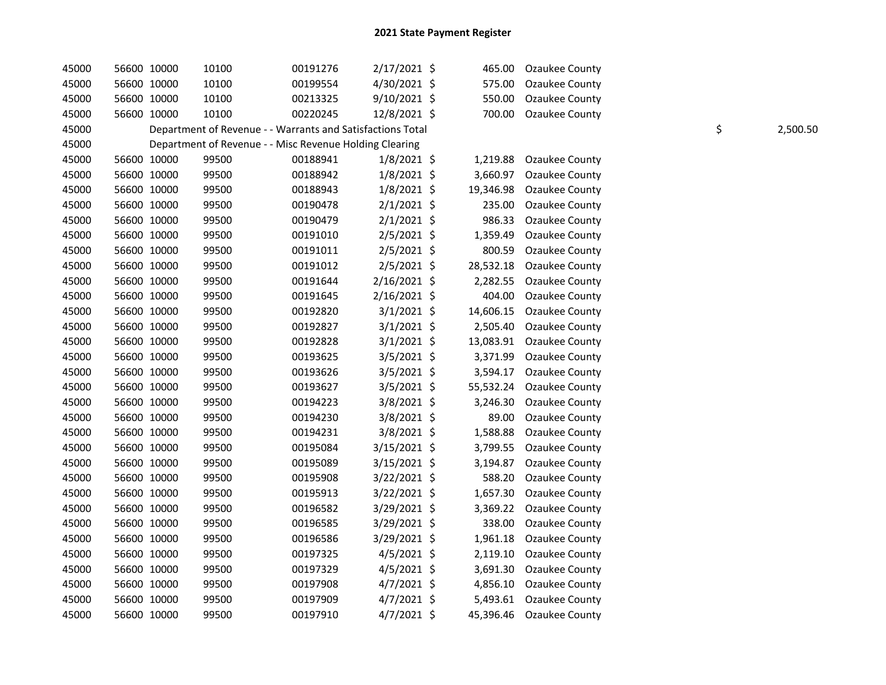# 2021 State Payment Register

| | | | | | | | | | |
|---|---|---|---|---|---|---|---|---|---|
| 45000 | 56600 | 10000 | 10100 | 00191276 | 2/17/2021 | $ | 465.00 | Ozaukee County | | |
| 45000 | 56600 | 10000 | 10100 | 00199554 | 4/30/2021 | $ | 575.00 | Ozaukee County | | |
| 45000 | 56600 | 10000 | 10100 | 00213325 | 9/10/2021 | $ | 550.00 | Ozaukee County | | |
| 45000 | 56600 | 10000 | 10100 | 00220245 | 12/8/2021 | $ | 700.00 | Ozaukee County | | |
| 45000 | | Department of Revenue - - Warrants and Satisfactions Total | | | | | | | $ | 2,500.50 |
| 45000 | | Department of Revenue - - Misc Revenue Holding Clearing | | | | | | | | |
| 45000 | 56600 | 10000 | 99500 | 00188941 | 1/8/2021 | $ | 1,219.88 | Ozaukee County | | |
| 45000 | 56600 | 10000 | 99500 | 00188942 | 1/8/2021 | $ | 3,660.97 | Ozaukee County | | |
| 45000 | 56600 | 10000 | 99500 | 00188943 | 1/8/2021 | $ | 19,346.98 | Ozaukee County | | |
| 45000 | 56600 | 10000 | 99500 | 00190478 | 2/1/2021 | $ | 235.00 | Ozaukee County | | |
| 45000 | 56600 | 10000 | 99500 | 00190479 | 2/1/2021 | $ | 986.33 | Ozaukee County | | |
| 45000 | 56600 | 10000 | 99500 | 00191010 | 2/5/2021 | $ | 1,359.49 | Ozaukee County | | |
| 45000 | 56600 | 10000 | 99500 | 00191011 | 2/5/2021 | $ | 800.59 | Ozaukee County | | |
| 45000 | 56600 | 10000 | 99500 | 00191012 | 2/5/2021 | $ | 28,532.18 | Ozaukee County | | |
| 45000 | 56600 | 10000 | 99500 | 00191644 | 2/16/2021 | $ | 2,282.55 | Ozaukee County | | |
| 45000 | 56600 | 10000 | 99500 | 00191645 | 2/16/2021 | $ | 404.00 | Ozaukee County | | |
| 45000 | 56600 | 10000 | 99500 | 00192820 | 3/1/2021 | $ | 14,606.15 | Ozaukee County | | |
| 45000 | 56600 | 10000 | 99500 | 00192827 | 3/1/2021 | $ | 2,505.40 | Ozaukee County | | |
| 45000 | 56600 | 10000 | 99500 | 00192828 | 3/1/2021 | $ | 13,083.91 | Ozaukee County | | |
| 45000 | 56600 | 10000 | 99500 | 00193625 | 3/5/2021 | $ | 3,371.99 | Ozaukee County | | |
| 45000 | 56600 | 10000 | 99500 | 00193626 | 3/5/2021 | $ | 3,594.17 | Ozaukee County | | |
| 45000 | 56600 | 10000 | 99500 | 00193627 | 3/5/2021 | $ | 55,532.24 | Ozaukee County | | |
| 45000 | 56600 | 10000 | 99500 | 00194223 | 3/8/2021 | $ | 3,246.30 | Ozaukee County | | |
| 45000 | 56600 | 10000 | 99500 | 00194230 | 3/8/2021 | $ | 89.00 | Ozaukee County | | |
| 45000 | 56600 | 10000 | 99500 | 00194231 | 3/8/2021 | $ | 1,588.88 | Ozaukee County | | |
| 45000 | 56600 | 10000 | 99500 | 00195084 | 3/15/2021 | $ | 3,799.55 | Ozaukee County | | |
| 45000 | 56600 | 10000 | 99500 | 00195089 | 3/15/2021 | $ | 3,194.87 | Ozaukee County | | |
| 45000 | 56600 | 10000 | 99500 | 00195908 | 3/22/2021 | $ | 588.20 | Ozaukee County | | |
| 45000 | 56600 | 10000 | 99500 | 00195913 | 3/22/2021 | $ | 1,657.30 | Ozaukee County | | |
| 45000 | 56600 | 10000 | 99500 | 00196582 | 3/29/2021 | $ | 3,369.22 | Ozaukee County | | |
| 45000 | 56600 | 10000 | 99500 | 00196585 | 3/29/2021 | $ | 338.00 | Ozaukee County | | |
| 45000 | 56600 | 10000 | 99500 | 00196586 | 3/29/2021 | $ | 1,961.18 | Ozaukee County | | |
| 45000 | 56600 | 10000 | 99500 | 00197325 | 4/5/2021 | $ | 2,119.10 | Ozaukee County | | |
| 45000 | 56600 | 10000 | 99500 | 00197329 | 4/5/2021 | $ | 3,691.30 | Ozaukee County | | |
| 45000 | 56600 | 10000 | 99500 | 00197908 | 4/7/2021 | $ | 4,856.10 | Ozaukee County | | |
| 45000 | 56600 | 10000 | 99500 | 00197909 | 4/7/2021 | $ | 5,493.61 | Ozaukee County | | |
| 45000 | 56600 | 10000 | 99500 | 00197910 | 4/7/2021 | $ | 45,396.46 | Ozaukee County | | |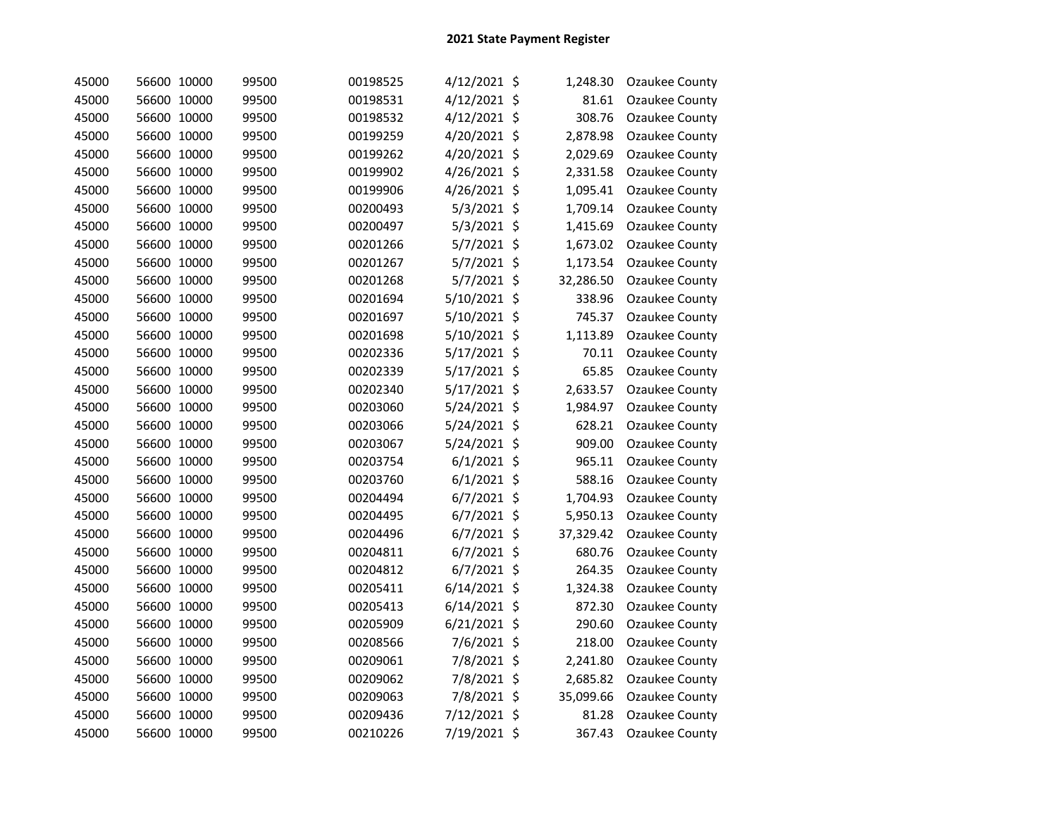## 2021 State Payment Register

| | | | | | | | | |
|---|---|---|---|---|---|---|---|---|
| 45000 | 56600 | 10000 | 99500 | 00198525 | 4/12/2021 | $ | 1,248.30 | Ozaukee County |
| 45000 | 56600 | 10000 | 99500 | 00198531 | 4/12/2021 | $ | 81.61 | Ozaukee County |
| 45000 | 56600 | 10000 | 99500 | 00198532 | 4/12/2021 | $ | 308.76 | Ozaukee County |
| 45000 | 56600 | 10000 | 99500 | 00199259 | 4/20/2021 | $ | 2,878.98 | Ozaukee County |
| 45000 | 56600 | 10000 | 99500 | 00199262 | 4/20/2021 | $ | 2,029.69 | Ozaukee County |
| 45000 | 56600 | 10000 | 99500 | 00199902 | 4/26/2021 | $ | 2,331.58 | Ozaukee County |
| 45000 | 56600 | 10000 | 99500 | 00199906 | 4/26/2021 | $ | 1,095.41 | Ozaukee County |
| 45000 | 56600 | 10000 | 99500 | 00200493 | 5/3/2021 | $ | 1,709.14 | Ozaukee County |
| 45000 | 56600 | 10000 | 99500 | 00200497 | 5/3/2021 | $ | 1,415.69 | Ozaukee County |
| 45000 | 56600 | 10000 | 99500 | 00201266 | 5/7/2021 | $ | 1,673.02 | Ozaukee County |
| 45000 | 56600 | 10000 | 99500 | 00201267 | 5/7/2021 | $ | 1,173.54 | Ozaukee County |
| 45000 | 56600 | 10000 | 99500 | 00201268 | 5/7/2021 | $ | 32,286.50 | Ozaukee County |
| 45000 | 56600 | 10000 | 99500 | 00201694 | 5/10/2021 | $ | 338.96 | Ozaukee County |
| 45000 | 56600 | 10000 | 99500 | 00201697 | 5/10/2021 | $ | 745.37 | Ozaukee County |
| 45000 | 56600 | 10000 | 99500 | 00201698 | 5/10/2021 | $ | 1,113.89 | Ozaukee County |
| 45000 | 56600 | 10000 | 99500 | 00202336 | 5/17/2021 | $ | 70.11 | Ozaukee County |
| 45000 | 56600 | 10000 | 99500 | 00202339 | 5/17/2021 | $ | 65.85 | Ozaukee County |
| 45000 | 56600 | 10000 | 99500 | 00202340 | 5/17/2021 | $ | 2,633.57 | Ozaukee County |
| 45000 | 56600 | 10000 | 99500 | 00203060 | 5/24/2021 | $ | 1,984.97 | Ozaukee County |
| 45000 | 56600 | 10000 | 99500 | 00203066 | 5/24/2021 | $ | 628.21 | Ozaukee County |
| 45000 | 56600 | 10000 | 99500 | 00203067 | 5/24/2021 | $ | 909.00 | Ozaukee County |
| 45000 | 56600 | 10000 | 99500 | 00203754 | 6/1/2021 | $ | 965.11 | Ozaukee County |
| 45000 | 56600 | 10000 | 99500 | 00203760 | 6/1/2021 | $ | 588.16 | Ozaukee County |
| 45000 | 56600 | 10000 | 99500 | 00204494 | 6/7/2021 | $ | 1,704.93 | Ozaukee County |
| 45000 | 56600 | 10000 | 99500 | 00204495 | 6/7/2021 | $ | 5,950.13 | Ozaukee County |
| 45000 | 56600 | 10000 | 99500 | 00204496 | 6/7/2021 | $ | 37,329.42 | Ozaukee County |
| 45000 | 56600 | 10000 | 99500 | 00204811 | 6/7/2021 | $ | 680.76 | Ozaukee County |
| 45000 | 56600 | 10000 | 99500 | 00204812 | 6/7/2021 | $ | 264.35 | Ozaukee County |
| 45000 | 56600 | 10000 | 99500 | 00205411 | 6/14/2021 | $ | 1,324.38 | Ozaukee County |
| 45000 | 56600 | 10000 | 99500 | 00205413 | 6/14/2021 | $ | 872.30 | Ozaukee County |
| 45000 | 56600 | 10000 | 99500 | 00205909 | 6/21/2021 | $ | 290.60 | Ozaukee County |
| 45000 | 56600 | 10000 | 99500 | 00208566 | 7/6/2021 | $ | 218.00 | Ozaukee County |
| 45000 | 56600 | 10000 | 99500 | 00209061 | 7/8/2021 | $ | 2,241.80 | Ozaukee County |
| 45000 | 56600 | 10000 | 99500 | 00209062 | 7/8/2021 | $ | 2,685.82 | Ozaukee County |
| 45000 | 56600 | 10000 | 99500 | 00209063 | 7/8/2021 | $ | 35,099.66 | Ozaukee County |
| 45000 | 56600 | 10000 | 99500 | 00209436 | 7/12/2021 | $ | 81.28 | Ozaukee County |
| 45000 | 56600 | 10000 | 99500 | 00210226 | 7/19/2021 | $ | 367.43 | Ozaukee County |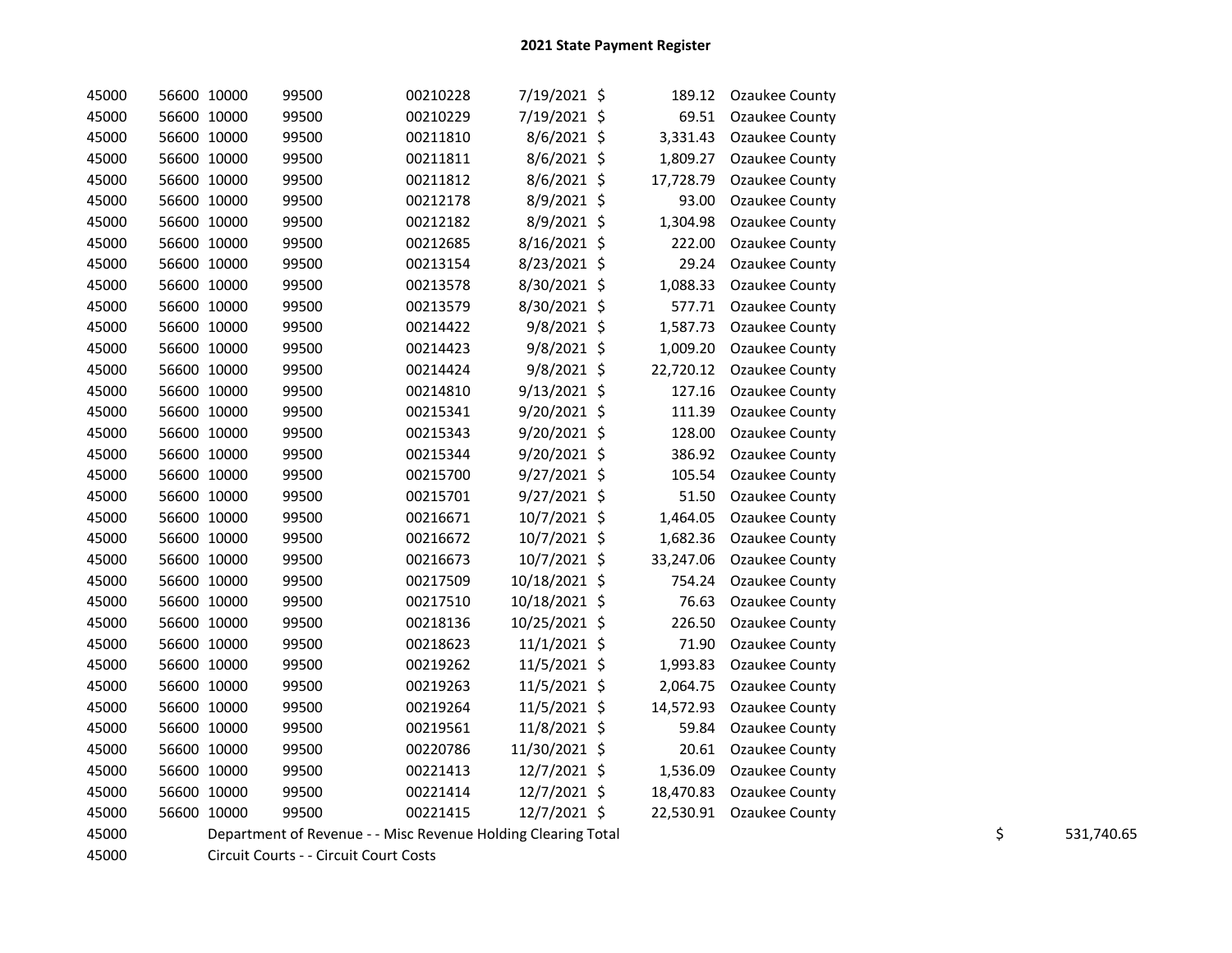# 2021 State Payment Register

| | | | | | | | | | | |
|---|---|---|---|---|---|---|---|---|---|---|
| 45000 | 56600 | 10000 | 99500 | 00210228 | 7/19/2021 | $ | 189.12 | Ozaukee County | | |
| 45000 | 56600 | 10000 | 99500 | 00210229 | 7/19/2021 | $ | 69.51 | Ozaukee County | | |
| 45000 | 56600 | 10000 | 99500 | 00211810 | 8/6/2021 | $ | 3,331.43 | Ozaukee County | | |
| 45000 | 56600 | 10000 | 99500 | 00211811 | 8/6/2021 | $ | 1,809.27 | Ozaukee County | | |
| 45000 | 56600 | 10000 | 99500 | 00211812 | 8/6/2021 | $ | 17,728.79 | Ozaukee County | | |
| 45000 | 56600 | 10000 | 99500 | 00212178 | 8/9/2021 | $ | 93.00 | Ozaukee County | | |
| 45000 | 56600 | 10000 | 99500 | 00212182 | 8/9/2021 | $ | 1,304.98 | Ozaukee County | | |
| 45000 | 56600 | 10000 | 99500 | 00212685 | 8/16/2021 | $ | 222.00 | Ozaukee County | | |
| 45000 | 56600 | 10000 | 99500 | 00213154 | 8/23/2021 | $ | 29.24 | Ozaukee County | | |
| 45000 | 56600 | 10000 | 99500 | 00213578 | 8/30/2021 | $ | 1,088.33 | Ozaukee County | | |
| 45000 | 56600 | 10000 | 99500 | 00213579 | 8/30/2021 | $ | 577.71 | Ozaukee County | | |
| 45000 | 56600 | 10000 | 99500 | 00214422 | 9/8/2021 | $ | 1,587.73 | Ozaukee County | | |
| 45000 | 56600 | 10000 | 99500 | 00214423 | 9/8/2021 | $ | 1,009.20 | Ozaukee County | | |
| 45000 | 56600 | 10000 | 99500 | 00214424 | 9/8/2021 | $ | 22,720.12 | Ozaukee County | | |
| 45000 | 56600 | 10000 | 99500 | 00214810 | 9/13/2021 | $ | 127.16 | Ozaukee County | | |
| 45000 | 56600 | 10000 | 99500 | 00215341 | 9/20/2021 | $ | 111.39 | Ozaukee County | | |
| 45000 | 56600 | 10000 | 99500 | 00215343 | 9/20/2021 | $ | 128.00 | Ozaukee County | | |
| 45000 | 56600 | 10000 | 99500 | 00215344 | 9/20/2021 | $ | 386.92 | Ozaukee County | | |
| 45000 | 56600 | 10000 | 99500 | 00215700 | 9/27/2021 | $ | 105.54 | Ozaukee County | | |
| 45000 | 56600 | 10000 | 99500 | 00215701 | 9/27/2021 | $ | 51.50 | Ozaukee County | | |
| 45000 | 56600 | 10000 | 99500 | 00216671 | 10/7/2021 | $ | 1,464.05 | Ozaukee County | | |
| 45000 | 56600 | 10000 | 99500 | 00216672 | 10/7/2021 | $ | 1,682.36 | Ozaukee County | | |
| 45000 | 56600 | 10000 | 99500 | 00216673 | 10/7/2021 | $ | 33,247.06 | Ozaukee County | | |
| 45000 | 56600 | 10000 | 99500 | 00217509 | 10/18/2021 | $ | 754.24 | Ozaukee County | | |
| 45000 | 56600 | 10000 | 99500 | 00217510 | 10/18/2021 | $ | 76.63 | Ozaukee County | | |
| 45000 | 56600 | 10000 | 99500 | 00218136 | 10/25/2021 | $ | 226.50 | Ozaukee County | | |
| 45000 | 56600 | 10000 | 99500 | 00218623 | 11/1/2021 | $ | 71.90 | Ozaukee County | | |
| 45000 | 56600 | 10000 | 99500 | 00219262 | 11/5/2021 | $ | 1,993.83 | Ozaukee County | | |
| 45000 | 56600 | 10000 | 99500 | 00219263 | 11/5/2021 | $ | 2,064.75 | Ozaukee County | | |
| 45000 | 56600 | 10000 | 99500 | 00219264 | 11/5/2021 | $ | 14,572.93 | Ozaukee County | | |
| 45000 | 56600 | 10000 | 99500 | 00219561 | 11/8/2021 | $ | 59.84 | Ozaukee County | | |
| 45000 | 56600 | 10000 | 99500 | 00220786 | 11/30/2021 | $ | 20.61 | Ozaukee County | | |
| 45000 | 56600 | 10000 | 99500 | 00221413 | 12/7/2021 | $ | 1,536.09 | Ozaukee County | | |
| 45000 | 56600 | 10000 | 99500 | 00221414 | 12/7/2021 | $ | 18,470.83 | Ozaukee County | | |
| 45000 | 56600 | 10000 | 99500 | 00221415 | 12/7/2021 | $ | 22,530.91 | Ozaukee County | | |
| 45000 | Department of Revenue - - Misc Revenue Holding Clearing Total | | | | | | | | $ | 531,740.65 |
| 45000 | Circuit Courts - - Circuit Court Costs | | | | | | | | | |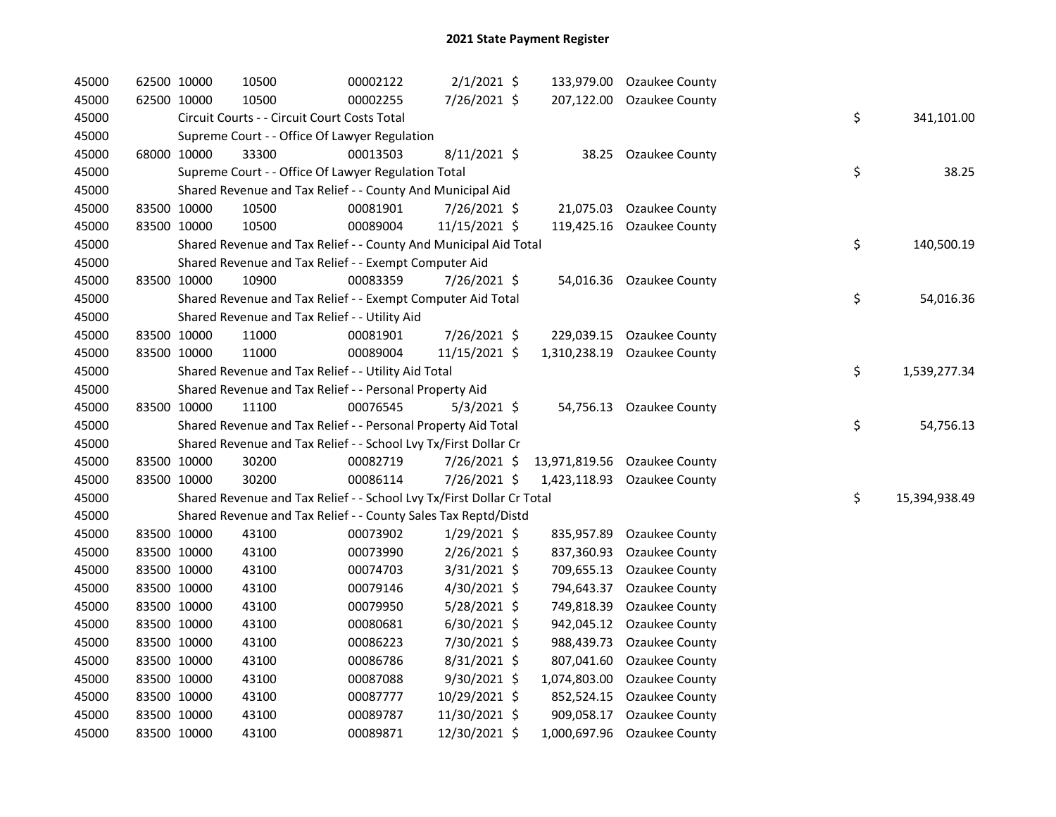# 2021 State Payment Register

| | | | | | | | | | |
|---|---|---|---|---|---|---|---|---|---|
| 45000 | 62500 | 10000 | 10500 | 00002122 | 2/1/2021 | $ 133,979.00 | Ozaukee County | | |
| 45000 | 62500 | 10000 | 10500 | 00002255 | 7/26/2021 | $ 207,122.00 | Ozaukee County | | |
| 45000 | | Circuit Courts - - Circuit Court Costs Total | | | | | | $ | 341,101.00 |
| 45000 | | Supreme Court - - Office Of Lawyer Regulation | | | | | | | |
| 45000 | 68000 | 10000 | 33300 | 00013503 | 8/11/2021 | $ 38.25 | Ozaukee County | | |
| 45000 | | Supreme Court - - Office Of Lawyer Regulation Total | | | | | | $ | 38.25 |
| 45000 | | Shared Revenue and Tax Relief - - County And Municipal Aid | | | | | | | |
| 45000 | 83500 | 10000 | 10500 | 00081901 | 7/26/2021 | $ 21,075.03 | Ozaukee County | | |
| 45000 | 83500 | 10000 | 10500 | 00089004 | 11/15/2021 | $ 119,425.16 | Ozaukee County | | |
| 45000 | | Shared Revenue and Tax Relief - - County And Municipal Aid Total | | | | | | $ | 140,500.19 |
| 45000 | | Shared Revenue and Tax Relief - - Exempt Computer Aid | | | | | | | |
| 45000 | 83500 | 10000 | 10900 | 00083359 | 7/26/2021 | $ 54,016.36 | Ozaukee County | | |
| 45000 | | Shared Revenue and Tax Relief - - Exempt Computer Aid Total | | | | | | $ | 54,016.36 |
| 45000 | | Shared Revenue and Tax Relief - - Utility Aid | | | | | | | |
| 45000 | 83500 | 10000 | 11000 | 00081901 | 7/26/2021 | $ 229,039.15 | Ozaukee County | | |
| 45000 | 83500 | 10000 | 11000 | 00089004 | 11/15/2021 | $ 1,310,238.19 | Ozaukee County | | |
| 45000 | | Shared Revenue and Tax Relief - - Utility Aid Total | | | | | | $ | 1,539,277.34 |
| 45000 | | Shared Revenue and Tax Relief - - Personal Property Aid | | | | | | | |
| 45000 | 83500 | 10000 | 11100 | 00076545 | 5/3/2021 | $ 54,756.13 | Ozaukee County | | |
| 45000 | | Shared Revenue and Tax Relief - - Personal Property Aid Total | | | | | | $ | 54,756.13 |
| 45000 | | Shared Revenue and Tax Relief - - School Lvy Tx/First Dollar Cr | | | | | | | |
| 45000 | 83500 | 10000 | 30200 | 00082719 | 7/26/2021 | $ 13,971,819.56 | Ozaukee County | | |
| 45000 | 83500 | 10000 | 30200 | 00086114 | 7/26/2021 | $ 1,423,118.93 | Ozaukee County | | |
| 45000 | | Shared Revenue and Tax Relief - - School Lvy Tx/First Dollar Cr Total | | | | | | $ | 15,394,938.49 |
| 45000 | | Shared Revenue and Tax Relief - - County Sales Tax Reptd/Distd | | | | | | | |
| 45000 | 83500 | 10000 | 43100 | 00073902 | 1/29/2021 | $ 835,957.89 | Ozaukee County | | |
| 45000 | 83500 | 10000 | 43100 | 00073990 | 2/26/2021 | $ 837,360.93 | Ozaukee County | | |
| 45000 | 83500 | 10000 | 43100 | 00074703 | 3/31/2021 | $ 709,655.13 | Ozaukee County | | |
| 45000 | 83500 | 10000 | 43100 | 00079146 | 4/30/2021 | $ 794,643.37 | Ozaukee County | | |
| 45000 | 83500 | 10000 | 43100 | 00079950 | 5/28/2021 | $ 749,818.39 | Ozaukee County | | |
| 45000 | 83500 | 10000 | 43100 | 00080681 | 6/30/2021 | $ 942,045.12 | Ozaukee County | | |
| 45000 | 83500 | 10000 | 43100 | 00086223 | 7/30/2021 | $ 988,439.73 | Ozaukee County | | |
| 45000 | 83500 | 10000 | 43100 | 00086786 | 8/31/2021 | $ 807,041.60 | Ozaukee County | | |
| 45000 | 83500 | 10000 | 43100 | 00087088 | 9/30/2021 | $ 1,074,803.00 | Ozaukee County | | |
| 45000 | 83500 | 10000 | 43100 | 00087777 | 10/29/2021 | $ 852,524.15 | Ozaukee County | | |
| 45000 | 83500 | 10000 | 43100 | 00089787 | 11/30/2021 | $ 909,058.17 | Ozaukee County | | |
| 45000 | 83500 | 10000 | 43100 | 00089871 | 12/30/2021 | $ 1,000,697.96 | Ozaukee County | | |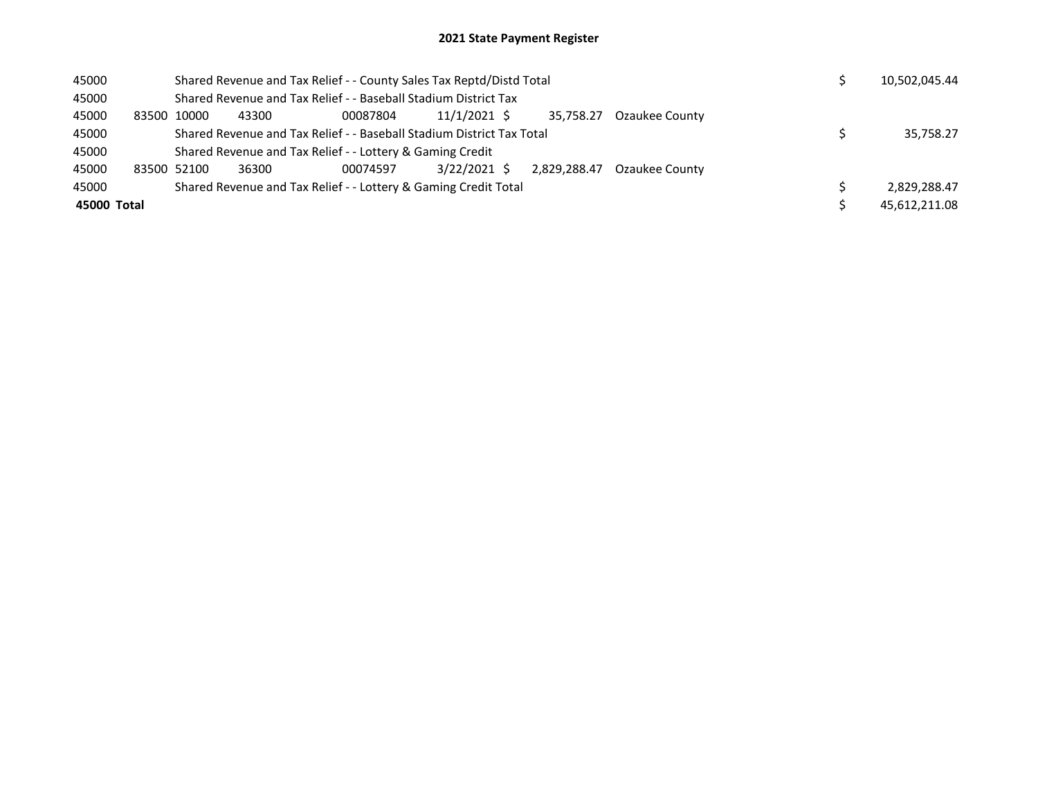## 2021 State Payment Register

| | | | | | | | | | |
|---|---|---|---|---|---|---|---|---|---|
| 45000 | | Shared Revenue and Tax Relief - - County Sales Tax Reptd/Distd Total | | | | | | $ | 10,502,045.44 |
| 45000 | | Shared Revenue and Tax Relief - - Baseball Stadium District Tax | | | | | | | |
| 45000 | 83500 | 10000 | 43300 | 00087804 | 11/1/2021 | $ 35,758.27 | Ozaukee County | | |
| 45000 | | Shared Revenue and Tax Relief - - Baseball Stadium District Tax Total | | | | | | $ | 35,758.27 |
| 45000 | | Shared Revenue and Tax Relief - - Lottery & Gaming Credit | | | | | | | |
| 45000 | 83500 | 52100 | 36300 | 00074597 | 3/22/2021 | $ 2,829,288.47 | Ozaukee County | | |
| 45000 | | Shared Revenue and Tax Relief - - Lottery & Gaming Credit Total | | | | | | $ | 2,829,288.47 |
| **45000 Total** | | | | | | | | $ | 45,612,211.08 |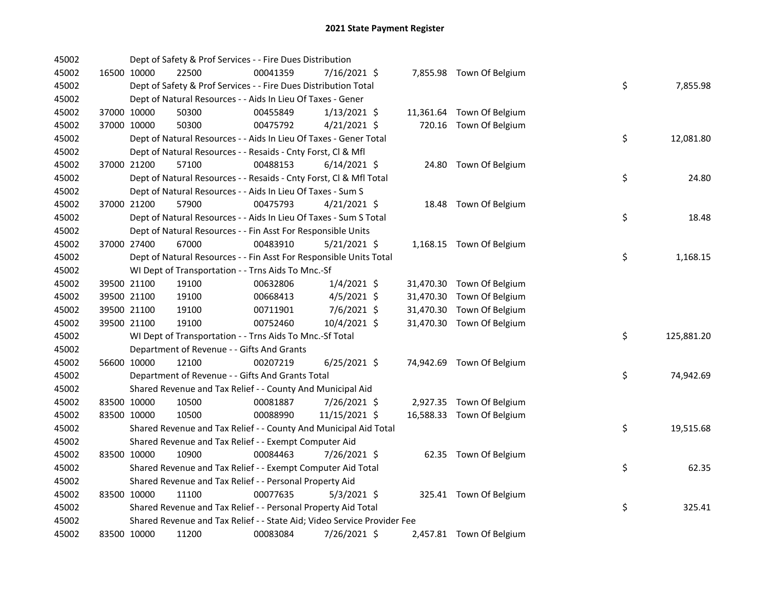# 2021 State Payment Register

| | | | | | | | | | |
|---|---|---|---|---|---|---|---|---|---|
| 45002 | | | Dept of Safety & Prof Services - - Fire Dues Distribution | | | | | | |
| 45002 | 16500 | 10000 | 22500 | 00041359 | 7/16/2021 | $ 7,855.98 | Town Of Belgium | | |
| 45002 | | | Dept of Safety & Prof Services - - Fire Dues Distribution Total | | | | | $ | 7,855.98 |
| 45002 | | | Dept of Natural Resources - - Aids In Lieu Of Taxes - Gener | | | | | | |
| 45002 | 37000 | 10000 | 50300 | 00455849 | 1/13/2021 | $ 11,361.64 | Town Of Belgium | | |
| 45002 | 37000 | 10000 | 50300 | 00475792 | 4/21/2021 | $ 720.16 | Town Of Belgium | | |
| 45002 | | | Dept of Natural Resources - - Aids In Lieu Of Taxes - Gener Total | | | | | $ | 12,081.80 |
| 45002 | | | Dept of Natural Resources - - Resaids - Cnty Forst, Cl & Mfl | | | | | | |
| 45002 | 37000 | 21200 | 57100 | 00488153 | 6/14/2021 | $ 24.80 | Town Of Belgium | | |
| 45002 | | | Dept of Natural Resources - - Resaids - Cnty Forst, Cl & Mfl Total | | | | | $ | 24.80 |
| 45002 | | | Dept of Natural Resources - - Aids In Lieu Of Taxes - Sum S | | | | | | |
| 45002 | 37000 | 21200 | 57900 | 00475793 | 4/21/2021 | $ 18.48 | Town Of Belgium | | |
| 45002 | | | Dept of Natural Resources - - Aids In Lieu Of Taxes - Sum S Total | | | | | $ | 18.48 |
| 45002 | | | Dept of Natural Resources - - Fin Asst For Responsible Units | | | | | | |
| 45002 | 37000 | 27400 | 67000 | 00483910 | 5/21/2021 | $ 1,168.15 | Town Of Belgium | | |
| 45002 | | | Dept of Natural Resources - - Fin Asst For Responsible Units Total | | | | | $ | 1,168.15 |
| 45002 | | | WI Dept of Transportation - - Trns Aids To Mnc.-Sf | | | | | | |
| 45002 | 39500 | 21100 | 19100 | 00632806 | 1/4/2021 | $ 31,470.30 | Town Of Belgium | | |
| 45002 | 39500 | 21100 | 19100 | 00668413 | 4/5/2021 | $ 31,470.30 | Town Of Belgium | | |
| 45002 | 39500 | 21100 | 19100 | 00711901 | 7/6/2021 | $ 31,470.30 | Town Of Belgium | | |
| 45002 | 39500 | 21100 | 19100 | 00752460 | 10/4/2021 | $ 31,470.30 | Town Of Belgium | | |
| 45002 | | | WI Dept of Transportation - - Trns Aids To Mnc.-Sf Total | | | | | $ | 125,881.20 |
| 45002 | | | Department of Revenue - - Gifts And Grants | | | | | | |
| 45002 | 56600 | 10000 | 12100 | 00207219 | 6/25/2021 | $ 74,942.69 | Town Of Belgium | | |
| 45002 | | | Department of Revenue - - Gifts And Grants Total | | | | | $ | 74,942.69 |
| 45002 | | | Shared Revenue and Tax Relief - - County And Municipal Aid | | | | | | |
| 45002 | 83500 | 10000 | 10500 | 00081887 | 7/26/2021 | $ 2,927.35 | Town Of Belgium | | |
| 45002 | 83500 | 10000 | 10500 | 00088990 | 11/15/2021 | $ 16,588.33 | Town Of Belgium | | |
| 45002 | | | Shared Revenue and Tax Relief - - County And Municipal Aid Total | | | | | $ | 19,515.68 |
| 45002 | | | Shared Revenue and Tax Relief - - Exempt Computer Aid | | | | | | |
| 45002 | 83500 | 10000 | 10900 | 00084463 | 7/26/2021 | $ 62.35 | Town Of Belgium | | |
| 45002 | | | Shared Revenue and Tax Relief - - Exempt Computer Aid Total | | | | | $ | 62.35 |
| 45002 | | | Shared Revenue and Tax Relief - - Personal Property Aid | | | | | | |
| 45002 | 83500 | 10000 | 11100 | 00077635 | 5/3/2021 | $ 325.41 | Town Of Belgium | | |
| 45002 | | | Shared Revenue and Tax Relief - - Personal Property Aid Total | | | | | $ | 325.41 |
| 45002 | | | Shared Revenue and Tax Relief - - State Aid; Video Service Provider Fee | | | | | | |
| 45002 | 83500 | 10000 | 11200 | 00083084 | 7/26/2021 | $ 2,457.81 | Town Of Belgium | | |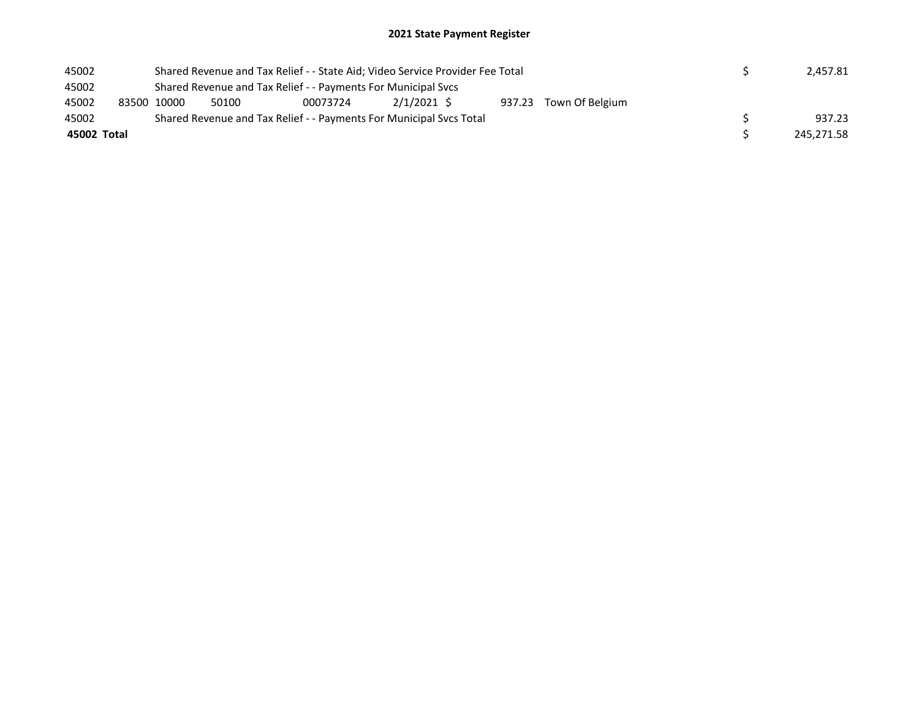## 2021 State Payment Register

| | | | | | | | | | |
|---|---|---|---|---|---|---|---|---|---|
| 45002 | | Shared Revenue and Tax Relief - - State Aid; Video Service Provider Fee Total | | | | | | $ | 2,457.81 |
| 45002 | | Shared Revenue and Tax Relief - - Payments For Municipal Svcs | | | | | | | |
| 45002 | 83500 | 10000 | 50100 | 00073724 | 2/1/2021 | $ 937.23 | Town Of Belgium | | |
| 45002 | | Shared Revenue and Tax Relief - - Payments For Municipal Svcs Total | | | | | | $ | 937.23 |
| **45002 Total** | | | | | | | | $ | 245,271.58 |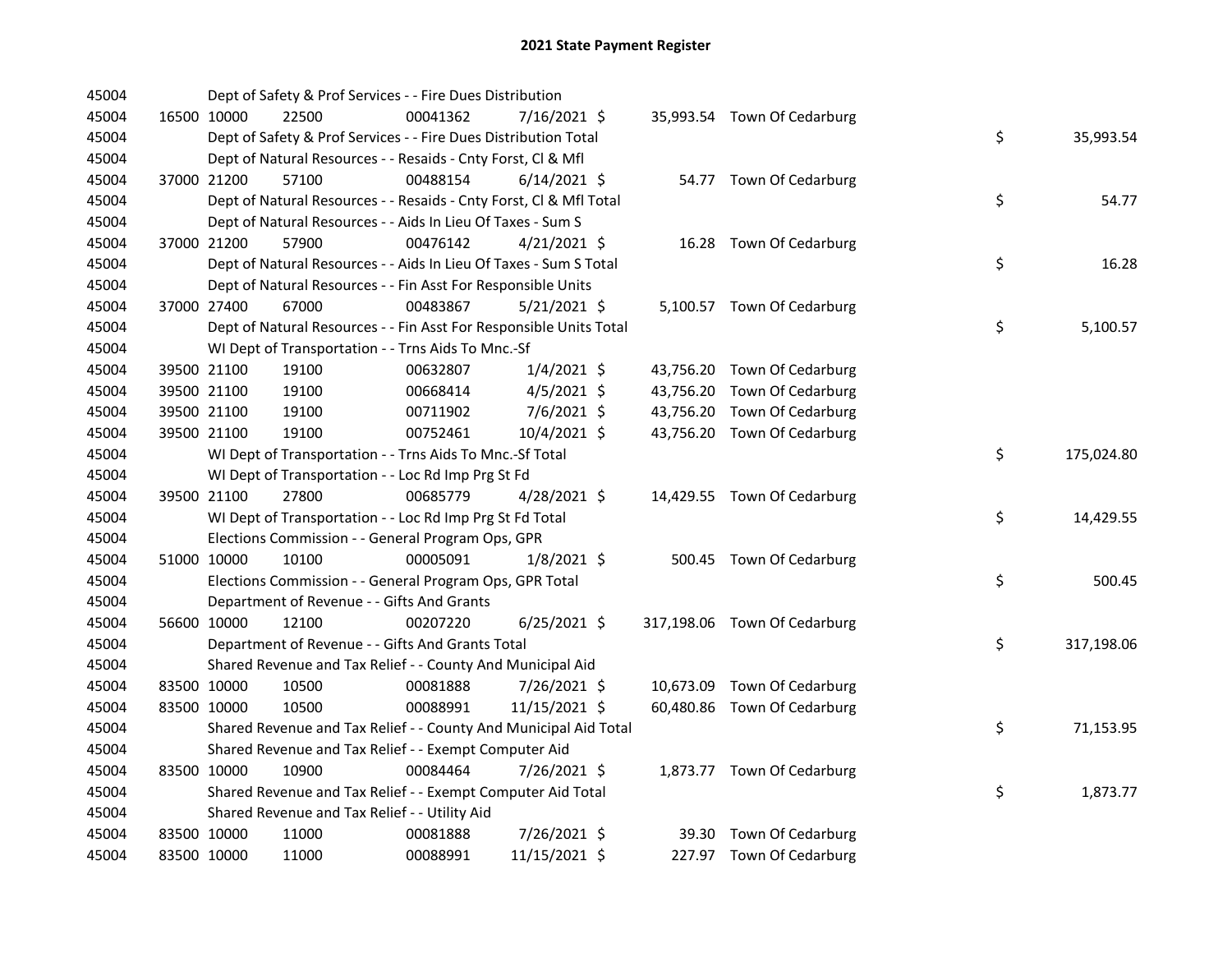# 2021 State Payment Register

| | | | | | | | | | |
|---|---|---|---|---|---|---|---|---|---|
| 45004 | | | Dept of Safety & Prof Services - - Fire Dues Distribution | | | | | | |
| 45004 | 16500 | 10000 | 22500 | 00041362 | 7/16/2021 | $ 35,993.54 | Town Of Cedarburg | | |
| 45004 | | | Dept of Safety & Prof Services - - Fire Dues Distribution Total | | | | | $ | 35,993.54 |
| 45004 | | | Dept of Natural Resources - - Resaids - Cnty Forst, Cl & Mfl | | | | | | |
| 45004 | 37000 | 21200 | 57100 | 00488154 | 6/14/2021 | $ 54.77 | Town Of Cedarburg | | |
| 45004 | | | Dept of Natural Resources - - Resaids - Cnty Forst, Cl & Mfl Total | | | | | $ | 54.77 |
| 45004 | | | Dept of Natural Resources - - Aids In Lieu Of Taxes - Sum S | | | | | | |
| 45004 | 37000 | 21200 | 57900 | 00476142 | 4/21/2021 | $ 16.28 | Town Of Cedarburg | | |
| 45004 | | | Dept of Natural Resources - - Aids In Lieu Of Taxes - Sum S Total | | | | | $ | 16.28 |
| 45004 | | | Dept of Natural Resources - - Fin Asst For Responsible Units | | | | | | |
| 45004 | 37000 | 27400 | 67000 | 00483867 | 5/21/2021 | $ 5,100.57 | Town Of Cedarburg | | |
| 45004 | | | Dept of Natural Resources - - Fin Asst For Responsible Units Total | | | | | $ | 5,100.57 |
| 45004 | | | WI Dept of Transportation - - Trns Aids To Mnc.-Sf | | | | | | |
| 45004 | 39500 | 21100 | 19100 | 00632807 | 1/4/2021 | $ 43,756.20 | Town Of Cedarburg | | |
| 45004 | 39500 | 21100 | 19100 | 00668414 | 4/5/2021 | $ 43,756.20 | Town Of Cedarburg | | |
| 45004 | 39500 | 21100 | 19100 | 00711902 | 7/6/2021 | $ 43,756.20 | Town Of Cedarburg | | |
| 45004 | 39500 | 21100 | 19100 | 00752461 | 10/4/2021 | $ 43,756.20 | Town Of Cedarburg | | |
| 45004 | | | WI Dept of Transportation - - Trns Aids To Mnc.-Sf Total | | | | | $ | 175,024.80 |
| 45004 | | | WI Dept of Transportation - - Loc Rd Imp Prg St Fd | | | | | | |
| 45004 | 39500 | 21100 | 27800 | 00685779 | 4/28/2021 | $ 14,429.55 | Town Of Cedarburg | | |
| 45004 | | | WI Dept of Transportation - - Loc Rd Imp Prg St Fd Total | | | | | $ | 14,429.55 |
| 45004 | | | Elections Commission - - General Program Ops, GPR | | | | | | |
| 45004 | 51000 | 10000 | 10100 | 00005091 | 1/8/2021 | $ 500.45 | Town Of Cedarburg | | |
| 45004 | | | Elections Commission - - General Program Ops, GPR Total | | | | | $ | 500.45 |
| 45004 | | | Department of Revenue - - Gifts And Grants | | | | | | |
| 45004 | 56600 | 10000 | 12100 | 00207220 | 6/25/2021 | $ 317,198.06 | Town Of Cedarburg | | |
| 45004 | | | Department of Revenue - - Gifts And Grants Total | | | | | $ | 317,198.06 |
| 45004 | | | Shared Revenue and Tax Relief - - County And Municipal Aid | | | | | | |
| 45004 | 83500 | 10000 | 10500 | 00081888 | 7/26/2021 | $ 10,673.09 | Town Of Cedarburg | | |
| 45004 | 83500 | 10000 | 10500 | 00088991 | 11/15/2021 | $ 60,480.86 | Town Of Cedarburg | | |
| 45004 | | | Shared Revenue and Tax Relief - - County And Municipal Aid Total | | | | | $ | 71,153.95 |
| 45004 | | | Shared Revenue and Tax Relief - - Exempt Computer Aid | | | | | | |
| 45004 | 83500 | 10000 | 10900 | 00084464 | 7/26/2021 | $ 1,873.77 | Town Of Cedarburg | | |
| 45004 | | | Shared Revenue and Tax Relief - - Exempt Computer Aid Total | | | | | $ | 1,873.77 |
| 45004 | | | Shared Revenue and Tax Relief - - Utility Aid | | | | | | |
| 45004 | 83500 | 10000 | 11000 | 00081888 | 7/26/2021 | $ 39.30 | Town Of Cedarburg | | |
| 45004 | 83500 | 10000 | 11000 | 00088991 | 11/15/2021 | $ 227.97 | Town Of Cedarburg | | |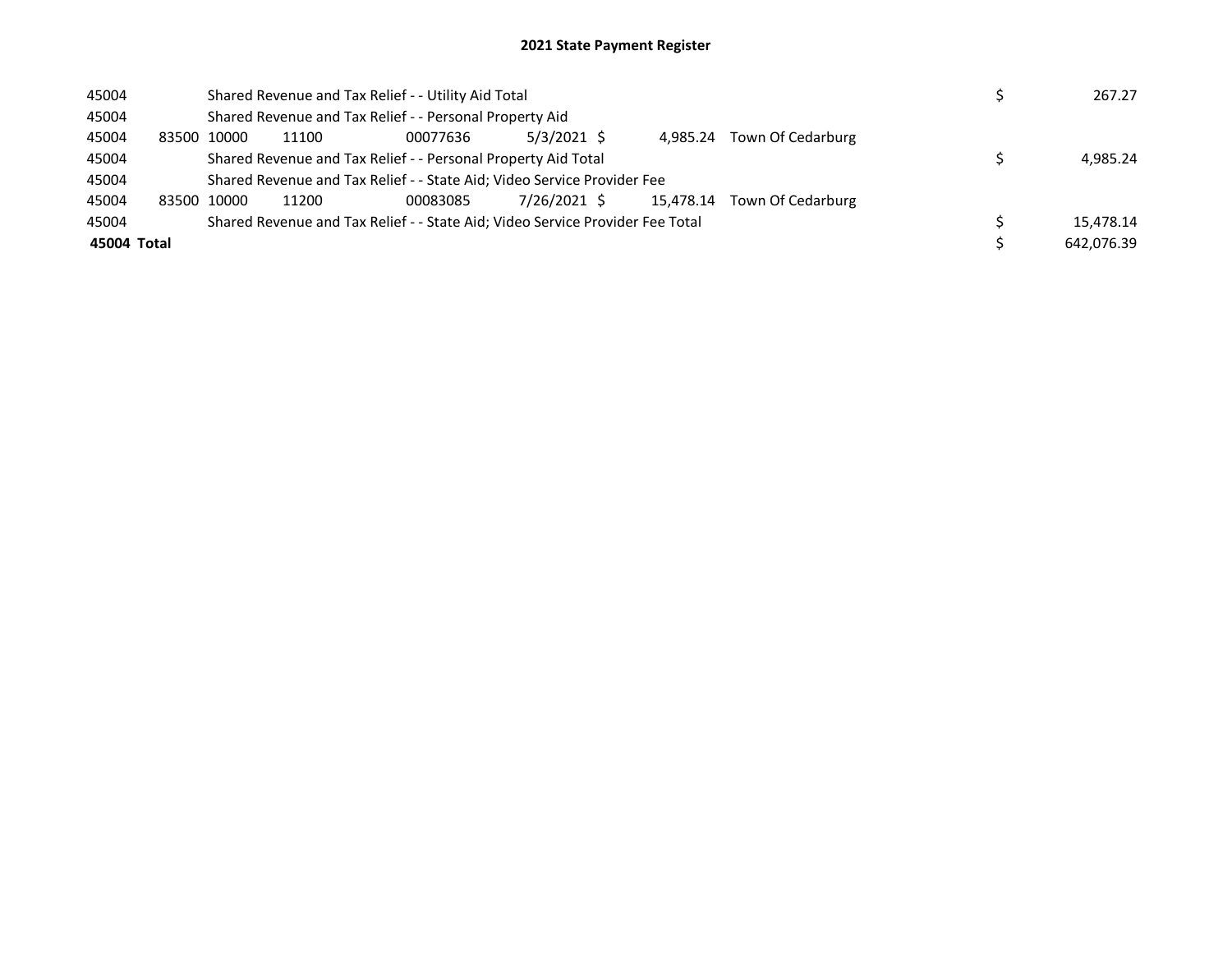# 2021 State Payment Register

| | | | | | | | | | |
|---|---|---|---|---|---|---|---|---|---|
| 45004 | | Shared Revenue and Tax Relief - - Utility Aid Total | | | | | | $ | 267.27 |
| 45004 | | Shared Revenue and Tax Relief - - Personal Property Aid | | | | | | | |
| 45004 | 83500 | 10000 | 11100 | 00077636 | 5/3/2021 | $ 4,985.24 | Town Of Cedarburg | | |
| 45004 | | Shared Revenue and Tax Relief - - Personal Property Aid Total | | | | | | $ | 4,985.24 |
| 45004 | | Shared Revenue and Tax Relief - - State Aid; Video Service Provider Fee | | | | | | | |
| 45004 | 83500 | 10000 | 11200 | 00083085 | 7/26/2021 | $ 15,478.14 | Town Of Cedarburg | | |
| 45004 | | Shared Revenue and Tax Relief - - State Aid; Video Service Provider Fee Total | | | | | | $ | 15,478.14 |
| **45004 Total** | | | | | | | | $ | 642,076.39 |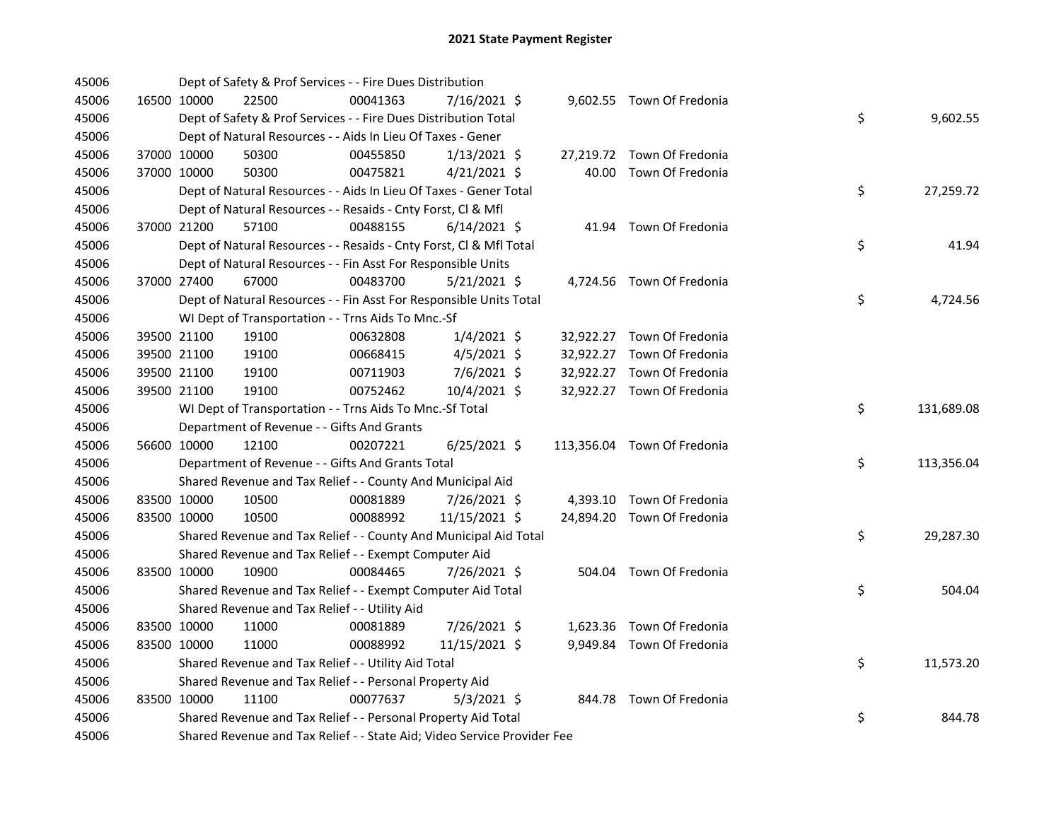# 2021 State Payment Register

| | | | | | | | | | |
|---|---|---|---|---|---|---|---|---|---|
| 45006 | | | Dept of Safety & Prof Services - - Fire Dues Distribution | | | | | | |
| 45006 | 16500 | 10000 | 22500 | 00041363 | 7/16/2021 | $ 9,602.55 | Town Of Fredonia | | |
| 45006 | | | Dept of Safety & Prof Services - - Fire Dues Distribution Total | | | | | $ | 9,602.55 |
| 45006 | | | Dept of Natural Resources - - Aids In Lieu Of Taxes - Gener | | | | | | |
| 45006 | 37000 | 10000 | 50300 | 00455850 | 1/13/2021 | $ 27,219.72 | Town Of Fredonia | | |
| 45006 | 37000 | 10000 | 50300 | 00475821 | 4/21/2021 | $ 40.00 | Town Of Fredonia | | |
| 45006 | | | Dept of Natural Resources - - Aids In Lieu Of Taxes - Gener Total | | | | | $ | 27,259.72 |
| 45006 | | | Dept of Natural Resources - - Resaids - Cnty Forst, Cl & Mfl | | | | | | |
| 45006 | 37000 | 21200 | 57100 | 00488155 | 6/14/2021 | $ 41.94 | Town Of Fredonia | | |
| 45006 | | | Dept of Natural Resources - - Resaids - Cnty Forst, Cl & Mfl Total | | | | | $ | 41.94 |
| 45006 | | | Dept of Natural Resources - - Fin Asst For Responsible Units | | | | | | |
| 45006 | 37000 | 27400 | 67000 | 00483700 | 5/21/2021 | $ 4,724.56 | Town Of Fredonia | | |
| 45006 | | | Dept of Natural Resources - - Fin Asst For Responsible Units Total | | | | | $ | 4,724.56 |
| 45006 | | | WI Dept of Transportation - - Trns Aids To Mnc.-Sf | | | | | | |
| 45006 | 39500 | 21100 | 19100 | 00632808 | 1/4/2021 | $ 32,922.27 | Town Of Fredonia | | |
| 45006 | 39500 | 21100 | 19100 | 00668415 | 4/5/2021 | $ 32,922.27 | Town Of Fredonia | | |
| 45006 | 39500 | 21100 | 19100 | 00711903 | 7/6/2021 | $ 32,922.27 | Town Of Fredonia | | |
| 45006 | 39500 | 21100 | 19100 | 00752462 | 10/4/2021 | $ 32,922.27 | Town Of Fredonia | | |
| 45006 | | | WI Dept of Transportation - - Trns Aids To Mnc.-Sf Total | | | | | $ | 131,689.08 |
| 45006 | | | Department of Revenue - - Gifts And Grants | | | | | | |
| 45006 | 56600 | 10000 | 12100 | 00207221 | 6/25/2021 | $ 113,356.04 | Town Of Fredonia | | |
| 45006 | | | Department of Revenue - - Gifts And Grants Total | | | | | $ | 113,356.04 |
| 45006 | | | Shared Revenue and Tax Relief - - County And Municipal Aid | | | | | | |
| 45006 | 83500 | 10000 | 10500 | 00081889 | 7/26/2021 | $ 4,393.10 | Town Of Fredonia | | |
| 45006 | 83500 | 10000 | 10500 | 00088992 | 11/15/2021 | $ 24,894.20 | Town Of Fredonia | | |
| 45006 | | | Shared Revenue and Tax Relief - - County And Municipal Aid Total | | | | | $ | 29,287.30 |
| 45006 | | | Shared Revenue and Tax Relief - - Exempt Computer Aid | | | | | | |
| 45006 | 83500 | 10000 | 10900 | 00084465 | 7/26/2021 | $ 504.04 | Town Of Fredonia | | |
| 45006 | | | Shared Revenue and Tax Relief - - Exempt Computer Aid Total | | | | | $ | 504.04 |
| 45006 | | | Shared Revenue and Tax Relief - - Utility Aid | | | | | | |
| 45006 | 83500 | 10000 | 11000 | 00081889 | 7/26/2021 | $ 1,623.36 | Town Of Fredonia | | |
| 45006 | 83500 | 10000 | 11000 | 00088992 | 11/15/2021 | $ 9,949.84 | Town Of Fredonia | | |
| 45006 | | | Shared Revenue and Tax Relief - - Utility Aid Total | | | | | $ | 11,573.20 |
| 45006 | | | Shared Revenue and Tax Relief - - Personal Property Aid | | | | | | |
| 45006 | 83500 | 10000 | 11100 | 00077637 | 5/3/2021 | $ 844.78 | Town Of Fredonia | | |
| 45006 | | | Shared Revenue and Tax Relief - - Personal Property Aid Total | | | | | $ | 844.78 |
| 45006 | | | Shared Revenue and Tax Relief - - State Aid; Video Service Provider Fee | | | | | | |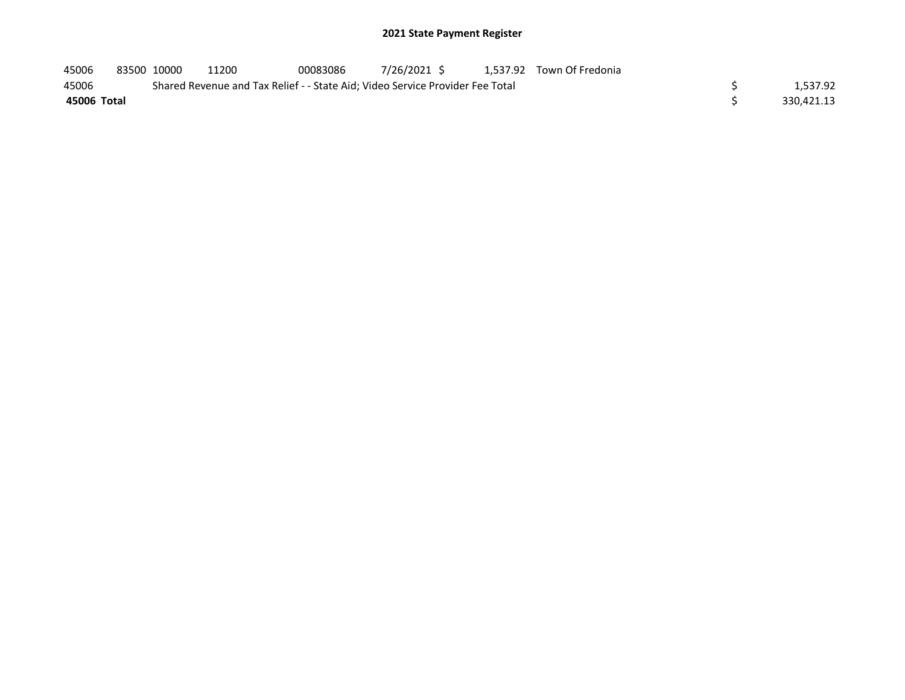# 2021 State Payment Register

| | | | | | | | | | |
|---|---|---|---|---|---|---|---|---|---|
| 45006 | 83500 | 10000 | 11200 | 00083086 | 7/26/2021 | $ 1,537.92 | Town Of Fredonia | | |
| 45006 | | Shared Revenue and Tax Relief - - State Aid; Video Service Provider Fee Total | | | | | | $ | 1,537.92 |
| **45006 Total** | | | | | | | | $ | 330,421.13 |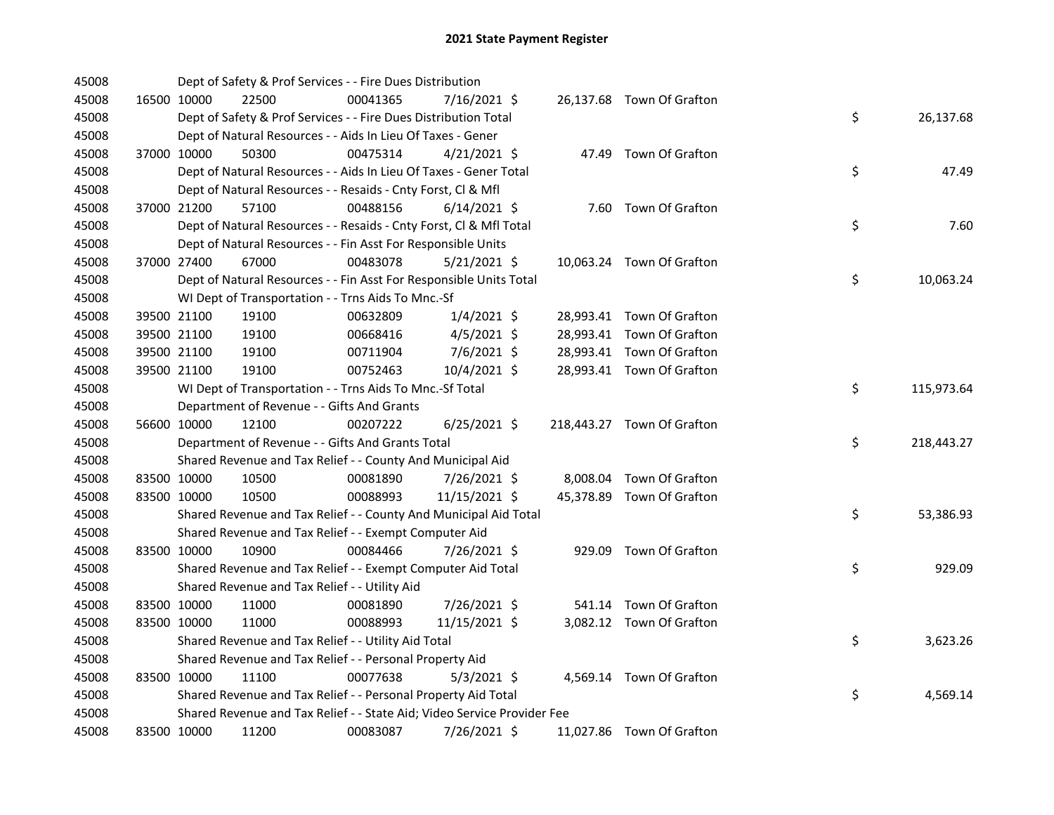# 2021 State Payment Register

| | | | | | | | | | |
|---|---|---|---|---|---|---|---|---|---|
| 45008 | | | Dept of Safety & Prof Services - - Fire Dues Distribution | | | | | | |
| 45008 | 16500 | 10000 | 22500 | 00041365 | 7/16/2021 | $ 26,137.68 | Town Of Grafton | | |
| 45008 | | | Dept of Safety & Prof Services - - Fire Dues Distribution Total | | | | | $ | 26,137.68 |
| 45008 | | | Dept of Natural Resources - - Aids In Lieu Of Taxes - Gener | | | | | | |
| 45008 | 37000 | 10000 | 50300 | 00475314 | 4/21/2021 | $ 47.49 | Town Of Grafton | | |
| 45008 | | | Dept of Natural Resources - - Aids In Lieu Of Taxes - Gener Total | | | | | $ | 47.49 |
| 45008 | | | Dept of Natural Resources - - Resaids - Cnty Forst, Cl & Mfl | | | | | | |
| 45008 | 37000 | 21200 | 57100 | 00488156 | 6/14/2021 | $ 7.60 | Town Of Grafton | | |
| 45008 | | | Dept of Natural Resources - - Resaids - Cnty Forst, Cl & Mfl Total | | | | | $ | 7.60 |
| 45008 | | | Dept of Natural Resources - - Fin Asst For Responsible Units | | | | | | |
| 45008 | 37000 | 27400 | 67000 | 00483078 | 5/21/2021 | $ 10,063.24 | Town Of Grafton | | |
| 45008 | | | Dept of Natural Resources - - Fin Asst For Responsible Units Total | | | | | $ | 10,063.24 |
| 45008 | | | WI Dept of Transportation - - Trns Aids To Mnc.-Sf | | | | | | |
| 45008 | 39500 | 21100 | 19100 | 00632809 | 1/4/2021 | $ 28,993.41 | Town Of Grafton | | |
| 45008 | 39500 | 21100 | 19100 | 00668416 | 4/5/2021 | $ 28,993.41 | Town Of Grafton | | |
| 45008 | 39500 | 21100 | 19100 | 00711904 | 7/6/2021 | $ 28,993.41 | Town Of Grafton | | |
| 45008 | 39500 | 21100 | 19100 | 00752463 | 10/4/2021 | $ 28,993.41 | Town Of Grafton | | |
| 45008 | | | WI Dept of Transportation - - Trns Aids To Mnc.-Sf Total | | | | | $ | 115,973.64 |
| 45008 | | | Department of Revenue - - Gifts And Grants | | | | | | |
| 45008 | 56600 | 10000 | 12100 | 00207222 | 6/25/2021 | $ 218,443.27 | Town Of Grafton | | |
| 45008 | | | Department of Revenue - - Gifts And Grants Total | | | | | $ | 218,443.27 |
| 45008 | | | Shared Revenue and Tax Relief - - County And Municipal Aid | | | | | | |
| 45008 | 83500 | 10000 | 10500 | 00081890 | 7/26/2021 | $ 8,008.04 | Town Of Grafton | | |
| 45008 | 83500 | 10000 | 10500 | 00088993 | 11/15/2021 | $ 45,378.89 | Town Of Grafton | | |
| 45008 | | | Shared Revenue and Tax Relief - - County And Municipal Aid Total | | | | | $ | 53,386.93 |
| 45008 | | | Shared Revenue and Tax Relief - - Exempt Computer Aid | | | | | | |
| 45008 | 83500 | 10000 | 10900 | 00084466 | 7/26/2021 | $ 929.09 | Town Of Grafton | | |
| 45008 | | | Shared Revenue and Tax Relief - - Exempt Computer Aid Total | | | | | $ | 929.09 |
| 45008 | | | Shared Revenue and Tax Relief - - Utility Aid | | | | | | |
| 45008 | 83500 | 10000 | 11000 | 00081890 | 7/26/2021 | $ 541.14 | Town Of Grafton | | |
| 45008 | 83500 | 10000 | 11000 | 00088993 | 11/15/2021 | $ 3,082.12 | Town Of Grafton | | |
| 45008 | | | Shared Revenue and Tax Relief - - Utility Aid Total | | | | | $ | 3,623.26 |
| 45008 | | | Shared Revenue and Tax Relief - - Personal Property Aid | | | | | | |
| 45008 | 83500 | 10000 | 11100 | 00077638 | 5/3/2021 | $ 4,569.14 | Town Of Grafton | | |
| 45008 | | | Shared Revenue and Tax Relief - - Personal Property Aid Total | | | | | $ | 4,569.14 |
| 45008 | | | Shared Revenue and Tax Relief - - State Aid; Video Service Provider Fee | | | | | | |
| 45008 | 83500 | 10000 | 11200 | 00083087 | 7/26/2021 | $ 11,027.86 | Town Of Grafton | | |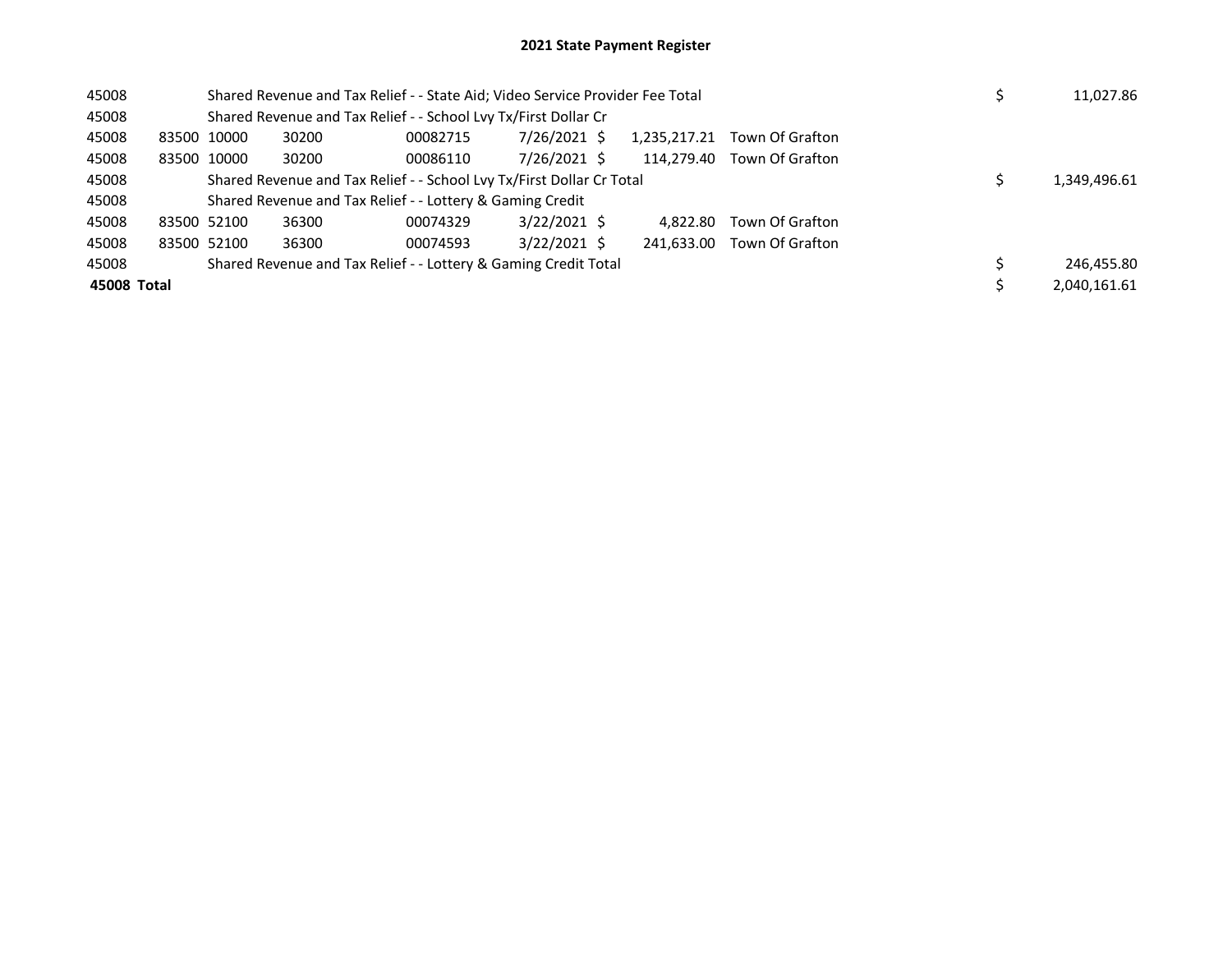# 2021 State Payment Register

| | | | | | | | | | |
|---|---|---|---|---|---|---|---|---|---|
| 45008 | | | Shared Revenue and Tax Relief - - State Aid; Video Service Provider Fee Total | | | | | $ | 11,027.86 |
| 45008 | | | Shared Revenue and Tax Relief - - School Lvy Tx/First Dollar Cr | | | | | | |
| 45008 | 83500 | 10000 | 30200 | 00082715 | 7/26/2021 | $ 1,235,217.21 | Town Of Grafton | | |
| 45008 | 83500 | 10000 | 30200 | 00086110 | 7/26/2021 | $ 114,279.40 | Town Of Grafton | | |
| 45008 | | | Shared Revenue and Tax Relief - - School Lvy Tx/First Dollar Cr Total | | | | | $ | 1,349,496.61 |
| 45008 | | | Shared Revenue and Tax Relief - - Lottery & Gaming Credit | | | | | | |
| 45008 | 83500 | 52100 | 36300 | 00074329 | 3/22/2021 | $ 4,822.80 | Town Of Grafton | | |
| 45008 | 83500 | 52100 | 36300 | 00074593 | 3/22/2021 | $ 241,633.00 | Town Of Grafton | | |
| 45008 | | | Shared Revenue and Tax Relief - - Lottery & Gaming Credit Total | | | | | $ | 246,455.80 |
| **45008 Total** | | | | | | | | $ | 2,040,161.61 |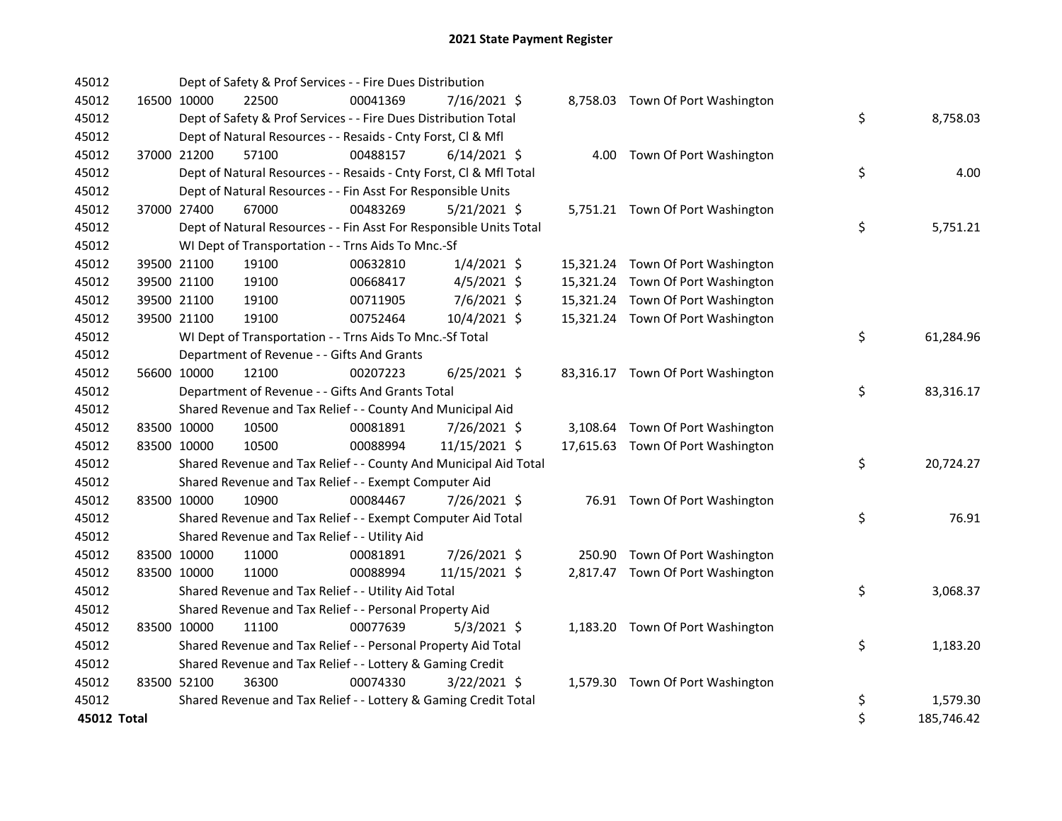# 2021 State Payment Register

| | | | | | | | | | |
|---|---|---|---|---|---|---|---|---|---|
| 45012 | | | Dept of Safety & Prof Services - - Fire Dues Distribution | | | | | | |
| 45012 | 16500 | 10000 | 22500 | 00041369 | 7/16/2021 | $ 8,758.03 | Town Of Port Washington | | |
| 45012 | | | Dept of Safety & Prof Services - - Fire Dues Distribution Total | | | | | $ | 8,758.03 |
| 45012 | | | Dept of Natural Resources - - Resaids - Cnty Forst, Cl & Mfl | | | | | | |
| 45012 | 37000 | 21200 | 57100 | 00488157 | 6/14/2021 | $ 4.00 | Town Of Port Washington | | |
| 45012 | | | Dept of Natural Resources - - Resaids - Cnty Forst, Cl & Mfl Total | | | | | $ | 4.00 |
| 45012 | | | Dept of Natural Resources - - Fin Asst For Responsible Units | | | | | | |
| 45012 | 37000 | 27400 | 67000 | 00483269 | 5/21/2021 | $ 5,751.21 | Town Of Port Washington | | |
| 45012 | | | Dept of Natural Resources - - Fin Asst For Responsible Units Total | | | | | $ | 5,751.21 |
| 45012 | | | WI Dept of Transportation - - Trns Aids To Mnc.-Sf | | | | | | |
| 45012 | 39500 | 21100 | 19100 | 00632810 | 1/4/2021 | $ 15,321.24 | Town Of Port Washington | | |
| 45012 | 39500 | 21100 | 19100 | 00668417 | 4/5/2021 | $ 15,321.24 | Town Of Port Washington | | |
| 45012 | 39500 | 21100 | 19100 | 00711905 | 7/6/2021 | $ 15,321.24 | Town Of Port Washington | | |
| 45012 | 39500 | 21100 | 19100 | 00752464 | 10/4/2021 | $ 15,321.24 | Town Of Port Washington | | |
| 45012 | | | WI Dept of Transportation - - Trns Aids To Mnc.-Sf Total | | | | | $ | 61,284.96 |
| 45012 | | | Department of Revenue - - Gifts And Grants | | | | | | |
| 45012 | 56600 | 10000 | 12100 | 00207223 | 6/25/2021 | $ 83,316.17 | Town Of Port Washington | | |
| 45012 | | | Department of Revenue - - Gifts And Grants Total | | | | | $ | 83,316.17 |
| 45012 | | | Shared Revenue and Tax Relief - - County And Municipal Aid | | | | | | |
| 45012 | 83500 | 10000 | 10500 | 00081891 | 7/26/2021 | $ 3,108.64 | Town Of Port Washington | | |
| 45012 | 83500 | 10000 | 10500 | 00088994 | 11/15/2021 | $ 17,615.63 | Town Of Port Washington | | |
| 45012 | | | Shared Revenue and Tax Relief - - County And Municipal Aid Total | | | | | $ | 20,724.27 |
| 45012 | | | Shared Revenue and Tax Relief - - Exempt Computer Aid | | | | | | |
| 45012 | 83500 | 10000 | 10900 | 00084467 | 7/26/2021 | $ 76.91 | Town Of Port Washington | | |
| 45012 | | | Shared Revenue and Tax Relief - - Exempt Computer Aid Total | | | | | $ | 76.91 |
| 45012 | | | Shared Revenue and Tax Relief - - Utility Aid | | | | | | |
| 45012 | 83500 | 10000 | 11000 | 00081891 | 7/26/2021 | $ 250.90 | Town Of Port Washington | | |
| 45012 | 83500 | 10000 | 11000 | 00088994 | 11/15/2021 | $ 2,817.47 | Town Of Port Washington | | |
| 45012 | | | Shared Revenue and Tax Relief - - Utility Aid Total | | | | | $ | 3,068.37 |
| 45012 | | | Shared Revenue and Tax Relief - - Personal Property Aid | | | | | | |
| 45012 | 83500 | 10000 | 11100 | 00077639 | 5/3/2021 | $ 1,183.20 | Town Of Port Washington | | |
| 45012 | | | Shared Revenue and Tax Relief - - Personal Property Aid Total | | | | | $ | 1,183.20 |
| 45012 | | | Shared Revenue and Tax Relief - - Lottery & Gaming Credit | | | | | | |
| 45012 | 83500 | 52100 | 36300 | 00074330 | 3/22/2021 | $ 1,579.30 | Town Of Port Washington | | |
| 45012 | | | Shared Revenue and Tax Relief - - Lottery & Gaming Credit Total | | | | | $ | 1,579.30 |
| **45012 Total** | | | | | | | | $ | 185,746.42 |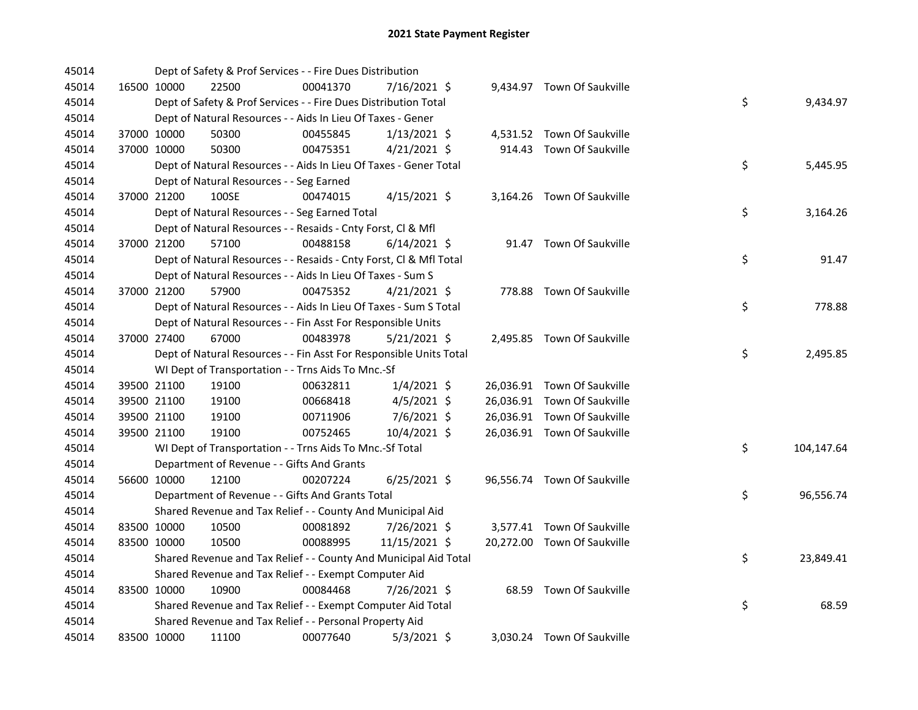# 2021 State Payment Register

| | | | | | | | | | |
|---|---|---|---|---|---|---|---|---|---|
| 45014 | | | Dept of Safety & Prof Services - - Fire Dues Distribution | | | | | | |
| 45014 | 16500 | 10000 | 22500 | 00041370 | 7/16/2021 | $ | 9,434.97 | Town Of Saukville | |
| 45014 | | | Dept of Safety & Prof Services - - Fire Dues Distribution Total | | | | | | $ 9,434.97 |
| 45014 | | | Dept of Natural Resources - - Aids In Lieu Of Taxes - Gener | | | | | | |
| 45014 | 37000 | 10000 | 50300 | 00455845 | 1/13/2021 | $ | 4,531.52 | Town Of Saukville | |
| 45014 | 37000 | 10000 | 50300 | 00475351 | 4/21/2021 | $ | 914.43 | Town Of Saukville | |
| 45014 | | | Dept of Natural Resources - - Aids In Lieu Of Taxes - Gener Total | | | | | | $ 5,445.95 |
| 45014 | | | Dept of Natural Resources - - Seg Earned | | | | | | |
| 45014 | 37000 | 21200 | 100SE | 00474015 | 4/15/2021 | $ | 3,164.26 | Town Of Saukville | |
| 45014 | | | Dept of Natural Resources - - Seg Earned Total | | | | | | $ 3,164.26 |
| 45014 | | | Dept of Natural Resources - - Resaids - Cnty Forst, Cl & Mfl | | | | | | |
| 45014 | 37000 | 21200 | 57100 | 00488158 | 6/14/2021 | $ | 91.47 | Town Of Saukville | |
| 45014 | | | Dept of Natural Resources - - Resaids - Cnty Forst, Cl & Mfl Total | | | | | | $ 91.47 |
| 45014 | | | Dept of Natural Resources - - Aids In Lieu Of Taxes - Sum S | | | | | | |
| 45014 | 37000 | 21200 | 57900 | 00475352 | 4/21/2021 | $ | 778.88 | Town Of Saukville | |
| 45014 | | | Dept of Natural Resources - - Aids In Lieu Of Taxes - Sum S Total | | | | | | $ 778.88 |
| 45014 | | | Dept of Natural Resources - - Fin Asst For Responsible Units | | | | | | |
| 45014 | 37000 | 27400 | 67000 | 00483978 | 5/21/2021 | $ | 2,495.85 | Town Of Saukville | |
| 45014 | | | Dept of Natural Resources - - Fin Asst For Responsible Units Total | | | | | | $ 2,495.85 |
| 45014 | | | WI Dept of Transportation - - Trns Aids To Mnc.-Sf | | | | | | |
| 45014 | 39500 | 21100 | 19100 | 00632811 | 1/4/2021 | $ | 26,036.91 | Town Of Saukville | |
| 45014 | 39500 | 21100 | 19100 | 00668418 | 4/5/2021 | $ | 26,036.91 | Town Of Saukville | |
| 45014 | 39500 | 21100 | 19100 | 00711906 | 7/6/2021 | $ | 26,036.91 | Town Of Saukville | |
| 45014 | 39500 | 21100 | 19100 | 00752465 | 10/4/2021 | $ | 26,036.91 | Town Of Saukville | |
| 45014 | | | WI Dept of Transportation - - Trns Aids To Mnc.-Sf Total | | | | | | $ 104,147.64 |
| 45014 | | | Department of Revenue - - Gifts And Grants | | | | | | |
| 45014 | 56600 | 10000 | 12100 | 00207224 | 6/25/2021 | $ | 96,556.74 | Town Of Saukville | |
| 45014 | | | Department of Revenue - - Gifts And Grants Total | | | | | | $ 96,556.74 |
| 45014 | | | Shared Revenue and Tax Relief - - County And Municipal Aid | | | | | | |
| 45014 | 83500 | 10000 | 10500 | 00081892 | 7/26/2021 | $ | 3,577.41 | Town Of Saukville | |
| 45014 | 83500 | 10000 | 10500 | 00088995 | 11/15/2021 | $ | 20,272.00 | Town Of Saukville | |
| 45014 | | | Shared Revenue and Tax Relief - - County And Municipal Aid Total | | | | | | $ 23,849.41 |
| 45014 | | | Shared Revenue and Tax Relief - - Exempt Computer Aid | | | | | | |
| 45014 | 83500 | 10000 | 10900 | 00084468 | 7/26/2021 | $ | 68.59 | Town Of Saukville | |
| 45014 | | | Shared Revenue and Tax Relief - - Exempt Computer Aid Total | | | | | | $ 68.59 |
| 45014 | | | Shared Revenue and Tax Relief - - Personal Property Aid | | | | | | |
| 45014 | 83500 | 10000 | 11100 | 00077640 | 5/3/2021 | $ | 3,030.24 | Town Of Saukville | |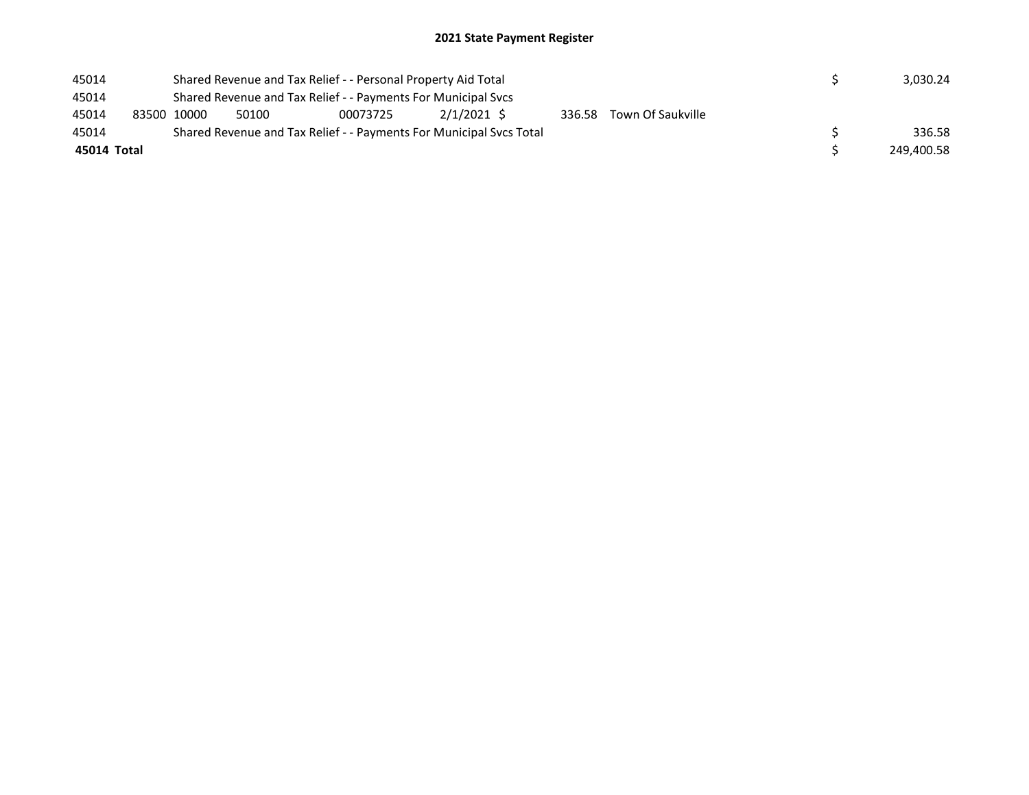## 2021 State Payment Register

| | | | | | | | | | |
|---|---|---|---|---|---|---|---|---|---|
| 45014 | | Shared Revenue and Tax Relief - - Personal Property Aid Total | | | | | | $ | 3,030.24 |
| 45014 | | Shared Revenue and Tax Relief - - Payments For Municipal Svcs | | | | | | | |
| 45014 | 83500 | 10000 | 50100 | 00073725 | 2/1/2021 | $ 336.58 | Town Of Saukville | | |
| 45014 | | Shared Revenue and Tax Relief - - Payments For Municipal Svcs Total | | | | | | $ | 336.58 |
| **45014 Total** | | | | | | | | $ | 249,400.58 |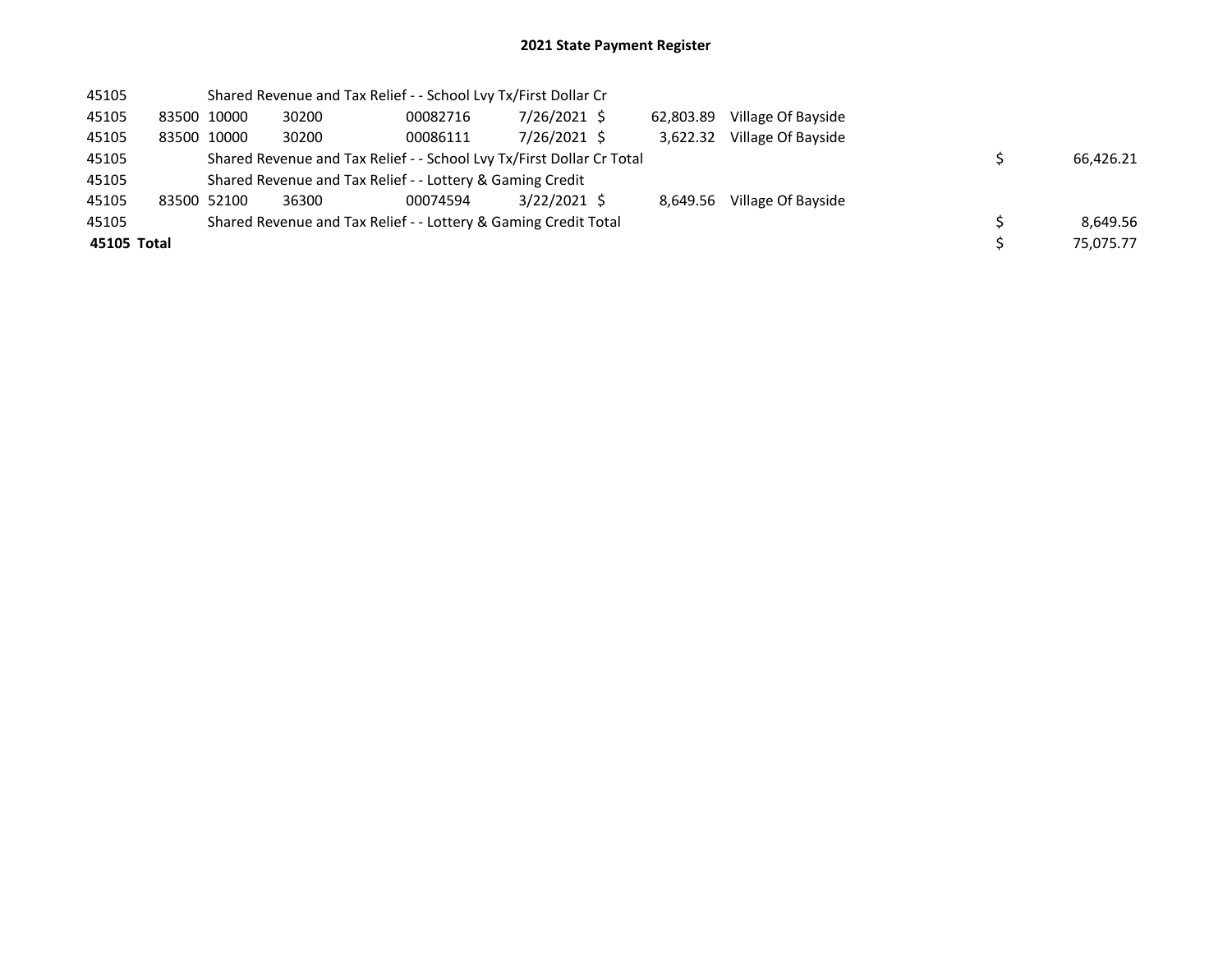## 2021 State Payment Register

| | | | | | | | | | |
|---|---|---|---|---|---|---|---|---|---|
| 45105 | | Shared Revenue and Tax Relief - - School Lvy Tx/First Dollar Cr | | | | | | | |
| 45105 | 83500 | 10000 | 30200 | 00082716 | 7/26/2021 | $ 62,803.89 | Village Of Bayside | | |
| 45105 | 83500 | 10000 | 30200 | 00086111 | 7/26/2021 | $ 3,622.32 | Village Of Bayside | | |
| 45105 | | Shared Revenue and Tax Relief - - School Lvy Tx/First Dollar Cr Total | | | | | | $ | 66,426.21 |
| 45105 | | Shared Revenue and Tax Relief - - Lottery & Gaming Credit | | | | | | | |
| 45105 | 83500 | 52100 | 36300 | 00074594 | 3/22/2021 | $ 8,649.56 | Village Of Bayside | | |
| 45105 | | Shared Revenue and Tax Relief - - Lottery & Gaming Credit Total | | | | | | $ | 8,649.56 |
| **45105 Total** | | | | | | | | $ | 75,075.77 |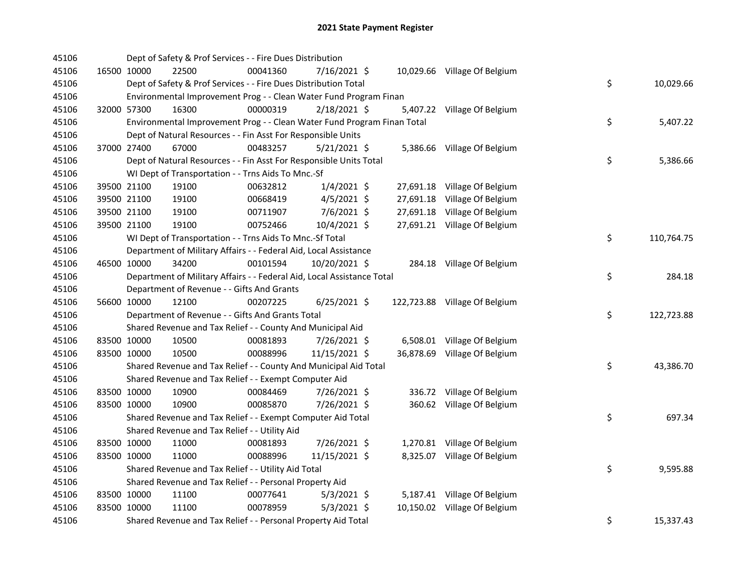# 2021 State Payment Register

| | | | | | | | | | |
|---|---|---|---|---|---|---|---|---|---|
| 45106 | | Dept of Safety & Prof Services - - Fire Dues Distribution | | | | | | | |
| 45106 | 16500 | 10000 | 22500 | 00041360 | 7/16/2021 | $ 10,029.66 | Village Of Belgium | | |
| 45106 | | Dept of Safety & Prof Services - - Fire Dues Distribution Total | | | | | | $ | 10,029.66 |
| 45106 | | Environmental Improvement Prog - - Clean Water Fund Program Finan | | | | | | | |
| 45106 | 32000 | 57300 | 16300 | 00000319 | 2/18/2021 | $ 5,407.22 | Village Of Belgium | | |
| 45106 | | Environmental Improvement Prog - - Clean Water Fund Program Finan Total | | | | | | $ | 5,407.22 |
| 45106 | | Dept of Natural Resources - - Fin Asst For Responsible Units | | | | | | | |
| 45106 | 37000 | 27400 | 67000 | 00483257 | 5/21/2021 | $ 5,386.66 | Village Of Belgium | | |
| 45106 | | Dept of Natural Resources - - Fin Asst For Responsible Units Total | | | | | | $ | 5,386.66 |
| 45106 | | WI Dept of Transportation - - Trns Aids To Mnc.-Sf | | | | | | | |
| 45106 | 39500 | 21100 | 19100 | 00632812 | 1/4/2021 | $ 27,691.18 | Village Of Belgium | | |
| 45106 | 39500 | 21100 | 19100 | 00668419 | 4/5/2021 | $ 27,691.18 | Village Of Belgium | | |
| 45106 | 39500 | 21100 | 19100 | 00711907 | 7/6/2021 | $ 27,691.18 | Village Of Belgium | | |
| 45106 | 39500 | 21100 | 19100 | 00752466 | 10/4/2021 | $ 27,691.21 | Village Of Belgium | | |
| 45106 | | WI Dept of Transportation - - Trns Aids To Mnc.-Sf Total | | | | | | $ | 110,764.75 |
| 45106 | | Department of Military Affairs - - Federal Aid, Local Assistance | | | | | | | |
| 45106 | 46500 | 10000 | 34200 | 00101594 | 10/20/2021 | $ 284.18 | Village Of Belgium | | |
| 45106 | | Department of Military Affairs - - Federal Aid, Local Assistance Total | | | | | | $ | 284.18 |
| 45106 | | Department of Revenue - - Gifts And Grants | | | | | | | |
| 45106 | 56600 | 10000 | 12100 | 00207225 | 6/25/2021 | $ 122,723.88 | Village Of Belgium | | |
| 45106 | | Department of Revenue - - Gifts And Grants Total | | | | | | $ | 122,723.88 |
| 45106 | | Shared Revenue and Tax Relief - - County And Municipal Aid | | | | | | | |
| 45106 | 83500 | 10000 | 10500 | 00081893 | 7/26/2021 | $ 6,508.01 | Village Of Belgium | | |
| 45106 | 83500 | 10000 | 10500 | 00088996 | 11/15/2021 | $ 36,878.69 | Village Of Belgium | | |
| 45106 | | Shared Revenue and Tax Relief - - County And Municipal Aid Total | | | | | | $ | 43,386.70 |
| 45106 | | Shared Revenue and Tax Relief - - Exempt Computer Aid | | | | | | | |
| 45106 | 83500 | 10000 | 10900 | 00084469 | 7/26/2021 | $ 336.72 | Village Of Belgium | | |
| 45106 | 83500 | 10000 | 10900 | 00085870 | 7/26/2021 | $ 360.62 | Village Of Belgium | | |
| 45106 | | Shared Revenue and Tax Relief - - Exempt Computer Aid Total | | | | | | $ | 697.34 |
| 45106 | | Shared Revenue and Tax Relief - - Utility Aid | | | | | | | |
| 45106 | 83500 | 10000 | 11000 | 00081893 | 7/26/2021 | $ 1,270.81 | Village Of Belgium | | |
| 45106 | 83500 | 10000 | 11000 | 00088996 | 11/15/2021 | $ 8,325.07 | Village Of Belgium | | |
| 45106 | | Shared Revenue and Tax Relief - - Utility Aid Total | | | | | | $ | 9,595.88 |
| 45106 | | Shared Revenue and Tax Relief - - Personal Property Aid | | | | | | | |
| 45106 | 83500 | 10000 | 11100 | 00077641 | 5/3/2021 | $ 5,187.41 | Village Of Belgium | | |
| 45106 | 83500 | 10000 | 11100 | 00078959 | 5/3/2021 | $ 10,150.02 | Village Of Belgium | | |
| 45106 | | Shared Revenue and Tax Relief - - Personal Property Aid Total | | | | | | $ | 15,337.43 |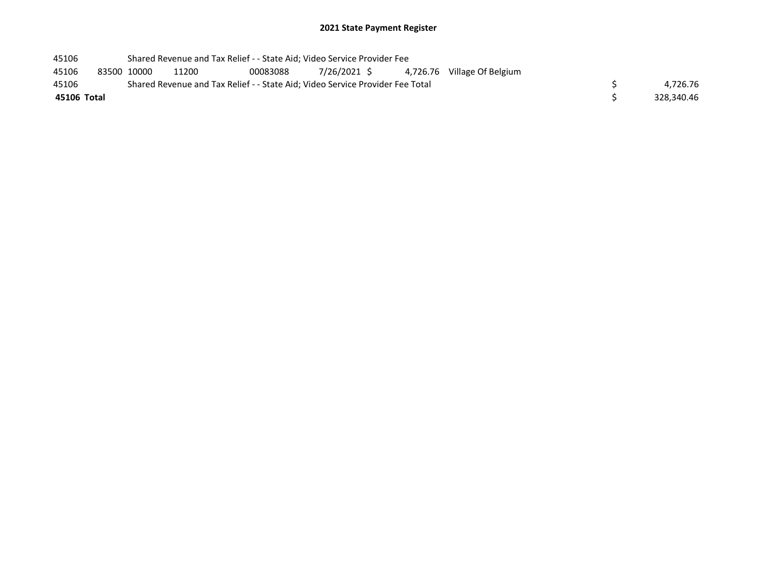# 2021 State Payment Register

| | | | | | | | | | |
|---|---|---|---|---|---|---|---|---|---|
| 45106 | | Shared Revenue and Tax Relief - - State Aid; Video Service Provider Fee | | | | | | | |
| 45106 | 83500 | 10000 | 11200 | 00083088 | 7/26/2021 | $ 4,726.76 | Village Of Belgium | | |
| 45106 | | Shared Revenue and Tax Relief - - State Aid; Video Service Provider Fee Total | | | | | | $ | 4,726.76 |
| **45106 Total** | | | | | | | | $ | 328,340.46 |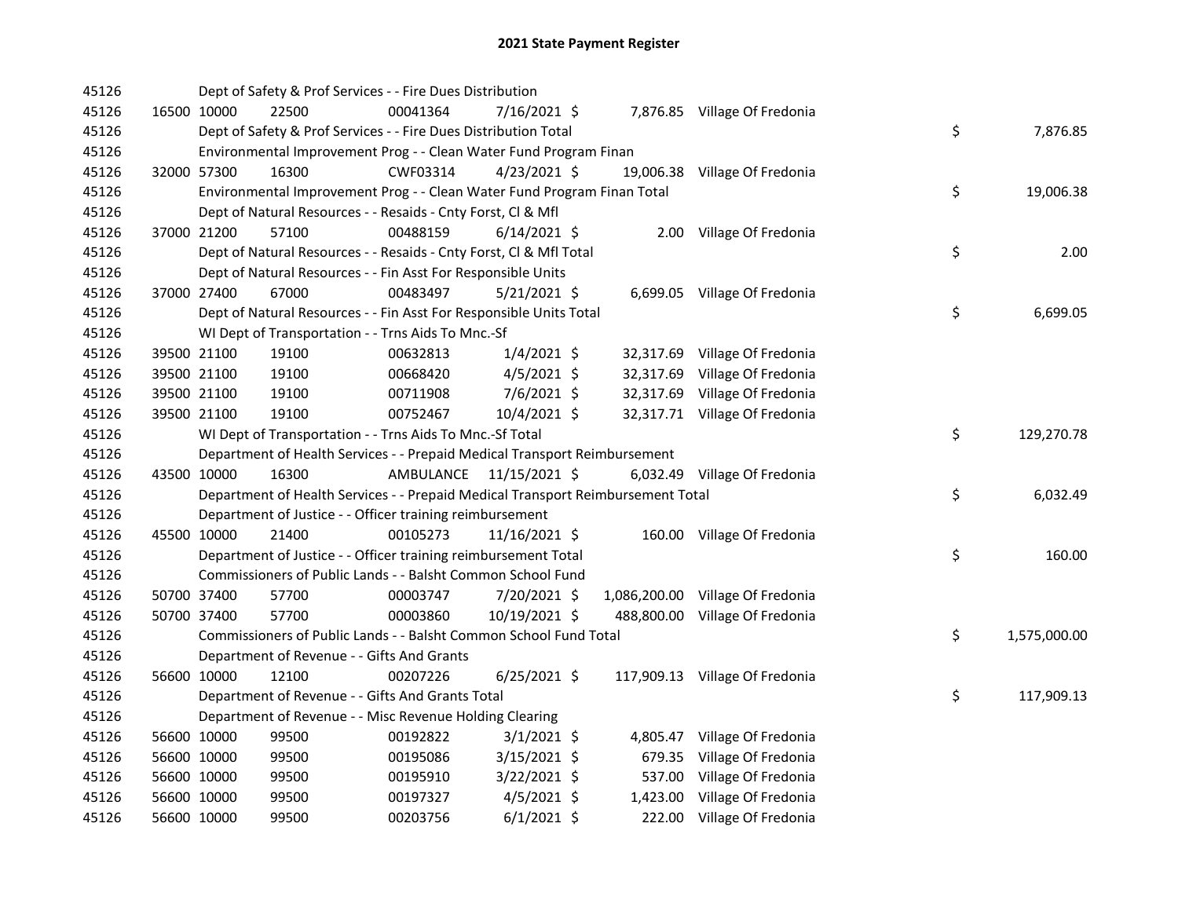# 2021 State Payment Register

| | | | | | | | | | |
|---|---|---|---|---|---|---|---|---|---|
| 45126 | | | Dept of Safety & Prof Services - - Fire Dues Distribution | | | | | | |
| 45126 | 16500 | 10000 | 22500 | 00041364 | 7/16/2021 $ | 7,876.85 | Village Of Fredonia | | |
| 45126 | | | Dept of Safety & Prof Services - - Fire Dues Distribution Total | | | | | $ | 7,876.85 |
| 45126 | | | Environmental Improvement Prog - - Clean Water Fund Program Finan | | | | | | |
| 45126 | 32000 | 57300 | 16300 | CWF03314 | 4/23/2021 $ | 19,006.38 | Village Of Fredonia | | |
| 45126 | | | Environmental Improvement Prog - - Clean Water Fund Program Finan Total | | | | | $ | 19,006.38 |
| 45126 | | | Dept of Natural Resources - - Resaids - Cnty Forst, Cl & Mfl | | | | | | |
| 45126 | 37000 | 21200 | 57100 | 00488159 | 6/14/2021 $ | 2.00 | Village Of Fredonia | | |
| 45126 | | | Dept of Natural Resources - - Resaids - Cnty Forst, Cl & Mfl Total | | | | | $ | 2.00 |
| 45126 | | | Dept of Natural Resources - - Fin Asst For Responsible Units | | | | | | |
| 45126 | 37000 | 27400 | 67000 | 00483497 | 5/21/2021 $ | 6,699.05 | Village Of Fredonia | | |
| 45126 | | | Dept of Natural Resources - - Fin Asst For Responsible Units Total | | | | | $ | 6,699.05 |
| 45126 | | | WI Dept of Transportation - - Trns Aids To Mnc.-Sf | | | | | | |
| 45126 | 39500 | 21100 | 19100 | 00632813 | 1/4/2021 $ | 32,317.69 | Village Of Fredonia | | |
| 45126 | 39500 | 21100 | 19100 | 00668420 | 4/5/2021 $ | 32,317.69 | Village Of Fredonia | | |
| 45126 | 39500 | 21100 | 19100 | 00711908 | 7/6/2021 $ | 32,317.69 | Village Of Fredonia | | |
| 45126 | 39500 | 21100 | 19100 | 00752467 | 10/4/2021 $ | 32,317.71 | Village Of Fredonia | | |
| 45126 | | | WI Dept of Transportation - - Trns Aids To Mnc.-Sf Total | | | | | $ | 129,270.78 |
| 45126 | | | Department of Health Services - - Prepaid Medical Transport Reimbursement | | | | | | |
| 45126 | 43500 | 10000 | 16300 | AMBULANCE | 11/15/2021 $ | 6,032.49 | Village Of Fredonia | | |
| 45126 | | | Department of Health Services - - Prepaid Medical Transport Reimbursement Total | | | | | $ | 6,032.49 |
| 45126 | | | Department of Justice - - Officer training reimbursement | | | | | | |
| 45126 | 45500 | 10000 | 21400 | 00105273 | 11/16/2021 $ | 160.00 | Village Of Fredonia | | |
| 45126 | | | Department of Justice - - Officer training reimbursement Total | | | | | $ | 160.00 |
| 45126 | | | Commissioners of Public Lands - - Balsht Common School Fund | | | | | | |
| 45126 | 50700 | 37400 | 57700 | 00003747 | 7/20/2021 $ | 1,086,200.00 | Village Of Fredonia | | |
| 45126 | 50700 | 37400 | 57700 | 00003860 | 10/19/2021 $ | 488,800.00 | Village Of Fredonia | | |
| 45126 | | | Commissioners of Public Lands - - Balsht Common School Fund Total | | | | | $ | 1,575,000.00 |
| 45126 | | | Department of Revenue - - Gifts And Grants | | | | | | |
| 45126 | 56600 | 10000 | 12100 | 00207226 | 6/25/2021 $ | 117,909.13 | Village Of Fredonia | | |
| 45126 | | | Department of Revenue - - Gifts And Grants Total | | | | | $ | 117,909.13 |
| 45126 | | | Department of Revenue - - Misc Revenue Holding Clearing | | | | | | |
| 45126 | 56600 | 10000 | 99500 | 00192822 | 3/1/2021 $ | 4,805.47 | Village Of Fredonia | | |
| 45126 | 56600 | 10000 | 99500 | 00195086 | 3/15/2021 $ | 679.35 | Village Of Fredonia | | |
| 45126 | 56600 | 10000 | 99500 | 00195910 | 3/22/2021 $ | 537.00 | Village Of Fredonia | | |
| 45126 | 56600 | 10000 | 99500 | 00197327 | 4/5/2021 $ | 1,423.00 | Village Of Fredonia | | |
| 45126 | 56600 | 10000 | 99500 | 00203756 | 6/1/2021 $ | 222.00 | Village Of Fredonia | | |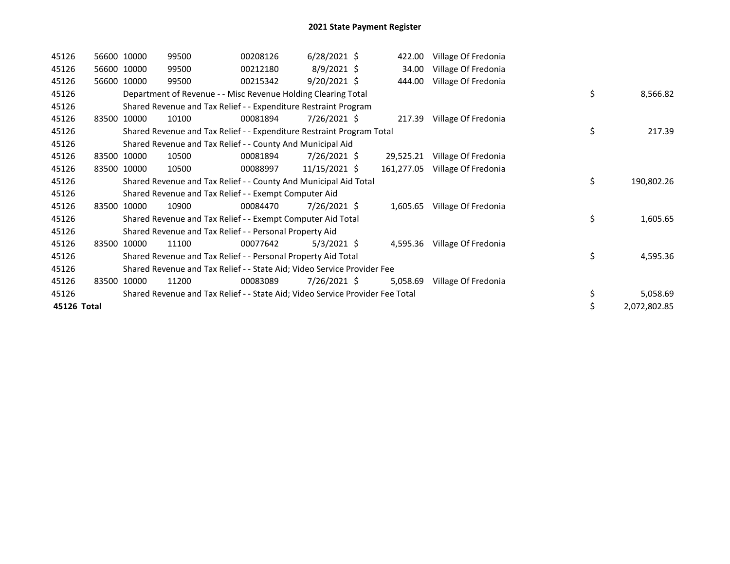## 2021 State Payment Register

| | | | | | | | | | |
|---|---|---|---|---|---|---|---|---|---|
| 45126 | 56600 | 10000 | 99500 | 00208126 | 6/28/2021 | $ 422.00 | Village Of Fredonia | | |
| 45126 | 56600 | 10000 | 99500 | 00212180 | 8/9/2021 | $ 34.00 | Village Of Fredonia | | |
| 45126 | 56600 | 10000 | 99500 | 00215342 | 9/20/2021 | $ 444.00 | Village Of Fredonia | | |
| 45126 | | Department of Revenue - - Misc Revenue Holding Clearing Total | | | | | | $ | 8,566.82 |
| 45126 | | Shared Revenue and Tax Relief - - Expenditure Restraint Program | | | | | | | |
| 45126 | 83500 | 10000 | 10100 | 00081894 | 7/26/2021 | $ 217.39 | Village Of Fredonia | | |
| 45126 | | Shared Revenue and Tax Relief - - Expenditure Restraint Program Total | | | | | | $ | 217.39 |
| 45126 | | Shared Revenue and Tax Relief - - County And Municipal Aid | | | | | | | |
| 45126 | 83500 | 10000 | 10500 | 00081894 | 7/26/2021 | $ 29,525.21 | Village Of Fredonia | | |
| 45126 | 83500 | 10000 | 10500 | 00088997 | 11/15/2021 | $ 161,277.05 | Village Of Fredonia | | |
| 45126 | | Shared Revenue and Tax Relief - - County And Municipal Aid Total | | | | | | $ | 190,802.26 |
| 45126 | | Shared Revenue and Tax Relief - - Exempt Computer Aid | | | | | | | |
| 45126 | 83500 | 10000 | 10900 | 00084470 | 7/26/2021 | $ 1,605.65 | Village Of Fredonia | | |
| 45126 | | Shared Revenue and Tax Relief - - Exempt Computer Aid Total | | | | | | $ | 1,605.65 |
| 45126 | | Shared Revenue and Tax Relief - - Personal Property Aid | | | | | | | |
| 45126 | 83500 | 10000 | 11100 | 00077642 | 5/3/2021 | $ 4,595.36 | Village Of Fredonia | | |
| 45126 | | Shared Revenue and Tax Relief - - Personal Property Aid Total | | | | | | $ | 4,595.36 |
| 45126 | | Shared Revenue and Tax Relief - - State Aid; Video Service Provider Fee | | | | | | | |
| 45126 | 83500 | 10000 | 11200 | 00083089 | 7/26/2021 | $ 5,058.69 | Village Of Fredonia | | |
| 45126 | | Shared Revenue and Tax Relief - - State Aid; Video Service Provider Fee Total | | | | | | $ | 5,058.69 |
| **45126 Total** | | | | | | | | $ | 2,072,802.85 |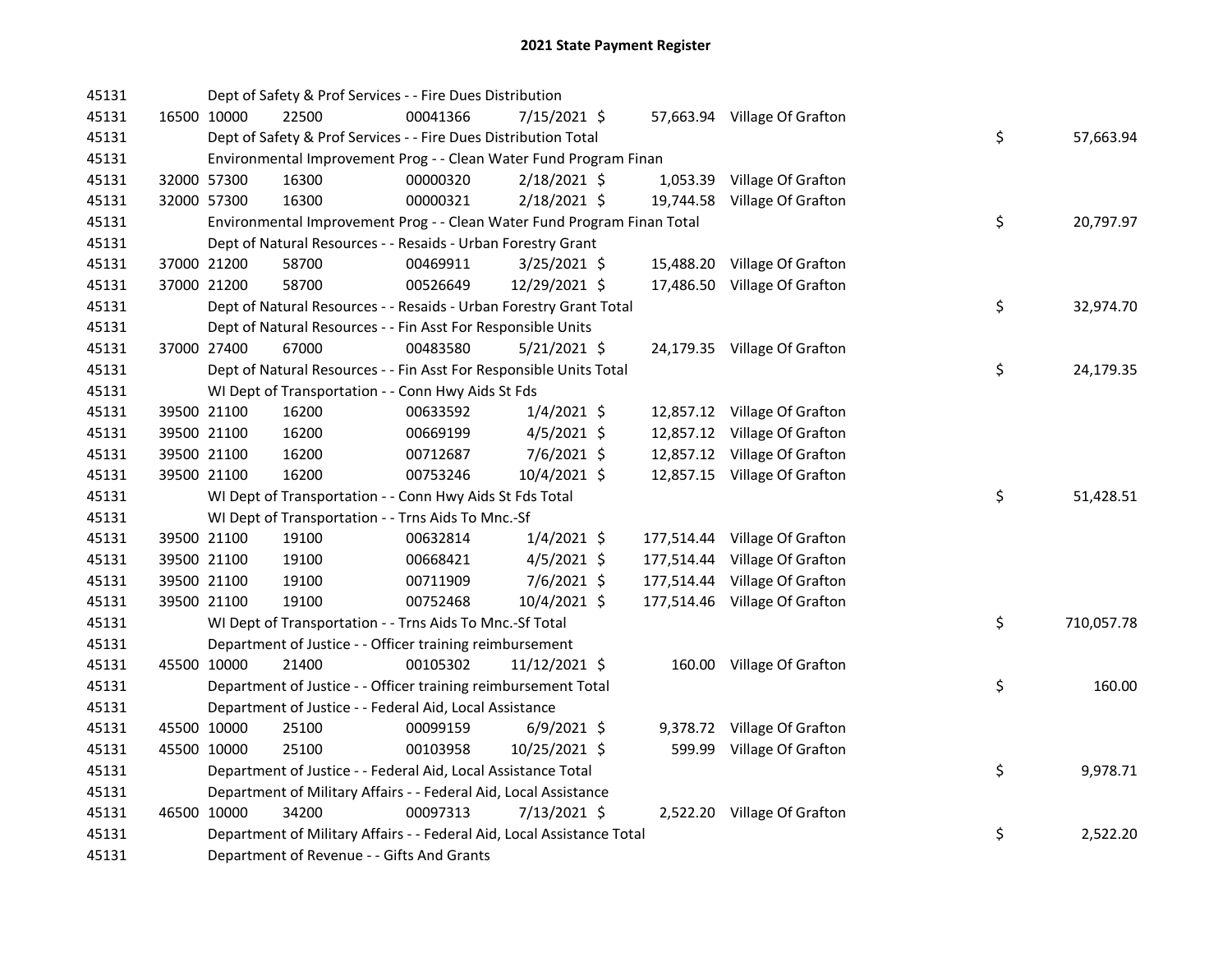# 2021 State Payment Register

| | | | | | | | | |
|---|---|---|---|---|---|---|---|---|
| 45131 | | Dept of Safety & Prof Services - - Fire Dues Distribution | | | | | | |
| 45131 | 16500 10000 | 22500 | 00041366 | 7/15/2021 $ | 57,663.94 | Village Of Grafton | | |
| 45131 | | Dept of Safety & Prof Services - - Fire Dues Distribution Total | | | | | $ | 57,663.94 |
| 45131 | | Environmental Improvement Prog - - Clean Water Fund Program Finan | | | | | | |
| 45131 | 32000 57300 | 16300 | 00000320 | 2/18/2021 $ | 1,053.39 | Village Of Grafton | | |
| 45131 | 32000 57300 | 16300 | 00000321 | 2/18/2021 $ | 19,744.58 | Village Of Grafton | | |
| 45131 | | Environmental Improvement Prog - - Clean Water Fund Program Finan Total | | | | | $ | 20,797.97 |
| 45131 | | Dept of Natural Resources - - Resaids - Urban Forestry Grant | | | | | | |
| 45131 | 37000 21200 | 58700 | 00469911 | 3/25/2021 $ | 15,488.20 | Village Of Grafton | | |
| 45131 | 37000 21200 | 58700 | 00526649 | 12/29/2021 $ | 17,486.50 | Village Of Grafton | | |
| 45131 | | Dept of Natural Resources - - Resaids - Urban Forestry Grant Total | | | | | $ | 32,974.70 |
| 45131 | | Dept of Natural Resources - - Fin Asst For Responsible Units | | | | | | |
| 45131 | 37000 27400 | 67000 | 00483580 | 5/21/2021 $ | 24,179.35 | Village Of Grafton | | |
| 45131 | | Dept of Natural Resources - - Fin Asst For Responsible Units Total | | | | | $ | 24,179.35 |
| 45131 | | WI Dept of Transportation - - Conn Hwy Aids St Fds | | | | | | |
| 45131 | 39500 21100 | 16200 | 00633592 | 1/4/2021 $ | 12,857.12 | Village Of Grafton | | |
| 45131 | 39500 21100 | 16200 | 00669199 | 4/5/2021 $ | 12,857.12 | Village Of Grafton | | |
| 45131 | 39500 21100 | 16200 | 00712687 | 7/6/2021 $ | 12,857.12 | Village Of Grafton | | |
| 45131 | 39500 21100 | 16200 | 00753246 | 10/4/2021 $ | 12,857.15 | Village Of Grafton | | |
| 45131 | | WI Dept of Transportation - - Conn Hwy Aids St Fds Total | | | | | $ | 51,428.51 |
| 45131 | | WI Dept of Transportation - - Trns Aids To Mnc.-Sf | | | | | | |
| 45131 | 39500 21100 | 19100 | 00632814 | 1/4/2021 $ | 177,514.44 | Village Of Grafton | | |
| 45131 | 39500 21100 | 19100 | 00668421 | 4/5/2021 $ | 177,514.44 | Village Of Grafton | | |
| 45131 | 39500 21100 | 19100 | 00711909 | 7/6/2021 $ | 177,514.44 | Village Of Grafton | | |
| 45131 | 39500 21100 | 19100 | 00752468 | 10/4/2021 $ | 177,514.46 | Village Of Grafton | | |
| 45131 | | WI Dept of Transportation - - Trns Aids To Mnc.-Sf Total | | | | | $ | 710,057.78 |
| 45131 | | Department of Justice - - Officer training reimbursement | | | | | | |
| 45131 | 45500 10000 | 21400 | 00105302 | 11/12/2021 $ | 160.00 | Village Of Grafton | | |
| 45131 | | Department of Justice - - Officer training reimbursement Total | | | | | $ | 160.00 |
| 45131 | | Department of Justice - - Federal Aid, Local Assistance | | | | | | |
| 45131 | 45500 10000 | 25100 | 00099159 | 6/9/2021 $ | 9,378.72 | Village Of Grafton | | |
| 45131 | 45500 10000 | 25100 | 00103958 | 10/25/2021 $ | 599.99 | Village Of Grafton | | |
| 45131 | | Department of Justice - - Federal Aid, Local Assistance Total | | | | | $ | 9,978.71 |
| 45131 | | Department of Military Affairs - - Federal Aid, Local Assistance | | | | | | |
| 45131 | 46500 10000 | 34200 | 00097313 | 7/13/2021 $ | 2,522.20 | Village Of Grafton | | |
| 45131 | | Department of Military Affairs - - Federal Aid, Local Assistance Total | | | | | $ | 2,522.20 |
| 45131 | | Department of Revenue - - Gifts And Grants | | | | | | |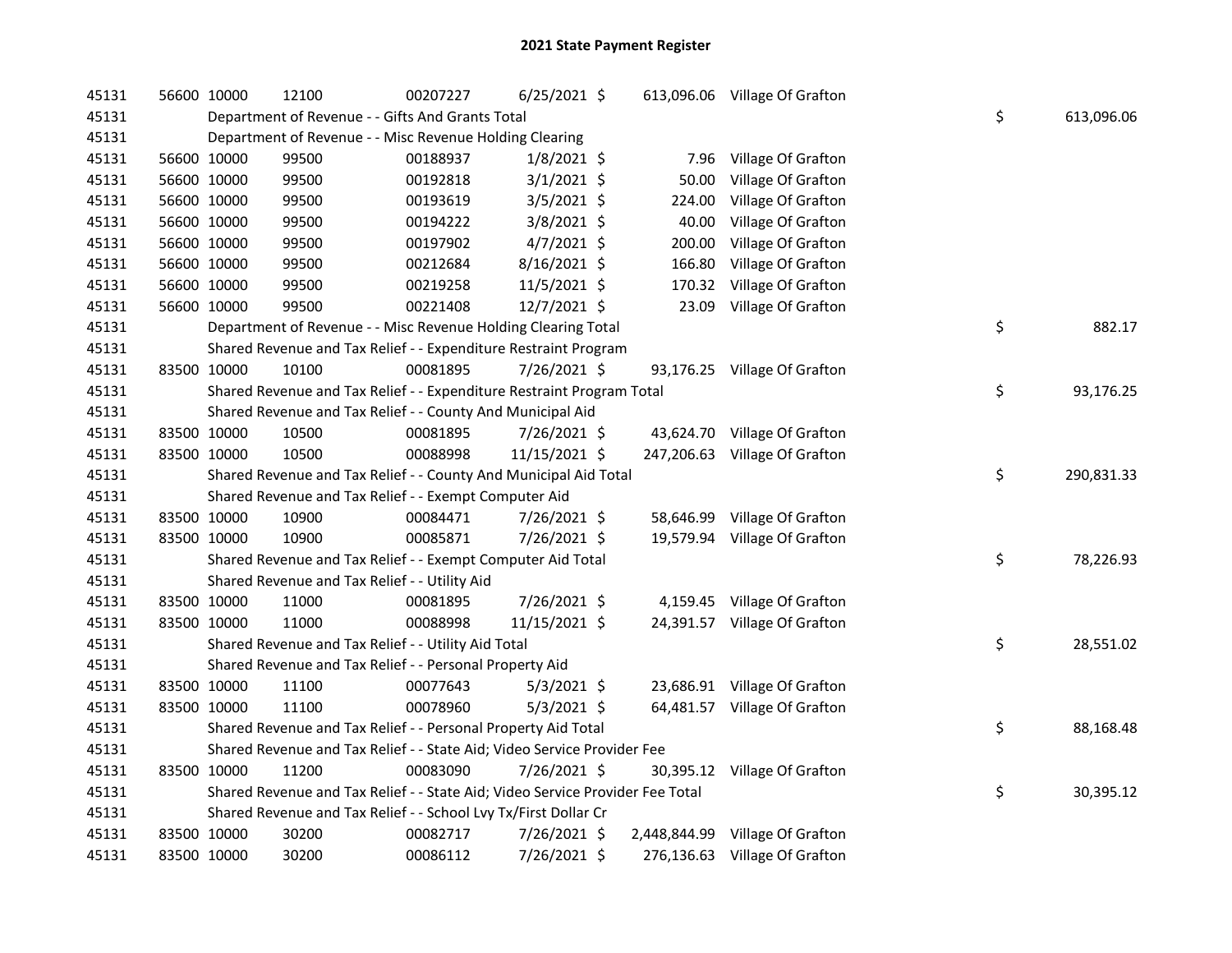# 2021 State Payment Register

| | | | | | | | | | |
|---|---|---|---|---|---|---|---|---|---|
| 45131 | 56600 | 10000 | 12100 | 00207227 | 6/25/2021 | $ | 613,096.06 | Village Of Grafton | | |
| 45131 | | Department of Revenue - - Gifts And Grants Total | | | | | | | $ | 613,096.06 |
| 45131 | | Department of Revenue - - Misc Revenue Holding Clearing | | | | | | | | |
| 45131 | 56600 | 10000 | 99500 | 00188937 | 1/8/2021 | $ | 7.96 | Village Of Grafton | | |
| 45131 | 56600 | 10000 | 99500 | 00192818 | 3/1/2021 | $ | 50.00 | Village Of Grafton | | |
| 45131 | 56600 | 10000 | 99500 | 00193619 | 3/5/2021 | $ | 224.00 | Village Of Grafton | | |
| 45131 | 56600 | 10000 | 99500 | 00194222 | 3/8/2021 | $ | 40.00 | Village Of Grafton | | |
| 45131 | 56600 | 10000 | 99500 | 00197902 | 4/7/2021 | $ | 200.00 | Village Of Grafton | | |
| 45131 | 56600 | 10000 | 99500 | 00212684 | 8/16/2021 | $ | 166.80 | Village Of Grafton | | |
| 45131 | 56600 | 10000 | 99500 | 00219258 | 11/5/2021 | $ | 170.32 | Village Of Grafton | | |
| 45131 | 56600 | 10000 | 99500 | 00221408 | 12/7/2021 | $ | 23.09 | Village Of Grafton | | |
| 45131 | | Department of Revenue - - Misc Revenue Holding Clearing Total | | | | | | | $ | 882.17 |
| 45131 | | Shared Revenue and Tax Relief - - Expenditure Restraint Program | | | | | | | | |
| 45131 | 83500 | 10000 | 10100 | 00081895 | 7/26/2021 | $ | 93,176.25 | Village Of Grafton | | |
| 45131 | | Shared Revenue and Tax Relief - - Expenditure Restraint Program Total | | | | | | | $ | 93,176.25 |
| 45131 | | Shared Revenue and Tax Relief - - County And Municipal Aid | | | | | | | | |
| 45131 | 83500 | 10000 | 10500 | 00081895 | 7/26/2021 | $ | 43,624.70 | Village Of Grafton | | |
| 45131 | 83500 | 10000 | 10500 | 00088998 | 11/15/2021 | $ | 247,206.63 | Village Of Grafton | | |
| 45131 | | Shared Revenue and Tax Relief - - County And Municipal Aid Total | | | | | | | $ | 290,831.33 |
| 45131 | | Shared Revenue and Tax Relief - - Exempt Computer Aid | | | | | | | | |
| 45131 | 83500 | 10000 | 10900 | 00084471 | 7/26/2021 | $ | 58,646.99 | Village Of Grafton | | |
| 45131 | 83500 | 10000 | 10900 | 00085871 | 7/26/2021 | $ | 19,579.94 | Village Of Grafton | | |
| 45131 | | Shared Revenue and Tax Relief - - Exempt Computer Aid Total | | | | | | | $ | 78,226.93 |
| 45131 | | Shared Revenue and Tax Relief - - Utility Aid | | | | | | | | |
| 45131 | 83500 | 10000 | 11000 | 00081895 | 7/26/2021 | $ | 4,159.45 | Village Of Grafton | | |
| 45131 | 83500 | 10000 | 11000 | 00088998 | 11/15/2021 | $ | 24,391.57 | Village Of Grafton | | |
| 45131 | | Shared Revenue and Tax Relief - - Utility Aid Total | | | | | | | $ | 28,551.02 |
| 45131 | | Shared Revenue and Tax Relief - - Personal Property Aid | | | | | | | | |
| 45131 | 83500 | 10000 | 11100 | 00077643 | 5/3/2021 | $ | 23,686.91 | Village Of Grafton | | |
| 45131 | 83500 | 10000 | 11100 | 00078960 | 5/3/2021 | $ | 64,481.57 | Village Of Grafton | | |
| 45131 | | Shared Revenue and Tax Relief - - Personal Property Aid Total | | | | | | | $ | 88,168.48 |
| 45131 | | Shared Revenue and Tax Relief - - State Aid; Video Service Provider Fee | | | | | | | | |
| 45131 | 83500 | 10000 | 11200 | 00083090 | 7/26/2021 | $ | 30,395.12 | Village Of Grafton | | |
| 45131 | | Shared Revenue and Tax Relief - - State Aid; Video Service Provider Fee Total | | | | | | | $ | 30,395.12 |
| 45131 | | Shared Revenue and Tax Relief - - School Lvy Tx/First Dollar Cr | | | | | | | | |
| 45131 | 83500 | 10000 | 30200 | 00082717 | 7/26/2021 | $ | 2,448,844.99 | Village Of Grafton | | |
| 45131 | 83500 | 10000 | 30200 | 00086112 | 7/26/2021 | $ | 276,136.63 | Village Of Grafton | | |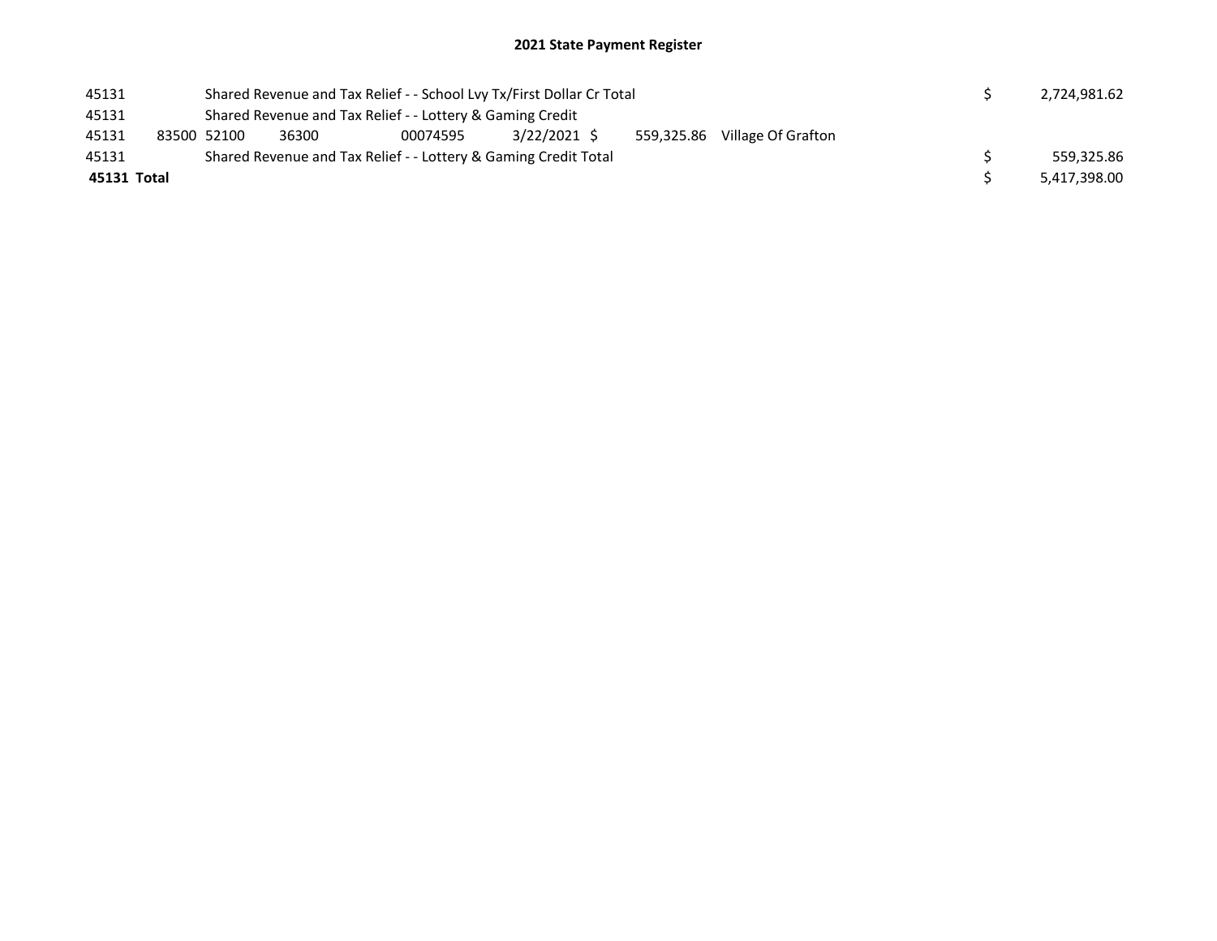# 2021 State Payment Register

| | | | | | | | | | |
|---|---|---|---|---|---|---|---|---|---|
| 45131 | | Shared Revenue and Tax Relief - - School Lvy Tx/First Dollar Cr Total | | | | | | $ | 2,724,981.62 |
| 45131 | | Shared Revenue and Tax Relief - - Lottery & Gaming Credit | | | | | | | |
| 45131 | 83500 | 52100 | 36300 | 00074595 | 3/22/2021 | $ 559,325.86 | Village Of Grafton | | |
| 45131 | | Shared Revenue and Tax Relief - - Lottery & Gaming Credit Total | | | | | | $ | 559,325.86 |
| **45131 Total** | | | | | | | | $ | 5,417,398.00 |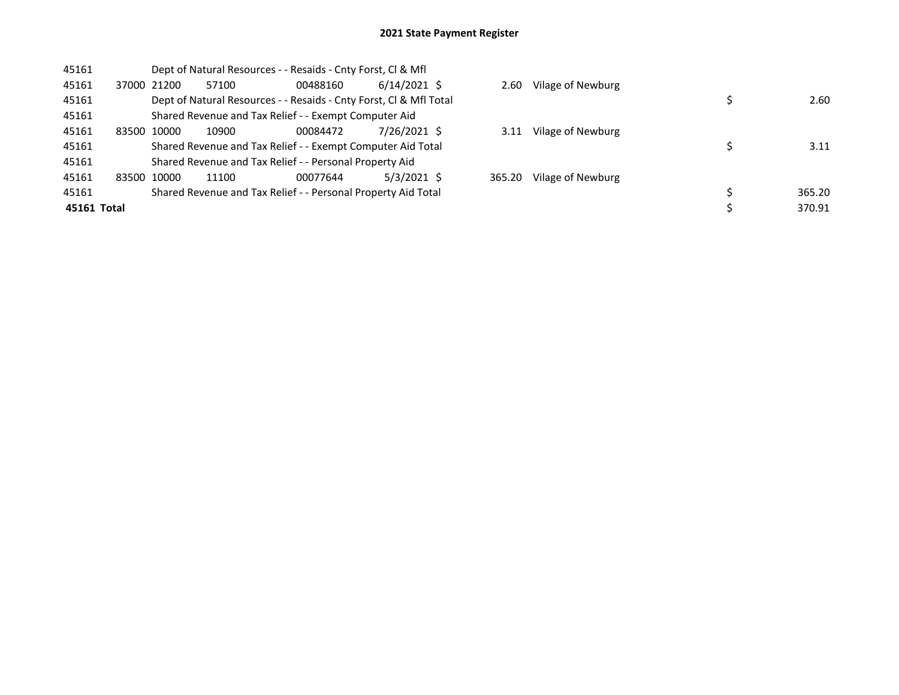## 2021 State Payment Register

| | | | | | | | | | |
|---|---|---|---|---|---|---|---|---|---|
| 45161 | | Dept of Natural Resources - - Resaids - Cnty Forst, Cl & Mfl | | | | | | | |
| 45161 | 37000 | 21200 | 57100 | 00488160 | 6/14/2021 | $ 2.60 | Vilage of Newburg | | |
| 45161 | | Dept of Natural Resources - - Resaids - Cnty Forst, Cl & Mfl Total | | | | | | $ | 2.60 |
| 45161 | | Shared Revenue and Tax Relief - - Exempt Computer Aid | | | | | | | |
| 45161 | 83500 | 10000 | 10900 | 00084472 | 7/26/2021 | $ 3.11 | Vilage of Newburg | | |
| 45161 | | Shared Revenue and Tax Relief - - Exempt Computer Aid Total | | | | | | $ | 3.11 |
| 45161 | | Shared Revenue and Tax Relief - - Personal Property Aid | | | | | | | |
| 45161 | 83500 | 10000 | 11100 | 00077644 | 5/3/2021 | $ 365.20 | Vilage of Newburg | | |
| 45161 | | Shared Revenue and Tax Relief - - Personal Property Aid Total | | | | | | $ | 365.20 |
| **45161 Total** | | | | | | | | $ | 370.91 |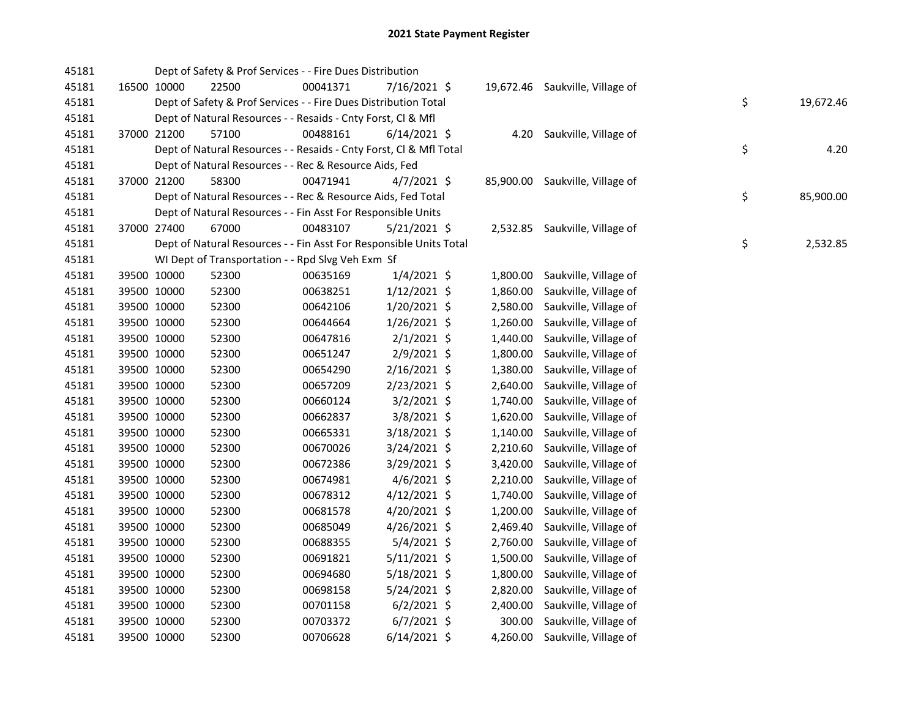# 2021 State Payment Register

| | | | | | | | | | |
|---|---|---|---|---|---|---|---|---|---|
| 45181 | | | Dept of Safety & Prof Services - - Fire Dues Distribution | | | | | | |
| 45181 | 16500 | 10000 | 22500 | 00041371 | 7/16/2021 | $ 19,672.46 | Saukville, Village of | | |
| 45181 | | | Dept of Safety & Prof Services - - Fire Dues Distribution Total | | | | | $ | 19,672.46 |
| 45181 | | | Dept of Natural Resources - - Resaids - Cnty Forst, Cl & Mfl | | | | | | |
| 45181 | 37000 | 21200 | 57100 | 00488161 | 6/14/2021 | $ 4.20 | Saukville, Village of | | |
| 45181 | | | Dept of Natural Resources - - Resaids - Cnty Forst, Cl & Mfl Total | | | | | $ | 4.20 |
| 45181 | | | Dept of Natural Resources - - Rec & Resource Aids, Fed | | | | | | |
| 45181 | 37000 | 21200 | 58300 | 00471941 | 4/7/2021 | $ 85,900.00 | Saukville, Village of | | |
| 45181 | | | Dept of Natural Resources - - Rec & Resource Aids, Fed Total | | | | | $ | 85,900.00 |
| 45181 | | | Dept of Natural Resources - - Fin Asst For Responsible Units | | | | | | |
| 45181 | 37000 | 27400 | 67000 | 00483107 | 5/21/2021 | $ 2,532.85 | Saukville, Village of | | |
| 45181 | | | Dept of Natural Resources - - Fin Asst For Responsible Units Total | | | | | $ | 2,532.85 |
| 45181 | | | WI Dept of Transportation - - Rpd Slvg Veh Exm Sf | | | | | | |
| 45181 | 39500 | 10000 | 52300 | 00635169 | 1/4/2021 | $ 1,800.00 | Saukville, Village of | | |
| 45181 | 39500 | 10000 | 52300 | 00638251 | 1/12/2021 | $ 1,860.00 | Saukville, Village of | | |
| 45181 | 39500 | 10000 | 52300 | 00642106 | 1/20/2021 | $ 2,580.00 | Saukville, Village of | | |
| 45181 | 39500 | 10000 | 52300 | 00644664 | 1/26/2021 | $ 1,260.00 | Saukville, Village of | | |
| 45181 | 39500 | 10000 | 52300 | 00647816 | 2/1/2021 | $ 1,440.00 | Saukville, Village of | | |
| 45181 | 39500 | 10000 | 52300 | 00651247 | 2/9/2021 | $ 1,800.00 | Saukville, Village of | | |
| 45181 | 39500 | 10000 | 52300 | 00654290 | 2/16/2021 | $ 1,380.00 | Saukville, Village of | | |
| 45181 | 39500 | 10000 | 52300 | 00657209 | 2/23/2021 | $ 2,640.00 | Saukville, Village of | | |
| 45181 | 39500 | 10000 | 52300 | 00660124 | 3/2/2021 | $ 1,740.00 | Saukville, Village of | | |
| 45181 | 39500 | 10000 | 52300 | 00662837 | 3/8/2021 | $ 1,620.00 | Saukville, Village of | | |
| 45181 | 39500 | 10000 | 52300 | 00665331 | 3/18/2021 | $ 1,140.00 | Saukville, Village of | | |
| 45181 | 39500 | 10000 | 52300 | 00670026 | 3/24/2021 | $ 2,210.60 | Saukville, Village of | | |
| 45181 | 39500 | 10000 | 52300 | 00672386 | 3/29/2021 | $ 3,420.00 | Saukville, Village of | | |
| 45181 | 39500 | 10000 | 52300 | 00674981 | 4/6/2021 | $ 2,210.00 | Saukville, Village of | | |
| 45181 | 39500 | 10000 | 52300 | 00678312 | 4/12/2021 | $ 1,740.00 | Saukville, Village of | | |
| 45181 | 39500 | 10000 | 52300 | 00681578 | 4/20/2021 | $ 1,200.00 | Saukville, Village of | | |
| 45181 | 39500 | 10000 | 52300 | 00685049 | 4/26/2021 | $ 2,469.40 | Saukville, Village of | | |
| 45181 | 39500 | 10000 | 52300 | 00688355 | 5/4/2021 | $ 2,760.00 | Saukville, Village of | | |
| 45181 | 39500 | 10000 | 52300 | 00691821 | 5/11/2021 | $ 1,500.00 | Saukville, Village of | | |
| 45181 | 39500 | 10000 | 52300 | 00694680 | 5/18/2021 | $ 1,800.00 | Saukville, Village of | | |
| 45181 | 39500 | 10000 | 52300 | 00698158 | 5/24/2021 | $ 2,820.00 | Saukville, Village of | | |
| 45181 | 39500 | 10000 | 52300 | 00701158 | 6/2/2021 | $ 2,400.00 | Saukville, Village of | | |
| 45181 | 39500 | 10000 | 52300 | 00703372 | 6/7/2021 | $ 300.00 | Saukville, Village of | | |
| 45181 | 39500 | 10000 | 52300 | 00706628 | 6/14/2021 | $ 4,260.00 | Saukville, Village of | | |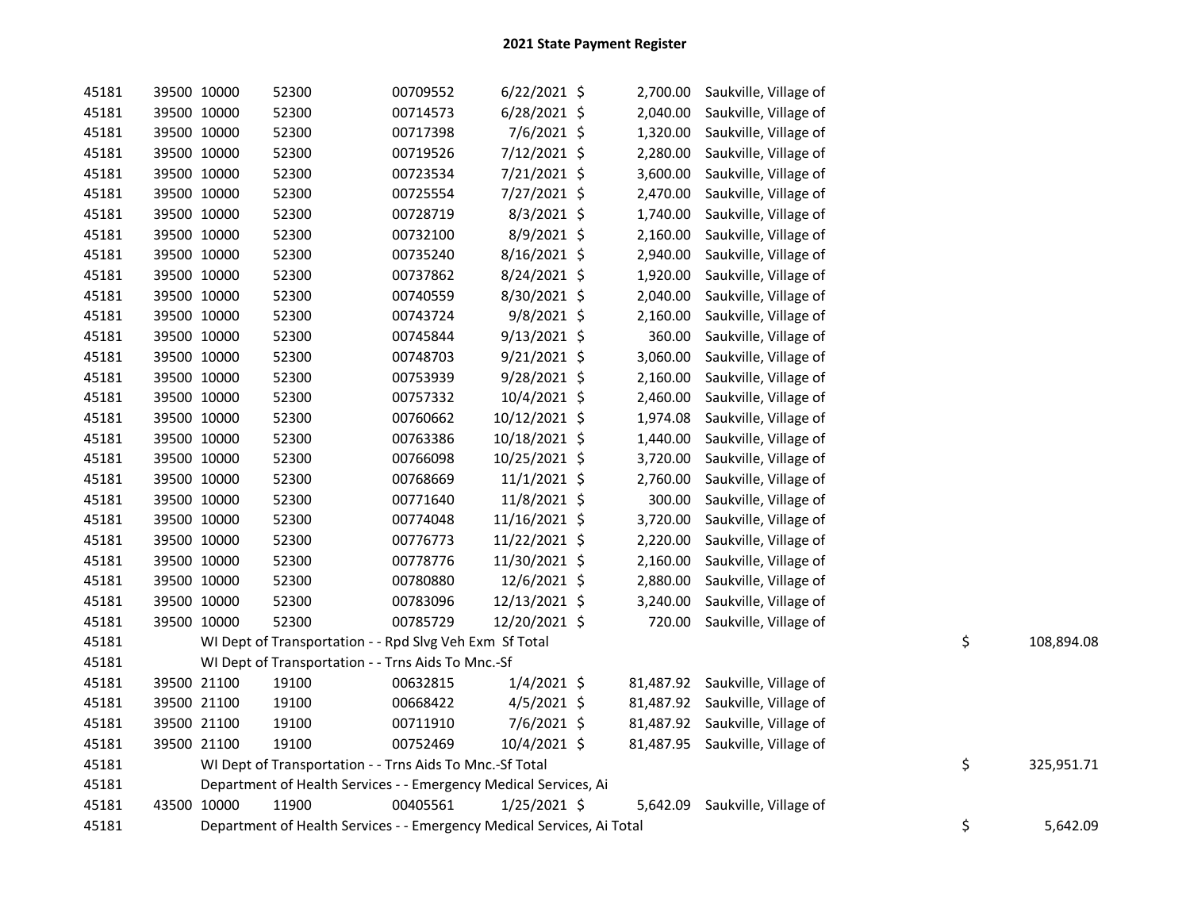## 2021 State Payment Register

| | | | | | | | | | |
|---|---|---|---|---|---|---|---|---|---|
| 45181 | 39500 | 10000 | 52300 | 00709552 | 6/22/2021 | $ 2,700.00 | Saukville, Village of | | |
| 45181 | 39500 | 10000 | 52300 | 00714573 | 6/28/2021 | $ 2,040.00 | Saukville, Village of | | |
| 45181 | 39500 | 10000 | 52300 | 00717398 | 7/6/2021 | $ 1,320.00 | Saukville, Village of | | |
| 45181 | 39500 | 10000 | 52300 | 00719526 | 7/12/2021 | $ 2,280.00 | Saukville, Village of | | |
| 45181 | 39500 | 10000 | 52300 | 00723534 | 7/21/2021 | $ 3,600.00 | Saukville, Village of | | |
| 45181 | 39500 | 10000 | 52300 | 00725554 | 7/27/2021 | $ 2,470.00 | Saukville, Village of | | |
| 45181 | 39500 | 10000 | 52300 | 00728719 | 8/3/2021 | $ 1,740.00 | Saukville, Village of | | |
| 45181 | 39500 | 10000 | 52300 | 00732100 | 8/9/2021 | $ 2,160.00 | Saukville, Village of | | |
| 45181 | 39500 | 10000 | 52300 | 00735240 | 8/16/2021 | $ 2,940.00 | Saukville, Village of | | |
| 45181 | 39500 | 10000 | 52300 | 00737862 | 8/24/2021 | $ 1,920.00 | Saukville, Village of | | |
| 45181 | 39500 | 10000 | 52300 | 00740559 | 8/30/2021 | $ 2,040.00 | Saukville, Village of | | |
| 45181 | 39500 | 10000 | 52300 | 00743724 | 9/8/2021 | $ 2,160.00 | Saukville, Village of | | |
| 45181 | 39500 | 10000 | 52300 | 00745844 | 9/13/2021 | $ 360.00 | Saukville, Village of | | |
| 45181 | 39500 | 10000 | 52300 | 00748703 | 9/21/2021 | $ 3,060.00 | Saukville, Village of | | |
| 45181 | 39500 | 10000 | 52300 | 00753939 | 9/28/2021 | $ 2,160.00 | Saukville, Village of | | |
| 45181 | 39500 | 10000 | 52300 | 00757332 | 10/4/2021 | $ 2,460.00 | Saukville, Village of | | |
| 45181 | 39500 | 10000 | 52300 | 00760662 | 10/12/2021 | $ 1,974.08 | Saukville, Village of | | |
| 45181 | 39500 | 10000 | 52300 | 00763386 | 10/18/2021 | $ 1,440.00 | Saukville, Village of | | |
| 45181 | 39500 | 10000 | 52300 | 00766098 | 10/25/2021 | $ 3,720.00 | Saukville, Village of | | |
| 45181 | 39500 | 10000 | 52300 | 00768669 | 11/1/2021 | $ 2,760.00 | Saukville, Village of | | |
| 45181 | 39500 | 10000 | 52300 | 00771640 | 11/8/2021 | $ 300.00 | Saukville, Village of | | |
| 45181 | 39500 | 10000 | 52300 | 00774048 | 11/16/2021 | $ 3,720.00 | Saukville, Village of | | |
| 45181 | 39500 | 10000 | 52300 | 00776773 | 11/22/2021 | $ 2,220.00 | Saukville, Village of | | |
| 45181 | 39500 | 10000 | 52300 | 00778776 | 11/30/2021 | $ 2,160.00 | Saukville, Village of | | |
| 45181 | 39500 | 10000 | 52300 | 00780880 | 12/6/2021 | $ 2,880.00 | Saukville, Village of | | |
| 45181 | 39500 | 10000 | 52300 | 00783096 | 12/13/2021 | $ 3,240.00 | Saukville, Village of | | |
| 45181 | 39500 | 10000 | 52300 | 00785729 | 12/20/2021 | $ 720.00 | Saukville, Village of | | |
| 45181 | | WI Dept of Transportation - - Rpd Slvg Veh Exm Sf Total | | | | | | $ | 108,894.08 |
| 45181 | | WI Dept of Transportation - - Trns Aids To Mnc.-Sf | | | | | | | |
| 45181 | 39500 | 21100 | 19100 | 00632815 | 1/4/2021 | $ 81,487.92 | Saukville, Village of | | |
| 45181 | 39500 | 21100 | 19100 | 00668422 | 4/5/2021 | $ 81,487.92 | Saukville, Village of | | |
| 45181 | 39500 | 21100 | 19100 | 00711910 | 7/6/2021 | $ 81,487.92 | Saukville, Village of | | |
| 45181 | 39500 | 21100 | 19100 | 00752469 | 10/4/2021 | $ 81,487.95 | Saukville, Village of | | |
| 45181 | | WI Dept of Transportation - - Trns Aids To Mnc.-Sf Total | | | | | | $ | 325,951.71 |
| 45181 | | Department of Health Services - - Emergency Medical Services, Ai | | | | | | | |
| 45181 | 43500 | 10000 | 11900 | 00405561 | 1/25/2021 | $ 5,642.09 | Saukville, Village of | | |
| 45181 | | Department of Health Services - - Emergency Medical Services, Ai Total | | | | | | $ | 5,642.09 |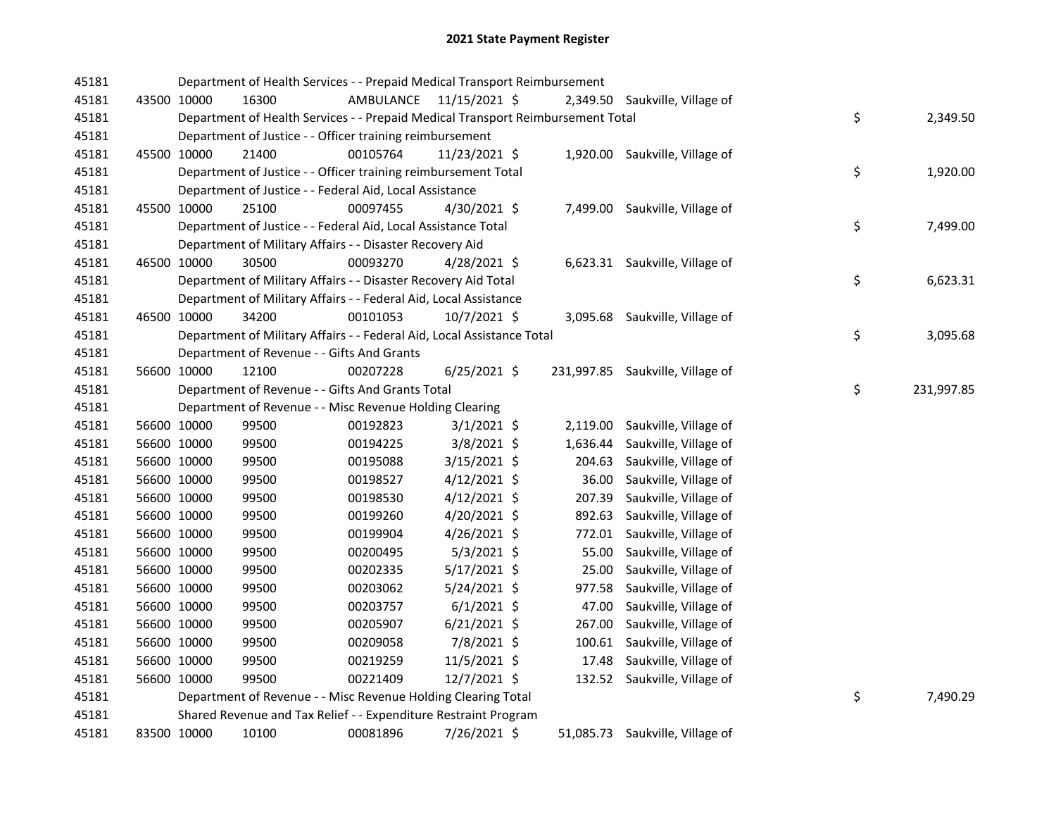# 2021 State Payment Register

| | | | | | | | | | |
|---|---|---|---|---|---|---|---|---|---|
| 45181 | | | Department of Health Services - - Prepaid Medical Transport Reimbursement | | | | | | |
| 45181 | 43500 | 10000 | 16300 | AMBULANCE | 11/15/2021 | $ 2,349.50 | Saukville, Village of | | |
| 45181 | | | Department of Health Services - - Prepaid Medical Transport Reimbursement Total | | | | | $ | 2,349.50 |
| 45181 | | | Department of Justice - - Officer training reimbursement | | | | | | |
| 45181 | 45500 | 10000 | 21400 | 00105764 | 11/23/2021 | $ 1,920.00 | Saukville, Village of | | |
| 45181 | | | Department of Justice - - Officer training reimbursement Total | | | | | $ | 1,920.00 |
| 45181 | | | Department of Justice - - Federal Aid, Local Assistance | | | | | | |
| 45181 | 45500 | 10000 | 25100 | 00097455 | 4/30/2021 | $ 7,499.00 | Saukville, Village of | | |
| 45181 | | | Department of Justice - - Federal Aid, Local Assistance Total | | | | | $ | 7,499.00 |
| 45181 | | | Department of Military Affairs - - Disaster Recovery Aid | | | | | | |
| 45181 | 46500 | 10000 | 30500 | 00093270 | 4/28/2021 | $ 6,623.31 | Saukville, Village of | | |
| 45181 | | | Department of Military Affairs - - Disaster Recovery Aid Total | | | | | $ | 6,623.31 |
| 45181 | | | Department of Military Affairs - - Federal Aid, Local Assistance | | | | | | |
| 45181 | 46500 | 10000 | 34200 | 00101053 | 10/7/2021 | $ 3,095.68 | Saukville, Village of | | |
| 45181 | | | Department of Military Affairs - - Federal Aid, Local Assistance Total | | | | | $ | 3,095.68 |
| 45181 | | | Department of Revenue - - Gifts And Grants | | | | | | |
| 45181 | 56600 | 10000 | 12100 | 00207228 | 6/25/2021 | $ 231,997.85 | Saukville, Village of | | |
| 45181 | | | Department of Revenue - - Gifts And Grants Total | | | | | $ | 231,997.85 |
| 45181 | | | Department of Revenue - - Misc Revenue Holding Clearing | | | | | | |
| 45181 | 56600 | 10000 | 99500 | 00192823 | 3/1/2021 | $ 2,119.00 | Saukville, Village of | | |
| 45181 | 56600 | 10000 | 99500 | 00194225 | 3/8/2021 | $ 1,636.44 | Saukville, Village of | | |
| 45181 | 56600 | 10000 | 99500 | 00195088 | 3/15/2021 | $ 204.63 | Saukville, Village of | | |
| 45181 | 56600 | 10000 | 99500 | 00198527 | 4/12/2021 | $ 36.00 | Saukville, Village of | | |
| 45181 | 56600 | 10000 | 99500 | 00198530 | 4/12/2021 | $ 207.39 | Saukville, Village of | | |
| 45181 | 56600 | 10000 | 99500 | 00199260 | 4/20/2021 | $ 892.63 | Saukville, Village of | | |
| 45181 | 56600 | 10000 | 99500 | 00199904 | 4/26/2021 | $ 772.01 | Saukville, Village of | | |
| 45181 | 56600 | 10000 | 99500 | 00200495 | 5/3/2021 | $ 55.00 | Saukville, Village of | | |
| 45181 | 56600 | 10000 | 99500 | 00202335 | 5/17/2021 | $ 25.00 | Saukville, Village of | | |
| 45181 | 56600 | 10000 | 99500 | 00203062 | 5/24/2021 | $ 977.58 | Saukville, Village of | | |
| 45181 | 56600 | 10000 | 99500 | 00203757 | 6/1/2021 | $ 47.00 | Saukville, Village of | | |
| 45181 | 56600 | 10000 | 99500 | 00205907 | 6/21/2021 | $ 267.00 | Saukville, Village of | | |
| 45181 | 56600 | 10000 | 99500 | 00209058 | 7/8/2021 | $ 100.61 | Saukville, Village of | | |
| 45181 | 56600 | 10000 | 99500 | 00219259 | 11/5/2021 | $ 17.48 | Saukville, Village of | | |
| 45181 | 56600 | 10000 | 99500 | 00221409 | 12/7/2021 | $ 132.52 | Saukville, Village of | | |
| 45181 | | | Department of Revenue - - Misc Revenue Holding Clearing Total | | | | | $ | 7,490.29 |
| 45181 | | | Shared Revenue and Tax Relief - - Expenditure Restraint Program | | | | | | |
| 45181 | 83500 | 10000 | 10100 | 00081896 | 7/26/2021 | $ 51,085.73 | Saukville, Village of | | |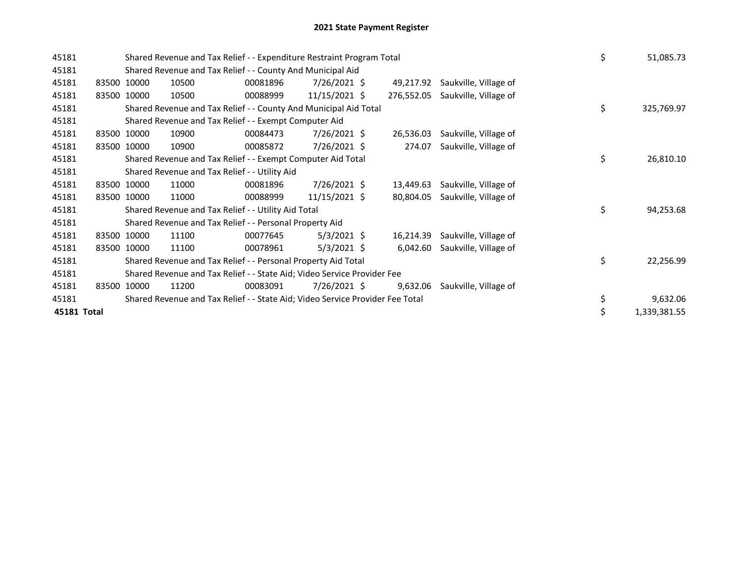# 2021 State Payment Register

| | | | | | | | | | |
|---|---|---|---|---|---|---|---|---|---|
| 45181 | | Shared Revenue and Tax Relief - - Expenditure Restraint Program Total | | | | | | $ | 51,085.73 |
| 45181 | | Shared Revenue and Tax Relief - - County And Municipal Aid | | | | | | | |
| 45181 | 83500 | 10000 | 10500 | 00081896 | 7/26/2021 | $ 49,217.92 | Saukville, Village of | | |
| 45181 | 83500 | 10000 | 10500 | 00088999 | 11/15/2021 | $ 276,552.05 | Saukville, Village of | | |
| 45181 | | Shared Revenue and Tax Relief - - County And Municipal Aid Total | | | | | | $ | 325,769.97 |
| 45181 | | Shared Revenue and Tax Relief - - Exempt Computer Aid | | | | | | | |
| 45181 | 83500 | 10000 | 10900 | 00084473 | 7/26/2021 | $ 26,536.03 | Saukville, Village of | | |
| 45181 | 83500 | 10000 | 10900 | 00085872 | 7/26/2021 | $ 274.07 | Saukville, Village of | | |
| 45181 | | Shared Revenue and Tax Relief - - Exempt Computer Aid Total | | | | | | $ | 26,810.10 |
| 45181 | | Shared Revenue and Tax Relief - - Utility Aid | | | | | | | |
| 45181 | 83500 | 10000 | 11000 | 00081896 | 7/26/2021 | $ 13,449.63 | Saukville, Village of | | |
| 45181 | 83500 | 10000 | 11000 | 00088999 | 11/15/2021 | $ 80,804.05 | Saukville, Village of | | |
| 45181 | | Shared Revenue and Tax Relief - - Utility Aid Total | | | | | | $ | 94,253.68 |
| 45181 | | Shared Revenue and Tax Relief - - Personal Property Aid | | | | | | | |
| 45181 | 83500 | 10000 | 11100 | 00077645 | 5/3/2021 | $ 16,214.39 | Saukville, Village of | | |
| 45181 | 83500 | 10000 | 11100 | 00078961 | 5/3/2021 | $ 6,042.60 | Saukville, Village of | | |
| 45181 | | Shared Revenue and Tax Relief - - Personal Property Aid Total | | | | | | $ | 22,256.99 |
| 45181 | | Shared Revenue and Tax Relief - - State Aid; Video Service Provider Fee | | | | | | | |
| 45181 | 83500 | 10000 | 11200 | 00083091 | 7/26/2021 | $ 9,632.06 | Saukville, Village of | | |
| 45181 | | Shared Revenue and Tax Relief - - State Aid; Video Service Provider Fee Total | | | | | | $ | 9,632.06 |
| **45181 Total** | | | | | | | | $ | 1,339,381.55 |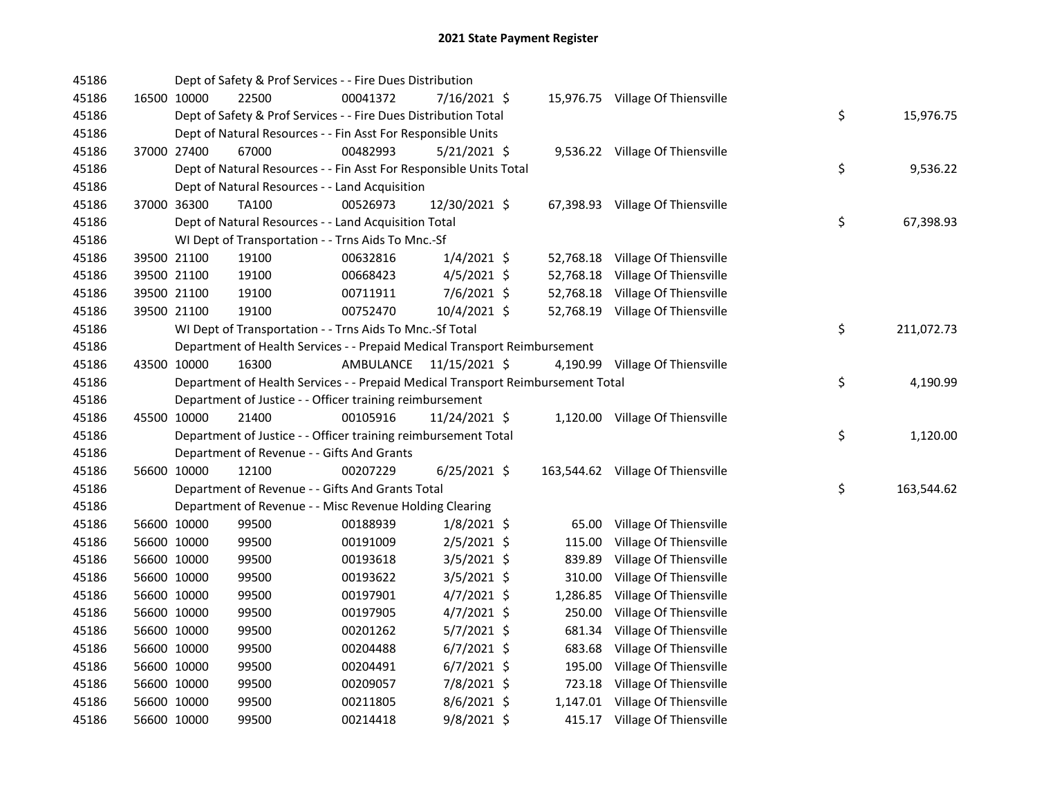# 2021 State Payment Register

| | | | | | | | | | |
|---|---|---|---|---|---|---|---|---|---|
| 45186 | | | Dept of Safety & Prof Services - - Fire Dues Distribution | | | | | | |
| 45186 | 16500 | 10000 | 22500 | 00041372 | 7/16/2021 | $ 15,976.75 | Village Of Thiensville | | |
| 45186 | | | Dept of Safety & Prof Services - - Fire Dues Distribution Total | | | | | $ | 15,976.75 |
| 45186 | | | Dept of Natural Resources - - Fin Asst For Responsible Units | | | | | | |
| 45186 | 37000 | 27400 | 67000 | 00482993 | 5/21/2021 | $ 9,536.22 | Village Of Thiensville | | |
| 45186 | | | Dept of Natural Resources - - Fin Asst For Responsible Units Total | | | | | $ | 9,536.22 |
| 45186 | | | Dept of Natural Resources - - Land Acquisition | | | | | | |
| 45186 | 37000 | 36300 | TA100 | 00526973 | 12/30/2021 | $ 67,398.93 | Village Of Thiensville | | |
| 45186 | | | Dept of Natural Resources - - Land Acquisition Total | | | | | $ | 67,398.93 |
| 45186 | | | WI Dept of Transportation - - Trns Aids To Mnc.-Sf | | | | | | |
| 45186 | 39500 | 21100 | 19100 | 00632816 | 1/4/2021 | $ 52,768.18 | Village Of Thiensville | | |
| 45186 | 39500 | 21100 | 19100 | 00668423 | 4/5/2021 | $ 52,768.18 | Village Of Thiensville | | |
| 45186 | 39500 | 21100 | 19100 | 00711911 | 7/6/2021 | $ 52,768.18 | Village Of Thiensville | | |
| 45186 | 39500 | 21100 | 19100 | 00752470 | 10/4/2021 | $ 52,768.19 | Village Of Thiensville | | |
| 45186 | | | WI Dept of Transportation - - Trns Aids To Mnc.-Sf Total | | | | | $ | 211,072.73 |
| 45186 | | | Department of Health Services - - Prepaid Medical Transport Reimbursement | | | | | | |
| 45186 | 43500 | 10000 | 16300 | AMBULANCE | 11/15/2021 | $ 4,190.99 | Village Of Thiensville | | |
| 45186 | | | Department of Health Services - - Prepaid Medical Transport Reimbursement Total | | | | | $ | 4,190.99 |
| 45186 | | | Department of Justice - - Officer training reimbursement | | | | | | |
| 45186 | 45500 | 10000 | 21400 | 00105916 | 11/24/2021 | $ 1,120.00 | Village Of Thiensville | | |
| 45186 | | | Department of Justice - - Officer training reimbursement Total | | | | | $ | 1,120.00 |
| 45186 | | | Department of Revenue - - Gifts And Grants | | | | | | |
| 45186 | 56600 | 10000 | 12100 | 00207229 | 6/25/2021 | $ 163,544.62 | Village Of Thiensville | | |
| 45186 | | | Department of Revenue - - Gifts And Grants Total | | | | | $ | 163,544.62 |
| 45186 | | | Department of Revenue - - Misc Revenue Holding Clearing | | | | | | |
| 45186 | 56600 | 10000 | 99500 | 00188939 | 1/8/2021 | $ 65.00 | Village Of Thiensville | | |
| 45186 | 56600 | 10000 | 99500 | 00191009 | 2/5/2021 | $ 115.00 | Village Of Thiensville | | |
| 45186 | 56600 | 10000 | 99500 | 00193618 | 3/5/2021 | $ 839.89 | Village Of Thiensville | | |
| 45186 | 56600 | 10000 | 99500 | 00193622 | 3/5/2021 | $ 310.00 | Village Of Thiensville | | |
| 45186 | 56600 | 10000 | 99500 | 00197901 | 4/7/2021 | $ 1,286.85 | Village Of Thiensville | | |
| 45186 | 56600 | 10000 | 99500 | 00197905 | 4/7/2021 | $ 250.00 | Village Of Thiensville | | |
| 45186 | 56600 | 10000 | 99500 | 00201262 | 5/7/2021 | $ 681.34 | Village Of Thiensville | | |
| 45186 | 56600 | 10000 | 99500 | 00204488 | 6/7/2021 | $ 683.68 | Village Of Thiensville | | |
| 45186 | 56600 | 10000 | 99500 | 00204491 | 6/7/2021 | $ 195.00 | Village Of Thiensville | | |
| 45186 | 56600 | 10000 | 99500 | 00209057 | 7/8/2021 | $ 723.18 | Village Of Thiensville | | |
| 45186 | 56600 | 10000 | 99500 | 00211805 | 8/6/2021 | $ 1,147.01 | Village Of Thiensville | | |
| 45186 | 56600 | 10000 | 99500 | 00214418 | 9/8/2021 | $ 415.17 | Village Of Thiensville | | |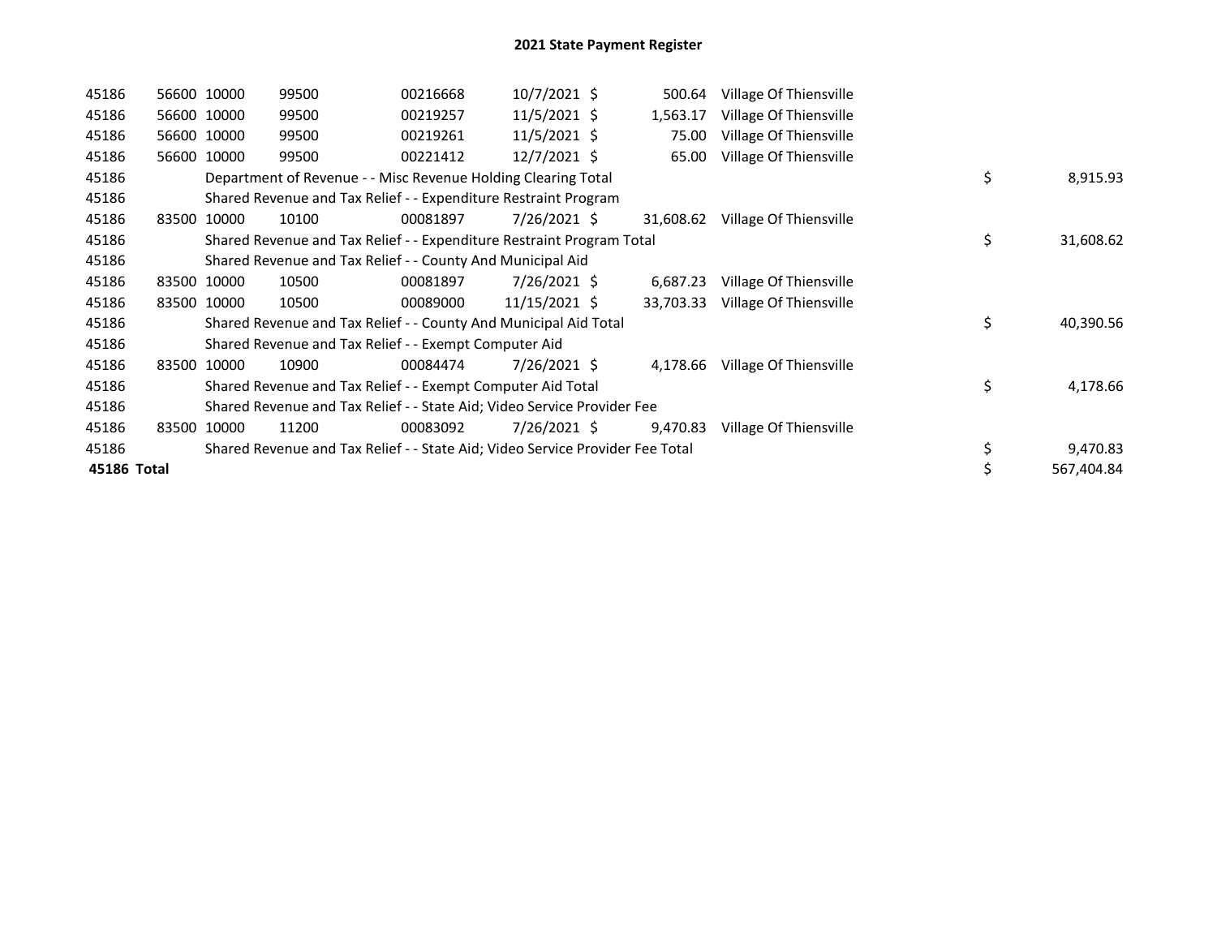# 2021 State Payment Register

| | | | | | | | | | |
|---|---|---|---|---|---|---|---|---|---|
| 45186 | 56600 | 10000 | 99500 | 00216668 | 10/7/2021 | $ 500.64 | Village Of Thiensville | | |
| 45186 | 56600 | 10000 | 99500 | 00219257 | 11/5/2021 | $ 1,563.17 | Village Of Thiensville | | |
| 45186 | 56600 | 10000 | 99500 | 00219261 | 11/5/2021 | $ 75.00 | Village Of Thiensville | | |
| 45186 | 56600 | 10000 | 99500 | 00221412 | 12/7/2021 | $ 65.00 | Village Of Thiensville | | |
| 45186 | | Department of Revenue - - Misc Revenue Holding Clearing Total | | | | | | $ | 8,915.93 |
| 45186 | | Shared Revenue and Tax Relief - - Expenditure Restraint Program | | | | | | | |
| 45186 | 83500 | 10000 | 10100 | 00081897 | 7/26/2021 | $ 31,608.62 | Village Of Thiensville | | |
| 45186 | | Shared Revenue and Tax Relief - - Expenditure Restraint Program Total | | | | | | $ | 31,608.62 |
| 45186 | | Shared Revenue and Tax Relief - - County And Municipal Aid | | | | | | | |
| 45186 | 83500 | 10000 | 10500 | 00081897 | 7/26/2021 | $ 6,687.23 | Village Of Thiensville | | |
| 45186 | 83500 | 10000 | 10500 | 00089000 | 11/15/2021 | $ 33,703.33 | Village Of Thiensville | | |
| 45186 | | Shared Revenue and Tax Relief - - County And Municipal Aid Total | | | | | | $ | 40,390.56 |
| 45186 | | Shared Revenue and Tax Relief - - Exempt Computer Aid | | | | | | | |
| 45186 | 83500 | 10000 | 10900 | 00084474 | 7/26/2021 | $ 4,178.66 | Village Of Thiensville | | |
| 45186 | | Shared Revenue and Tax Relief - - Exempt Computer Aid Total | | | | | | $ | 4,178.66 |
| 45186 | | Shared Revenue and Tax Relief - - State Aid; Video Service Provider Fee | | | | | | | |
| 45186 | 83500 | 10000 | 11200 | 00083092 | 7/26/2021 | $ 9,470.83 | Village Of Thiensville | | |
| 45186 | | Shared Revenue and Tax Relief - - State Aid; Video Service Provider Fee Total | | | | | | $ | 9,470.83 |
| **45186 Total** | | | | | | | | $ | 567,404.84 |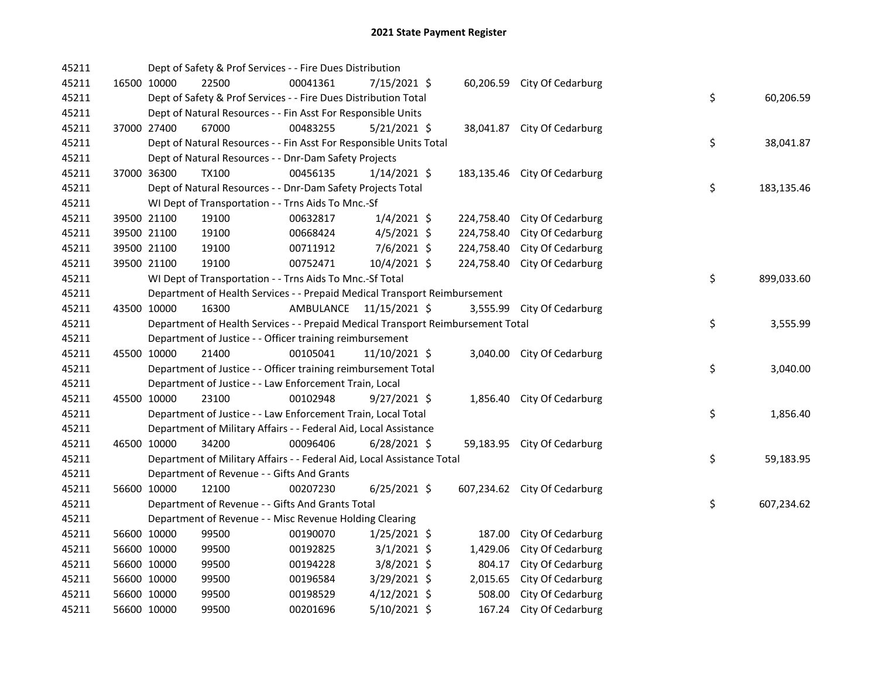# 2021 State Payment Register

| | | | | | | | | | |
|---|---|---|---|---|---|---|---|---|---|
| 45211 | | | Dept of Safety & Prof Services - - Fire Dues Distribution | | | | | | |
| 45211 | 16500 | 10000 | 22500 | 00041361 | 7/15/2021 | $ 60,206.59 | City Of Cedarburg | | |
| 45211 | | | Dept of Safety & Prof Services - - Fire Dues Distribution Total | | | | | $ | 60,206.59 |
| 45211 | | | Dept of Natural Resources - - Fin Asst For Responsible Units | | | | | | |
| 45211 | 37000 | 27400 | 67000 | 00483255 | 5/21/2021 | $ 38,041.87 | City Of Cedarburg | | |
| 45211 | | | Dept of Natural Resources - - Fin Asst For Responsible Units Total | | | | | $ | 38,041.87 |
| 45211 | | | Dept of Natural Resources - - Dnr-Dam Safety Projects | | | | | | |
| 45211 | 37000 | 36300 | TX100 | 00456135 | 1/14/2021 | $ 183,135.46 | City Of Cedarburg | | |
| 45211 | | | Dept of Natural Resources - - Dnr-Dam Safety Projects Total | | | | | $ | 183,135.46 |
| 45211 | | | WI Dept of Transportation - - Trns Aids To Mnc.-Sf | | | | | | |
| 45211 | 39500 | 21100 | 19100 | 00632817 | 1/4/2021 | $ 224,758.40 | City Of Cedarburg | | |
| 45211 | 39500 | 21100 | 19100 | 00668424 | 4/5/2021 | $ 224,758.40 | City Of Cedarburg | | |
| 45211 | 39500 | 21100 | 19100 | 00711912 | 7/6/2021 | $ 224,758.40 | City Of Cedarburg | | |
| 45211 | 39500 | 21100 | 19100 | 00752471 | 10/4/2021 | $ 224,758.40 | City Of Cedarburg | | |
| 45211 | | | WI Dept of Transportation - - Trns Aids To Mnc.-Sf Total | | | | | $ | 899,033.60 |
| 45211 | | | Department of Health Services - - Prepaid Medical Transport Reimbursement | | | | | | |
| 45211 | 43500 | 10000 | 16300 | AMBULANCE | 11/15/2021 | $ 3,555.99 | City Of Cedarburg | | |
| 45211 | | | Department of Health Services - - Prepaid Medical Transport Reimbursement Total | | | | | $ | 3,555.99 |
| 45211 | | | Department of Justice - - Officer training reimbursement | | | | | | |
| 45211 | 45500 | 10000 | 21400 | 00105041 | 11/10/2021 | $ 3,040.00 | City Of Cedarburg | | |
| 45211 | | | Department of Justice - - Officer training reimbursement Total | | | | | $ | 3,040.00 |
| 45211 | | | Department of Justice - - Law Enforcement Train, Local | | | | | | |
| 45211 | 45500 | 10000 | 23100 | 00102948 | 9/27/2021 | $ 1,856.40 | City Of Cedarburg | | |
| 45211 | | | Department of Justice - - Law Enforcement Train, Local Total | | | | | $ | 1,856.40 |
| 45211 | | | Department of Military Affairs - - Federal Aid, Local Assistance | | | | | | |
| 45211 | 46500 | 10000 | 34200 | 00096406 | 6/28/2021 | $ 59,183.95 | City Of Cedarburg | | |
| 45211 | | | Department of Military Affairs - - Federal Aid, Local Assistance Total | | | | | $ | 59,183.95 |
| 45211 | | | Department of Revenue - - Gifts And Grants | | | | | | |
| 45211 | 56600 | 10000 | 12100 | 00207230 | 6/25/2021 | $ 607,234.62 | City Of Cedarburg | | |
| 45211 | | | Department of Revenue - - Gifts And Grants Total | | | | | $ | 607,234.62 |
| 45211 | | | Department of Revenue - - Misc Revenue Holding Clearing | | | | | | |
| 45211 | 56600 | 10000 | 99500 | 00190070 | 1/25/2021 | $ 187.00 | City Of Cedarburg | | |
| 45211 | 56600 | 10000 | 99500 | 00192825 | 3/1/2021 | $ 1,429.06 | City Of Cedarburg | | |
| 45211 | 56600 | 10000 | 99500 | 00194228 | 3/8/2021 | $ 804.17 | City Of Cedarburg | | |
| 45211 | 56600 | 10000 | 99500 | 00196584 | 3/29/2021 | $ 2,015.65 | City Of Cedarburg | | |
| 45211 | 56600 | 10000 | 99500 | 00198529 | 4/12/2021 | $ 508.00 | City Of Cedarburg | | |
| 45211 | 56600 | 10000 | 99500 | 00201696 | 5/10/2021 | $ 167.24 | City Of Cedarburg | | |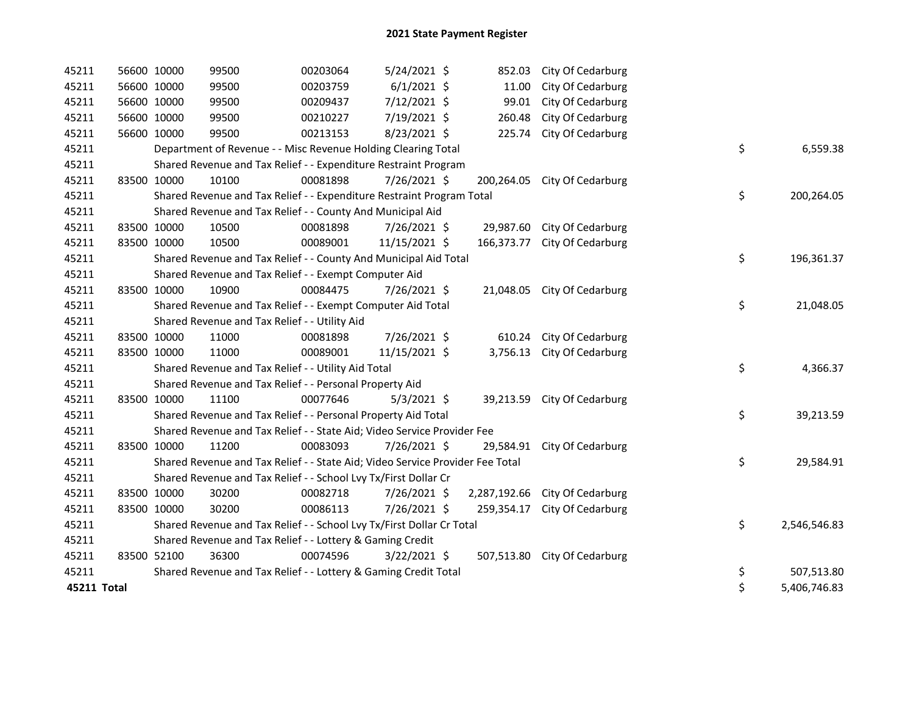# 2021 State Payment Register

| | | | | | | | | | |
|---|---|---|---|---|---|---|---|---|---|
| 45211 | 56600 | 10000 | 99500 | 00203064 | 5/24/2021 | $ 852.03 | City Of Cedarburg | | |
| 45211 | 56600 | 10000 | 99500 | 00203759 | 6/1/2021 | $ 11.00 | City Of Cedarburg | | |
| 45211 | 56600 | 10000 | 99500 | 00209437 | 7/12/2021 | $ 99.01 | City Of Cedarburg | | |
| 45211 | 56600 | 10000 | 99500 | 00210227 | 7/19/2021 | $ 260.48 | City Of Cedarburg | | |
| 45211 | 56600 | 10000 | 99500 | 00213153 | 8/23/2021 | $ 225.74 | City Of Cedarburg | | |
| 45211 | Department of Revenue - - Misc Revenue Holding Clearing Total | | | | | | | $ | 6,559.38 |
| 45211 | Shared Revenue and Tax Relief - - Expenditure Restraint Program | | | | | | | | |
| 45211 | 83500 | 10000 | 10100 | 00081898 | 7/26/2021 | $ 200,264.05 | City Of Cedarburg | | |
| 45211 | Shared Revenue and Tax Relief - - Expenditure Restraint Program Total | | | | | | | $ | 200,264.05 |
| 45211 | Shared Revenue and Tax Relief - - County And Municipal Aid | | | | | | | | |
| 45211 | 83500 | 10000 | 10500 | 00081898 | 7/26/2021 | $ 29,987.60 | City Of Cedarburg | | |
| 45211 | 83500 | 10000 | 10500 | 00089001 | 11/15/2021 | $ 166,373.77 | City Of Cedarburg | | |
| 45211 | Shared Revenue and Tax Relief - - County And Municipal Aid Total | | | | | | | $ | 196,361.37 |
| 45211 | Shared Revenue and Tax Relief - - Exempt Computer Aid | | | | | | | | |
| 45211 | 83500 | 10000 | 10900 | 00084475 | 7/26/2021 | $ 21,048.05 | City Of Cedarburg | | |
| 45211 | Shared Revenue and Tax Relief - - Exempt Computer Aid Total | | | | | | | $ | 21,048.05 |
| 45211 | Shared Revenue and Tax Relief - - Utility Aid | | | | | | | | |
| 45211 | 83500 | 10000 | 11000 | 00081898 | 7/26/2021 | $ 610.24 | City Of Cedarburg | | |
| 45211 | 83500 | 10000 | 11000 | 00089001 | 11/15/2021 | $ 3,756.13 | City Of Cedarburg | | |
| 45211 | Shared Revenue and Tax Relief - - Utility Aid Total | | | | | | | $ | 4,366.37 |
| 45211 | Shared Revenue and Tax Relief - - Personal Property Aid | | | | | | | | |
| 45211 | 83500 | 10000 | 11100 | 00077646 | 5/3/2021 | $ 39,213.59 | City Of Cedarburg | | |
| 45211 | Shared Revenue and Tax Relief - - Personal Property Aid Total | | | | | | | $ | 39,213.59 |
| 45211 | Shared Revenue and Tax Relief - - State Aid; Video Service Provider Fee | | | | | | | | |
| 45211 | 83500 | 10000 | 11200 | 00083093 | 7/26/2021 | $ 29,584.91 | City Of Cedarburg | | |
| 45211 | Shared Revenue and Tax Relief - - State Aid; Video Service Provider Fee Total | | | | | | | $ | 29,584.91 |
| 45211 | Shared Revenue and Tax Relief - - School Lvy Tx/First Dollar Cr | | | | | | | | |
| 45211 | 83500 | 10000 | 30200 | 00082718 | 7/26/2021 | $ 2,287,192.66 | City Of Cedarburg | | |
| 45211 | 83500 | 10000 | 30200 | 00086113 | 7/26/2021 | $ 259,354.17 | City Of Cedarburg | | |
| 45211 | Shared Revenue and Tax Relief - - School Lvy Tx/First Dollar Cr Total | | | | | | | $ | 2,546,546.83 |
| 45211 | Shared Revenue and Tax Relief - - Lottery & Gaming Credit | | | | | | | | |
| 45211 | 83500 | 52100 | 36300 | 00074596 | 3/22/2021 | $ 507,513.80 | City Of Cedarburg | | |
| 45211 | Shared Revenue and Tax Relief - - Lottery & Gaming Credit Total | | | | | | | $ | 507,513.80 |
| **45211 Total** | | | | | | | | $ | 5,406,746.83 |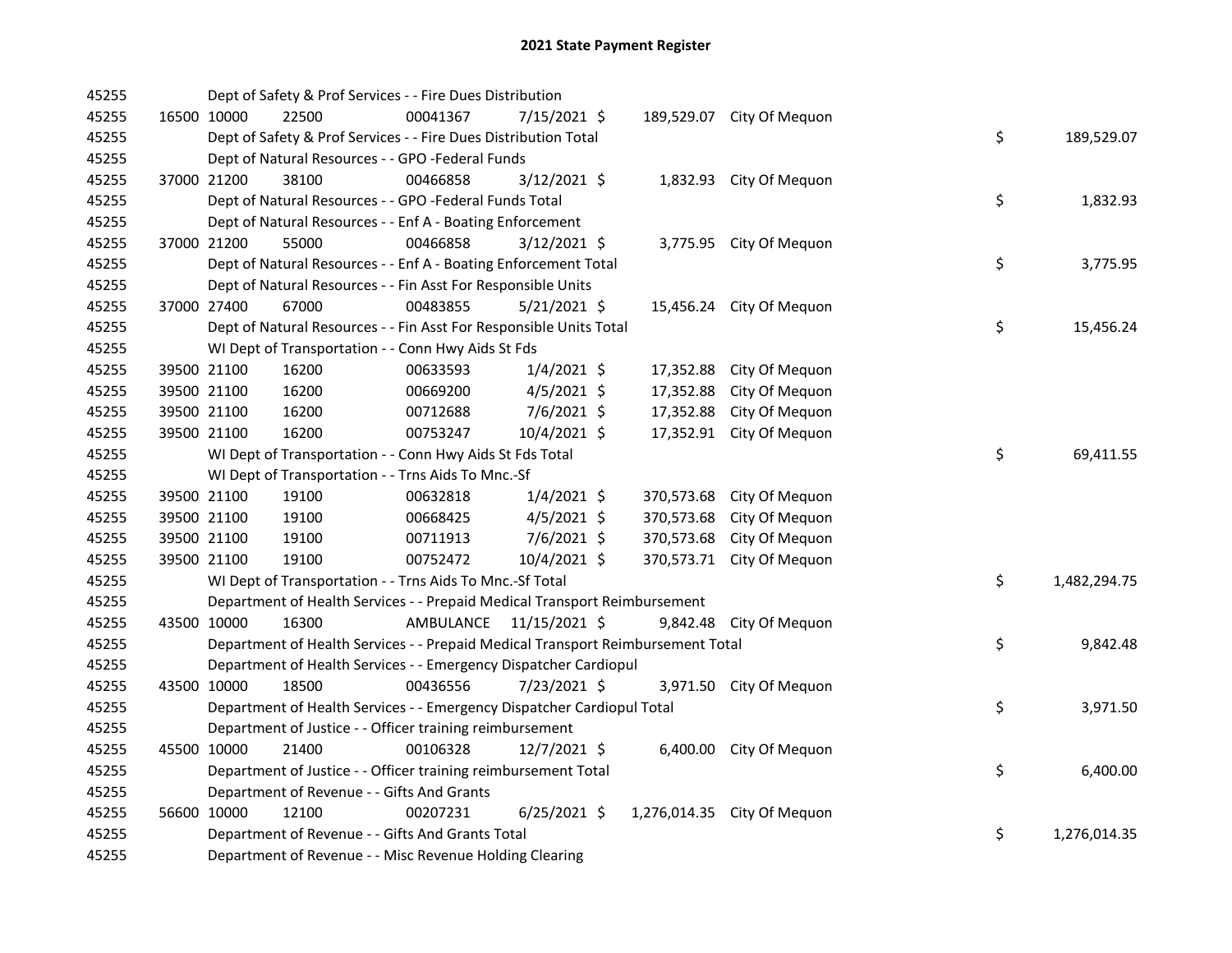# 2021 State Payment Register

| | | | | | | | | | |
|---|---|---|---|---|---|---|---|---|---|
| 45255 | | | Dept of Safety & Prof Services - - Fire Dues Distribution | | | | | | |
| 45255 | 16500 | 10000 | 22500 | 00041367 | 7/15/2021 | $ 189,529.07 | City Of Mequon | | |
| 45255 | | | Dept of Safety & Prof Services - - Fire Dues Distribution Total | | | | | $ | 189,529.07 |
| 45255 | | | Dept of Natural Resources - - GPO -Federal Funds | | | | | | |
| 45255 | 37000 | 21200 | 38100 | 00466858 | 3/12/2021 | $ 1,832.93 | City Of Mequon | | |
| 45255 | | | Dept of Natural Resources - - GPO -Federal Funds Total | | | | | $ | 1,832.93 |
| 45255 | | | Dept of Natural Resources - - Enf A - Boating Enforcement | | | | | | |
| 45255 | 37000 | 21200 | 55000 | 00466858 | 3/12/2021 | $ 3,775.95 | City Of Mequon | | |
| 45255 | | | Dept of Natural Resources - - Enf A - Boating Enforcement Total | | | | | $ | 3,775.95 |
| 45255 | | | Dept of Natural Resources - - Fin Asst For Responsible Units | | | | | | |
| 45255 | 37000 | 27400 | 67000 | 00483855 | 5/21/2021 | $ 15,456.24 | City Of Mequon | | |
| 45255 | | | Dept of Natural Resources - - Fin Asst For Responsible Units Total | | | | | $ | 15,456.24 |
| 45255 | | | WI Dept of Transportation - - Conn Hwy Aids St Fds | | | | | | |
| 45255 | 39500 | 21100 | 16200 | 00633593 | 1/4/2021 | $ 17,352.88 | City Of Mequon | | |
| 45255 | 39500 | 21100 | 16200 | 00669200 | 4/5/2021 | $ 17,352.88 | City Of Mequon | | |
| 45255 | 39500 | 21100 | 16200 | 00712688 | 7/6/2021 | $ 17,352.88 | City Of Mequon | | |
| 45255 | 39500 | 21100 | 16200 | 00753247 | 10/4/2021 | $ 17,352.91 | City Of Mequon | | |
| 45255 | | | WI Dept of Transportation - - Conn Hwy Aids St Fds Total | | | | | $ | 69,411.55 |
| 45255 | | | WI Dept of Transportation - - Trns Aids To Mnc.-Sf | | | | | | |
| 45255 | 39500 | 21100 | 19100 | 00632818 | 1/4/2021 | $ 370,573.68 | City Of Mequon | | |
| 45255 | 39500 | 21100 | 19100 | 00668425 | 4/5/2021 | $ 370,573.68 | City Of Mequon | | |
| 45255 | 39500 | 21100 | 19100 | 00711913 | 7/6/2021 | $ 370,573.68 | City Of Mequon | | |
| 45255 | 39500 | 21100 | 19100 | 00752472 | 10/4/2021 | $ 370,573.71 | City Of Mequon | | |
| 45255 | | | WI Dept of Transportation - - Trns Aids To Mnc.-Sf Total | | | | | $ | 1,482,294.75 |
| 45255 | | | Department of Health Services - - Prepaid Medical Transport Reimbursement | | | | | | |
| 45255 | 43500 | 10000 | 16300 | AMBULANCE | 11/15/2021 | $ 9,842.48 | City Of Mequon | | |
| 45255 | | | Department of Health Services - - Prepaid Medical Transport Reimbursement Total | | | | | $ | 9,842.48 |
| 45255 | | | Department of Health Services - - Emergency Dispatcher Cardiopul | | | | | | |
| 45255 | 43500 | 10000 | 18500 | 00436556 | 7/23/2021 | $ 3,971.50 | City Of Mequon | | |
| 45255 | | | Department of Health Services - - Emergency Dispatcher Cardiopul Total | | | | | $ | 3,971.50 |
| 45255 | | | Department of Justice - - Officer training reimbursement | | | | | | |
| 45255 | 45500 | 10000 | 21400 | 00106328 | 12/7/2021 | $ 6,400.00 | City Of Mequon | | |
| 45255 | | | Department of Justice - - Officer training reimbursement Total | | | | | $ | 6,400.00 |
| 45255 | | | Department of Revenue - - Gifts And Grants | | | | | | |
| 45255 | 56600 | 10000 | 12100 | 00207231 | 6/25/2021 | $ 1,276,014.35 | City Of Mequon | | |
| 45255 | | | Department of Revenue - - Gifts And Grants Total | | | | | $ | 1,276,014.35 |
| 45255 | | | Department of Revenue - - Misc Revenue Holding Clearing | | | | | | |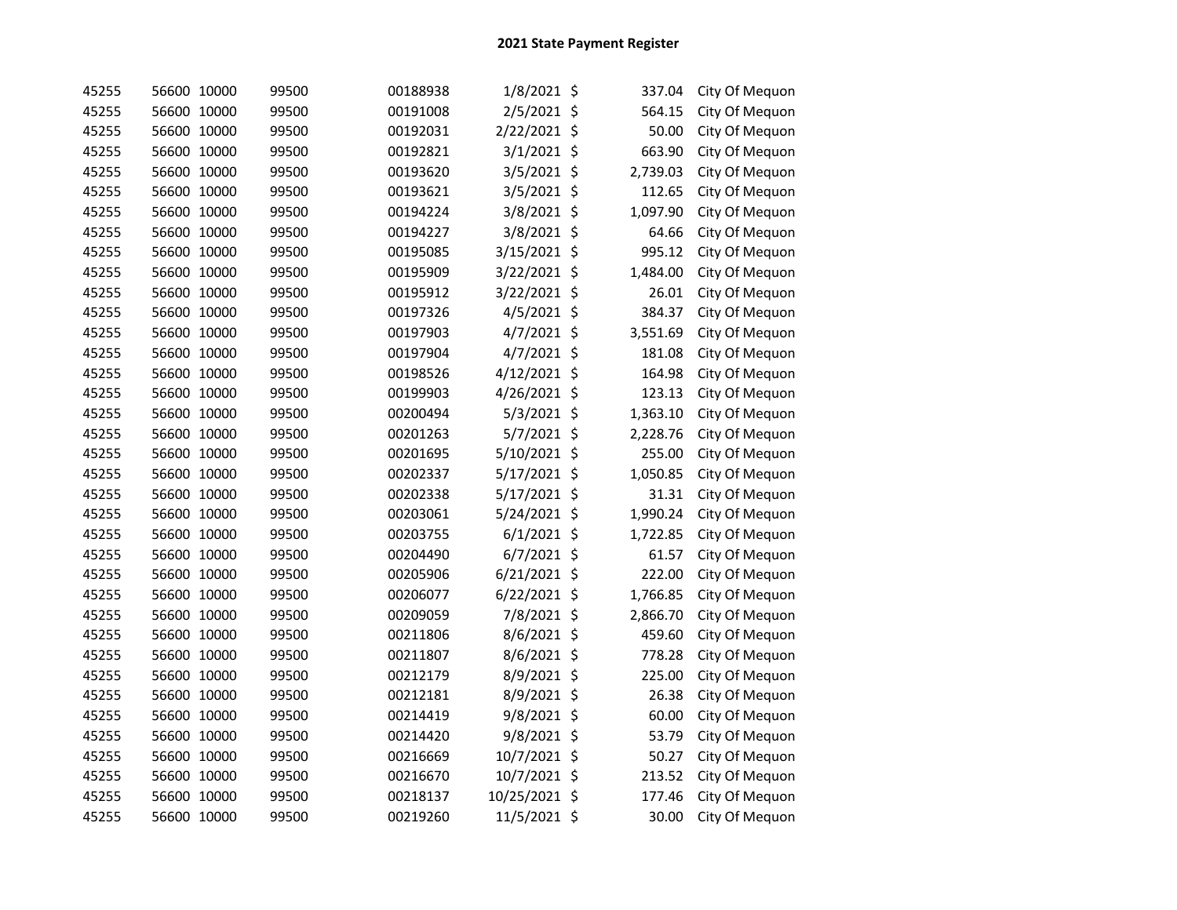# 2021 State Payment Register

| | | | | | | | | |
|---|---|---|---|---|---|---|---|---|
| 45255 | 56600 | 10000 | 99500 | 00188938 | 1/8/2021 | $ | 337.04 | City Of Mequon |
| 45255 | 56600 | 10000 | 99500 | 00191008 | 2/5/2021 | $ | 564.15 | City Of Mequon |
| 45255 | 56600 | 10000 | 99500 | 00192031 | 2/22/2021 | $ | 50.00 | City Of Mequon |
| 45255 | 56600 | 10000 | 99500 | 00192821 | 3/1/2021 | $ | 663.90 | City Of Mequon |
| 45255 | 56600 | 10000 | 99500 | 00193620 | 3/5/2021 | $ | 2,739.03 | City Of Mequon |
| 45255 | 56600 | 10000 | 99500 | 00193621 | 3/5/2021 | $ | 112.65 | City Of Mequon |
| 45255 | 56600 | 10000 | 99500 | 00194224 | 3/8/2021 | $ | 1,097.90 | City Of Mequon |
| 45255 | 56600 | 10000 | 99500 | 00194227 | 3/8/2021 | $ | 64.66 | City Of Mequon |
| 45255 | 56600 | 10000 | 99500 | 00195085 | 3/15/2021 | $ | 995.12 | City Of Mequon |
| 45255 | 56600 | 10000 | 99500 | 00195909 | 3/22/2021 | $ | 1,484.00 | City Of Mequon |
| 45255 | 56600 | 10000 | 99500 | 00195912 | 3/22/2021 | $ | 26.01 | City Of Mequon |
| 45255 | 56600 | 10000 | 99500 | 00197326 | 4/5/2021 | $ | 384.37 | City Of Mequon |
| 45255 | 56600 | 10000 | 99500 | 00197903 | 4/7/2021 | $ | 3,551.69 | City Of Mequon |
| 45255 | 56600 | 10000 | 99500 | 00197904 | 4/7/2021 | $ | 181.08 | City Of Mequon |
| 45255 | 56600 | 10000 | 99500 | 00198526 | 4/12/2021 | $ | 164.98 | City Of Mequon |
| 45255 | 56600 | 10000 | 99500 | 00199903 | 4/26/2021 | $ | 123.13 | City Of Mequon |
| 45255 | 56600 | 10000 | 99500 | 00200494 | 5/3/2021 | $ | 1,363.10 | City Of Mequon |
| 45255 | 56600 | 10000 | 99500 | 00201263 | 5/7/2021 | $ | 2,228.76 | City Of Mequon |
| 45255 | 56600 | 10000 | 99500 | 00201695 | 5/10/2021 | $ | 255.00 | City Of Mequon |
| 45255 | 56600 | 10000 | 99500 | 00202337 | 5/17/2021 | $ | 1,050.85 | City Of Mequon |
| 45255 | 56600 | 10000 | 99500 | 00202338 | 5/17/2021 | $ | 31.31 | City Of Mequon |
| 45255 | 56600 | 10000 | 99500 | 00203061 | 5/24/2021 | $ | 1,990.24 | City Of Mequon |
| 45255 | 56600 | 10000 | 99500 | 00203755 | 6/1/2021 | $ | 1,722.85 | City Of Mequon |
| 45255 | 56600 | 10000 | 99500 | 00204490 | 6/7/2021 | $ | 61.57 | City Of Mequon |
| 45255 | 56600 | 10000 | 99500 | 00205906 | 6/21/2021 | $ | 222.00 | City Of Mequon |
| 45255 | 56600 | 10000 | 99500 | 00206077 | 6/22/2021 | $ | 1,766.85 | City Of Mequon |
| 45255 | 56600 | 10000 | 99500 | 00209059 | 7/8/2021 | $ | 2,866.70 | City Of Mequon |
| 45255 | 56600 | 10000 | 99500 | 00211806 | 8/6/2021 | $ | 459.60 | City Of Mequon |
| 45255 | 56600 | 10000 | 99500 | 00211807 | 8/6/2021 | $ | 778.28 | City Of Mequon |
| 45255 | 56600 | 10000 | 99500 | 00212179 | 8/9/2021 | $ | 225.00 | City Of Mequon |
| 45255 | 56600 | 10000 | 99500 | 00212181 | 8/9/2021 | $ | 26.38 | City Of Mequon |
| 45255 | 56600 | 10000 | 99500 | 00214419 | 9/8/2021 | $ | 60.00 | City Of Mequon |
| 45255 | 56600 | 10000 | 99500 | 00214420 | 9/8/2021 | $ | 53.79 | City Of Mequon |
| 45255 | 56600 | 10000 | 99500 | 00216669 | 10/7/2021 | $ | 50.27 | City Of Mequon |
| 45255 | 56600 | 10000 | 99500 | 00216670 | 10/7/2021 | $ | 213.52 | City Of Mequon |
| 45255 | 56600 | 10000 | 99500 | 00218137 | 10/25/2021 | $ | 177.46 | City Of Mequon |
| 45255 | 56600 | 10000 | 99500 | 00219260 | 11/5/2021 | $ | 30.00 | City Of Mequon |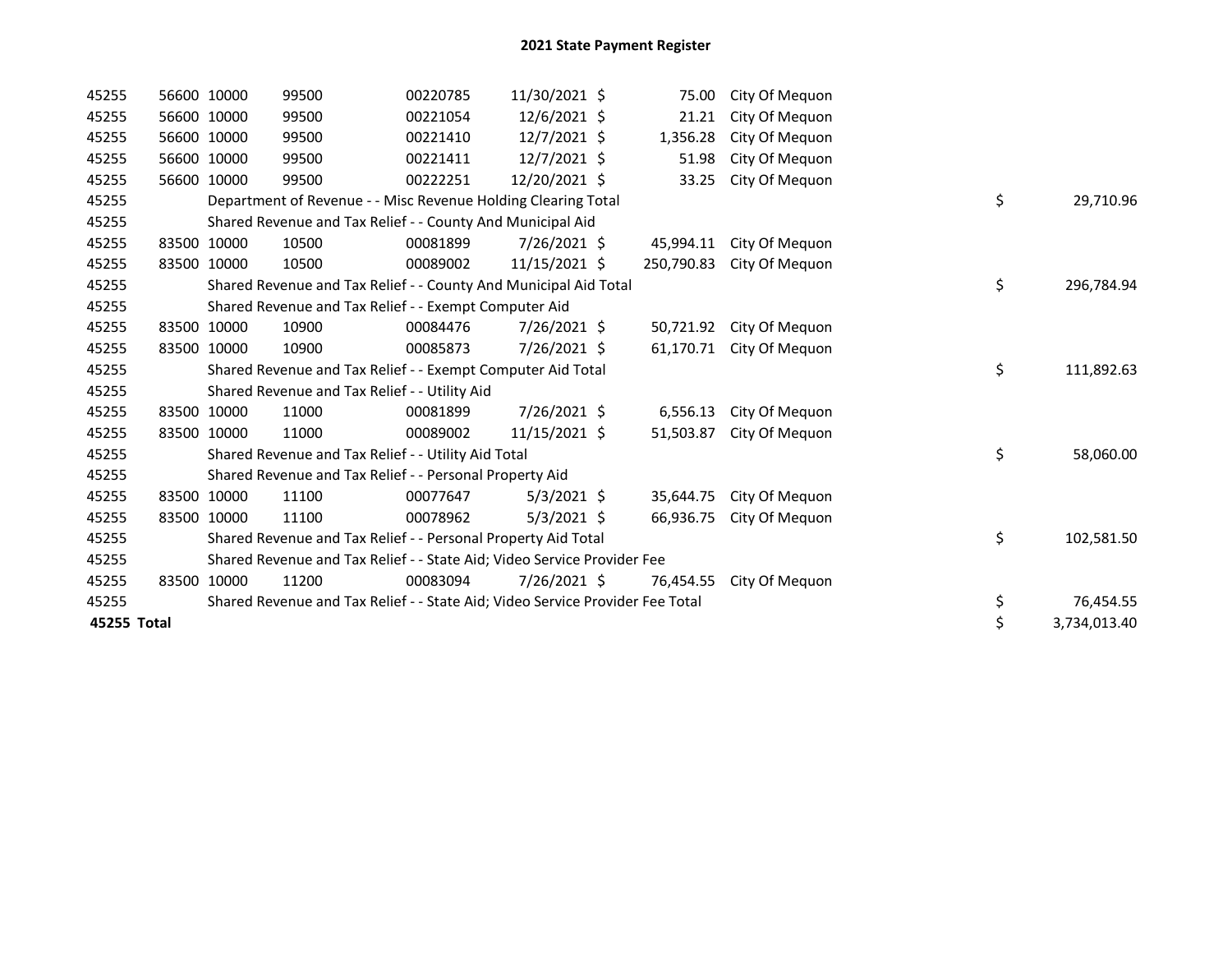# 2021 State Payment Register

| | | | | | | | | | |
|---|---|---|---|---|---|---|---|---|---|
| 45255 | 56600 | 10000 | 99500 | 00220785 | 11/30/2021 | $ 75.00 | City Of Mequon | | |
| 45255 | 56600 | 10000 | 99500 | 00221054 | 12/6/2021 | $ 21.21 | City Of Mequon | | |
| 45255 | 56600 | 10000 | 99500 | 00221410 | 12/7/2021 | $ 1,356.28 | City Of Mequon | | |
| 45255 | 56600 | 10000 | 99500 | 00221411 | 12/7/2021 | $ 51.98 | City Of Mequon | | |
| 45255 | 56600 | 10000 | 99500 | 00222251 | 12/20/2021 | $ 33.25 | City Of Mequon | | |
| 45255 | | Department of Revenue - - Misc Revenue Holding Clearing Total | | | | | | $ | 29,710.96 |
| 45255 | | Shared Revenue and Tax Relief - - County And Municipal Aid | | | | | | | |
| 45255 | 83500 | 10000 | 10500 | 00081899 | 7/26/2021 | $ 45,994.11 | City Of Mequon | | |
| 45255 | 83500 | 10000 | 10500 | 00089002 | 11/15/2021 | $ 250,790.83 | City Of Mequon | | |
| 45255 | | Shared Revenue and Tax Relief - - County And Municipal Aid Total | | | | | | $ | 296,784.94 |
| 45255 | | Shared Revenue and Tax Relief - - Exempt Computer Aid | | | | | | | |
| 45255 | 83500 | 10000 | 10900 | 00084476 | 7/26/2021 | $ 50,721.92 | City Of Mequon | | |
| 45255 | 83500 | 10000 | 10900 | 00085873 | 7/26/2021 | $ 61,170.71 | City Of Mequon | | |
| 45255 | | Shared Revenue and Tax Relief - - Exempt Computer Aid Total | | | | | | $ | 111,892.63 |
| 45255 | | Shared Revenue and Tax Relief - - Utility Aid | | | | | | | |
| 45255 | 83500 | 10000 | 11000 | 00081899 | 7/26/2021 | $ 6,556.13 | City Of Mequon | | |
| 45255 | 83500 | 10000 | 11000 | 00089002 | 11/15/2021 | $ 51,503.87 | City Of Mequon | | |
| 45255 | | Shared Revenue and Tax Relief - - Utility Aid Total | | | | | | $ | 58,060.00 |
| 45255 | | Shared Revenue and Tax Relief - - Personal Property Aid | | | | | | | |
| 45255 | 83500 | 10000 | 11100 | 00077647 | 5/3/2021 | $ 35,644.75 | City Of Mequon | | |
| 45255 | 83500 | 10000 | 11100 | 00078962 | 5/3/2021 | $ 66,936.75 | City Of Mequon | | |
| 45255 | | Shared Revenue and Tax Relief - - Personal Property Aid Total | | | | | | $ | 102,581.50 |
| 45255 | | Shared Revenue and Tax Relief - - State Aid; Video Service Provider Fee | | | | | | | |
| 45255 | 83500 | 10000 | 11200 | 00083094 | 7/26/2021 | $ 76,454.55 | City Of Mequon | | |
| 45255 | | Shared Revenue and Tax Relief - - State Aid; Video Service Provider Fee Total | | | | | | $ | 76,454.55 |
| **45255 Total** | | | | | | | | $ | 3,734,013.40 |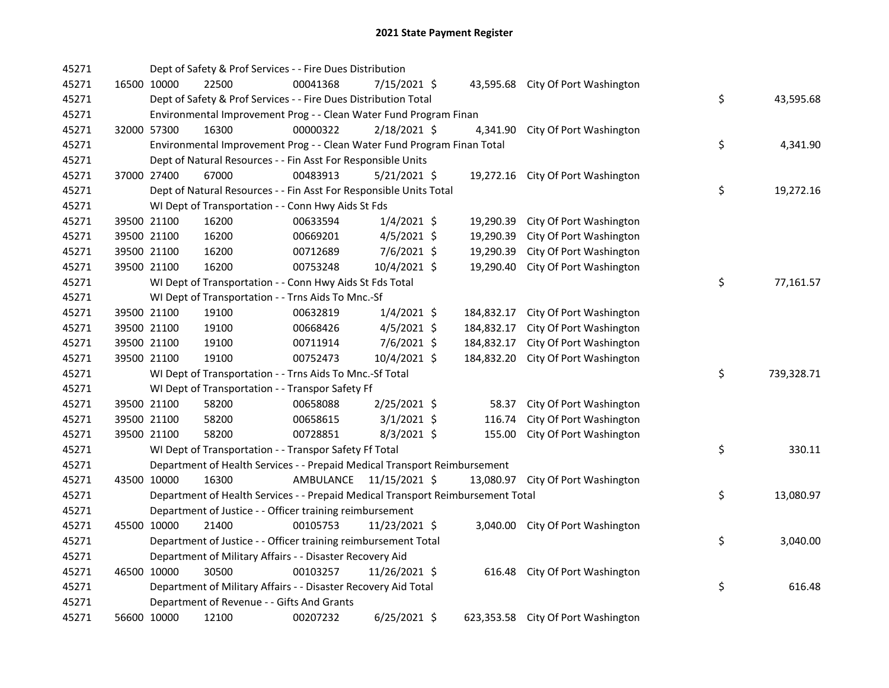# 2021 State Payment Register

| | | | | | | | | | |
|---|---|---|---|---|---|---|---|---|---|
| 45271 | | | Dept of Safety & Prof Services - - Fire Dues Distribution | | | | | | |
| 45271 | 16500 | 10000 | 22500 | 00041368 | 7/15/2021 $ | 43,595.68 | City Of Port Washington | | |
| 45271 | | | Dept of Safety & Prof Services - - Fire Dues Distribution Total | | | | | $ | 43,595.68 |
| 45271 | | | Environmental Improvement Prog - - Clean Water Fund Program Finan | | | | | | |
| 45271 | 32000 | 57300 | 16300 | 00000322 | 2/18/2021 $ | 4,341.90 | City Of Port Washington | | |
| 45271 | | | Environmental Improvement Prog - - Clean Water Fund Program Finan Total | | | | | $ | 4,341.90 |
| 45271 | | | Dept of Natural Resources - - Fin Asst For Responsible Units | | | | | | |
| 45271 | 37000 | 27400 | 67000 | 00483913 | 5/21/2021 $ | 19,272.16 | City Of Port Washington | | |
| 45271 | | | Dept of Natural Resources - - Fin Asst For Responsible Units Total | | | | | $ | 19,272.16 |
| 45271 | | | WI Dept of Transportation - - Conn Hwy Aids St Fds | | | | | | |
| 45271 | 39500 | 21100 | 16200 | 00633594 | 1/4/2021 $ | 19,290.39 | City Of Port Washington | | |
| 45271 | 39500 | 21100 | 16200 | 00669201 | 4/5/2021 $ | 19,290.39 | City Of Port Washington | | |
| 45271 | 39500 | 21100 | 16200 | 00712689 | 7/6/2021 $ | 19,290.39 | City Of Port Washington | | |
| 45271 | 39500 | 21100 | 16200 | 00753248 | 10/4/2021 $ | 19,290.40 | City Of Port Washington | | |
| 45271 | | | WI Dept of Transportation - - Conn Hwy Aids St Fds Total | | | | | $ | 77,161.57 |
| 45271 | | | WI Dept of Transportation - - Trns Aids To Mnc.-Sf | | | | | | |
| 45271 | 39500 | 21100 | 19100 | 00632819 | 1/4/2021 $ | 184,832.17 | City Of Port Washington | | |
| 45271 | 39500 | 21100 | 19100 | 00668426 | 4/5/2021 $ | 184,832.17 | City Of Port Washington | | |
| 45271 | 39500 | 21100 | 19100 | 00711914 | 7/6/2021 $ | 184,832.17 | City Of Port Washington | | |
| 45271 | 39500 | 21100 | 19100 | 00752473 | 10/4/2021 $ | 184,832.20 | City Of Port Washington | | |
| 45271 | | | WI Dept of Transportation - - Trns Aids To Mnc.-Sf Total | | | | | $ | 739,328.71 |
| 45271 | | | WI Dept of Transportation - - Transpor Safety Ff | | | | | | |
| 45271 | 39500 | 21100 | 58200 | 00658088 | 2/25/2021 $ | 58.37 | City Of Port Washington | | |
| 45271 | 39500 | 21100 | 58200 | 00658615 | 3/1/2021 $ | 116.74 | City Of Port Washington | | |
| 45271 | 39500 | 21100 | 58200 | 00728851 | 8/3/2021 $ | 155.00 | City Of Port Washington | | |
| 45271 | | | WI Dept of Transportation - - Transpor Safety Ff Total | | | | | $ | 330.11 |
| 45271 | | | Department of Health Services - - Prepaid Medical Transport Reimbursement | | | | | | |
| 45271 | 43500 | 10000 | 16300 | AMBULANCE | 11/15/2021 $ | 13,080.97 | City Of Port Washington | | |
| 45271 | | | Department of Health Services - - Prepaid Medical Transport Reimbursement Total | | | | | $ | 13,080.97 |
| 45271 | | | Department of Justice - - Officer training reimbursement | | | | | | |
| 45271 | 45500 | 10000 | 21400 | 00105753 | 11/23/2021 $ | 3,040.00 | City Of Port Washington | | |
| 45271 | | | Department of Justice - - Officer training reimbursement Total | | | | | $ | 3,040.00 |
| 45271 | | | Department of Military Affairs - - Disaster Recovery Aid | | | | | | |
| 45271 | 46500 | 10000 | 30500 | 00103257 | 11/26/2021 $ | 616.48 | City Of Port Washington | | |
| 45271 | | | Department of Military Affairs - - Disaster Recovery Aid Total | | | | | $ | 616.48 |
| 45271 | | | Department of Revenue - - Gifts And Grants | | | | | | |
| 45271 | 56600 | 10000 | 12100 | 00207232 | 6/25/2021 $ | 623,353.58 | City Of Port Washington | | |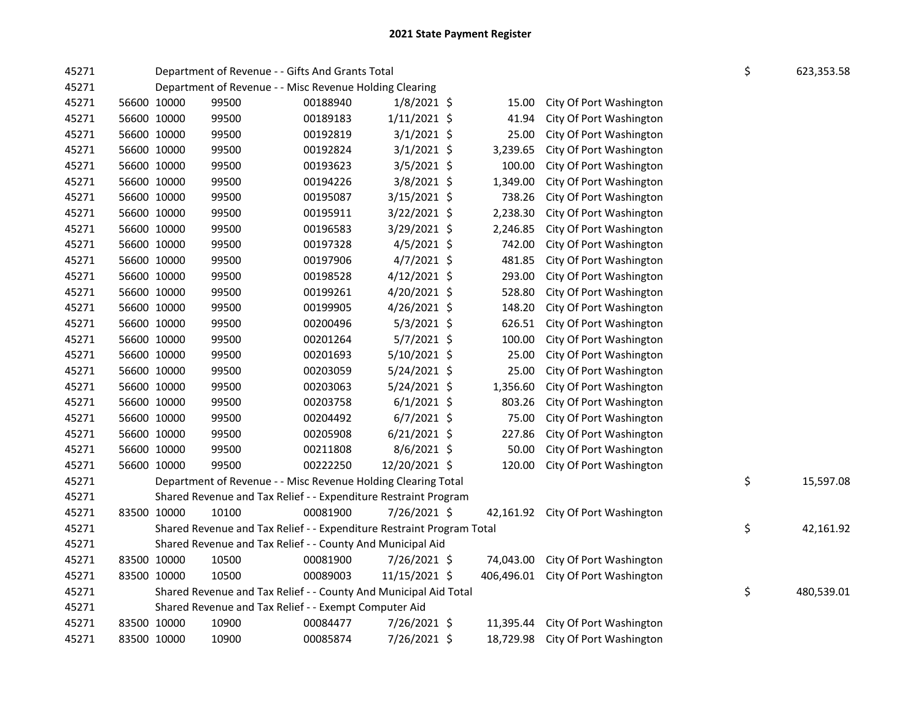# 2021 State Payment Register

| | | | | | | | | | |
|---|---|---|---|---|---|---|---|---|---|
| 45271 | | | Department of Revenue - - Gifts And Grants Total | | | | | $ | 623,353.58 |
| 45271 | | | Department of Revenue - - Misc Revenue Holding Clearing | | | | | | |
| 45271 | 56600 | 10000 | 99500 | 00188940 | 1/8/2021 | $ 15.00 | City Of Port Washington | | |
| 45271 | 56600 | 10000 | 99500 | 00189183 | 1/11/2021 | $ 41.94 | City Of Port Washington | | |
| 45271 | 56600 | 10000 | 99500 | 00192819 | 3/1/2021 | $ 25.00 | City Of Port Washington | | |
| 45271 | 56600 | 10000 | 99500 | 00192824 | 3/1/2021 | $ 3,239.65 | City Of Port Washington | | |
| 45271 | 56600 | 10000 | 99500 | 00193623 | 3/5/2021 | $ 100.00 | City Of Port Washington | | |
| 45271 | 56600 | 10000 | 99500 | 00194226 | 3/8/2021 | $ 1,349.00 | City Of Port Washington | | |
| 45271 | 56600 | 10000 | 99500 | 00195087 | 3/15/2021 | $ 738.26 | City Of Port Washington | | |
| 45271 | 56600 | 10000 | 99500 | 00195911 | 3/22/2021 | $ 2,238.30 | City Of Port Washington | | |
| 45271 | 56600 | 10000 | 99500 | 00196583 | 3/29/2021 | $ 2,246.85 | City Of Port Washington | | |
| 45271 | 56600 | 10000 | 99500 | 00197328 | 4/5/2021 | $ 742.00 | City Of Port Washington | | |
| 45271 | 56600 | 10000 | 99500 | 00197906 | 4/7/2021 | $ 481.85 | City Of Port Washington | | |
| 45271 | 56600 | 10000 | 99500 | 00198528 | 4/12/2021 | $ 293.00 | City Of Port Washington | | |
| 45271 | 56600 | 10000 | 99500 | 00199261 | 4/20/2021 | $ 528.80 | City Of Port Washington | | |
| 45271 | 56600 | 10000 | 99500 | 00199905 | 4/26/2021 | $ 148.20 | City Of Port Washington | | |
| 45271 | 56600 | 10000 | 99500 | 00200496 | 5/3/2021 | $ 626.51 | City Of Port Washington | | |
| 45271 | 56600 | 10000 | 99500 | 00201264 | 5/7/2021 | $ 100.00 | City Of Port Washington | | |
| 45271 | 56600 | 10000 | 99500 | 00201693 | 5/10/2021 | $ 25.00 | City Of Port Washington | | |
| 45271 | 56600 | 10000 | 99500 | 00203059 | 5/24/2021 | $ 25.00 | City Of Port Washington | | |
| 45271 | 56600 | 10000 | 99500 | 00203063 | 5/24/2021 | $ 1,356.60 | City Of Port Washington | | |
| 45271 | 56600 | 10000 | 99500 | 00203758 | 6/1/2021 | $ 803.26 | City Of Port Washington | | |
| 45271 | 56600 | 10000 | 99500 | 00204492 | 6/7/2021 | $ 75.00 | City Of Port Washington | | |
| 45271 | 56600 | 10000 | 99500 | 00205908 | 6/21/2021 | $ 227.86 | City Of Port Washington | | |
| 45271 | 56600 | 10000 | 99500 | 00211808 | 8/6/2021 | $ 50.00 | City Of Port Washington | | |
| 45271 | 56600 | 10000 | 99500 | 00222250 | 12/20/2021 | $ 120.00 | City Of Port Washington | | |
| 45271 | | | Department of Revenue - - Misc Revenue Holding Clearing Total | | | | | $ | 15,597.08 |
| 45271 | | | Shared Revenue and Tax Relief - - Expenditure Restraint Program | | | | | | |
| 45271 | 83500 | 10000 | 10100 | 00081900 | 7/26/2021 | $ 42,161.92 | City Of Port Washington | | |
| 45271 | | | Shared Revenue and Tax Relief - - Expenditure Restraint Program Total | | | | | $ | 42,161.92 |
| 45271 | | | Shared Revenue and Tax Relief - - County And Municipal Aid | | | | | | |
| 45271 | 83500 | 10000 | 10500 | 00081900 | 7/26/2021 | $ 74,043.00 | City Of Port Washington | | |
| 45271 | 83500 | 10000 | 10500 | 00089003 | 11/15/2021 | $ 406,496.01 | City Of Port Washington | | |
| 45271 | | | Shared Revenue and Tax Relief - - County And Municipal Aid Total | | | | | $ | 480,539.01 |
| 45271 | | | Shared Revenue and Tax Relief - - Exempt Computer Aid | | | | | | |
| 45271 | 83500 | 10000 | 10900 | 00084477 | 7/26/2021 | $ 11,395.44 | City Of Port Washington | | |
| 45271 | 83500 | 10000 | 10900 | 00085874 | 7/26/2021 | $ 18,729.98 | City Of Port Washington | | |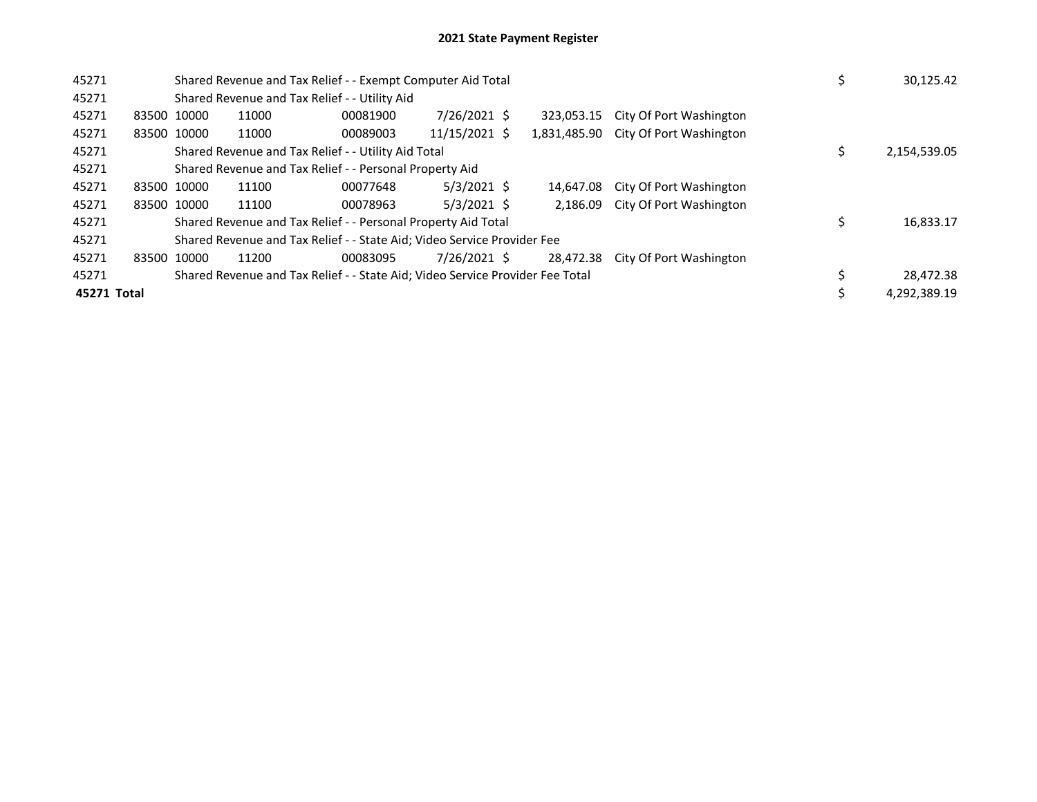# 2021 State Payment Register

| | | | | | | | | | |
|---|---|---|---|---|---|---|---|---|---|
| 45271 | | Shared Revenue and Tax Relief - - Exempt Computer Aid Total | | | | | | $ | 30,125.42 |
| 45271 | | Shared Revenue and Tax Relief - - Utility Aid | | | | | | | |
| 45271 | 83500 | 10000 | 11000 | 00081900 | 7/26/2021 | $ 323,053.15 | City Of Port Washington | | |
| 45271 | 83500 | 10000 | 11000 | 00089003 | 11/15/2021 | $ 1,831,485.90 | City Of Port Washington | | |
| 45271 | | Shared Revenue and Tax Relief - - Utility Aid Total | | | | | | $ | 2,154,539.05 |
| 45271 | | Shared Revenue and Tax Relief - - Personal Property Aid | | | | | | | |
| 45271 | 83500 | 10000 | 11100 | 00077648 | 5/3/2021 | $ 14,647.08 | City Of Port Washington | | |
| 45271 | 83500 | 10000 | 11100 | 00078963 | 5/3/2021 | $ 2,186.09 | City Of Port Washington | | |
| 45271 | | Shared Revenue and Tax Relief - - Personal Property Aid Total | | | | | | $ | 16,833.17 |
| 45271 | | Shared Revenue and Tax Relief - - State Aid; Video Service Provider Fee | | | | | | | |
| 45271 | 83500 | 10000 | 11200 | 00083095 | 7/26/2021 | $ 28,472.38 | City Of Port Washington | | |
| 45271 | | Shared Revenue and Tax Relief - - State Aid; Video Service Provider Fee Total | | | | | | $ | 28,472.38 |
| **45271 Total** | | | | | | | | $ | 4,292,389.19 |